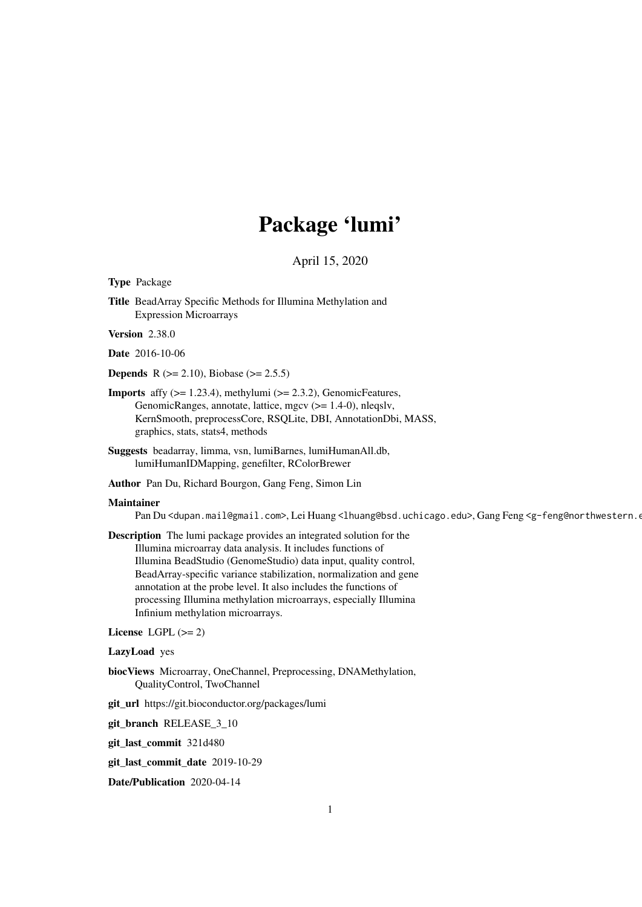# Package 'lumi'

April 15, 2020

**Type** Package

**Title** BeadArray Specific Methods for Illumina Methylation and Expression Microarrays

**Version** 2.38.0

**Date** 2016-10-06

**Depends** R (>= 2.10), Biobase (>= 2.5.5)

**Imports** affy (>= 1.23.4), methylumi (>= 2.3.2), GenomicFeatures, GenomicRanges, annotate, lattice, mgcv (>= 1.4-0), nleqslv, KernSmooth, preprocessCore, RSQLite, DBI, AnnotationDbi, MASS, graphics, stats, stats4, methods

**Suggests** beadarray, limma, vsn, lumiBarnes, lumiHumanAll.db, lumiHumanIDMapping, genefilter, RColorBrewer

**Author** Pan Du, Richard Bourgon, Gang Feng, Simon Lin

**Maintainer** Pan Du <dupan.mail@gmail.com>, Lei Huang <lhuang@bsd.uchicago.edu>, Gang Feng <g-feng@northwestern.e

**Description** The lumi package provides an integrated solution for the Illumina microarray data analysis. It includes functions of Illumina BeadStudio (GenomeStudio) data input, quality control, BeadArray-specific variance stabilization, normalization and gene annotation at the probe level. It also includes the functions of processing Illumina methylation microarrays, especially Illumina Infinium methylation microarrays.

**License** LGPL (>= 2)

**LazyLoad** yes

**biocViews** Microarray, OneChannel, Preprocessing, DNAMethylation, QualityControl, TwoChannel

**git_url** https://git.bioconductor.org/packages/lumi

**git_branch** RELEASE_3_10

**git_last_commit** 321d480

**git_last_commit_date** 2019-10-29

**Date/Publication** 2020-04-14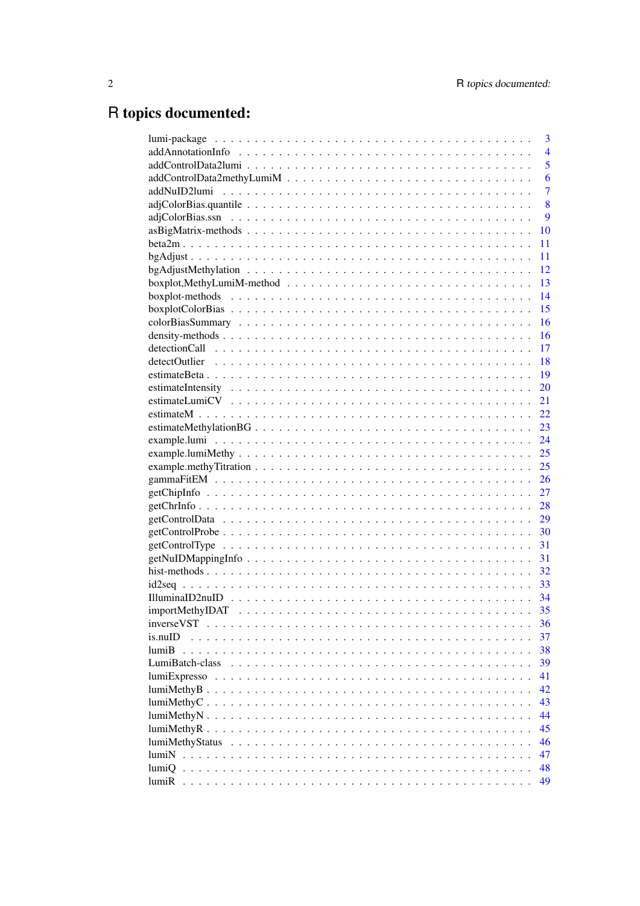# R topics documented:

| | |
|---|---|
| lumi-package | 3 |
| addAnnotationInfo | 4 |
| addControlData2lumi | 5 |
| addControlData2methyLumiM | 6 |
| addNuID2lumi | 7 |
| adjColorBias.quantile | 8 |
| adjColorBias.ssn | 9 |
| asBigMatrix-methods | 10 |
| beta2m | 11 |
| bgAdjust | 11 |
| bgAdjustMethylation | 12 |
| boxplot,MethyLumiM-method | 13 |
| boxplot-methods | 14 |
| boxplotColorBias | 15 |
| colorBiasSummary | 16 |
| density-methods | 16 |
| detectionCall | 17 |
| detectOutlier | 18 |
| estimateBeta | 19 |
| estimateIntensity | 20 |
| estimateLumiCV | 21 |
| estimateM | 22 |
| estimateMethylationBG | 23 |
| example.lumi | 24 |
| example.lumiMethy | 25 |
| example.methyTitration | 25 |
| gammaFitEM | 26 |
| getChipInfo | 27 |
| getChrInfo | 28 |
| getControlData | 29 |
| getControlProbe | 30 |
| getControlType | 31 |
| getNuIDMappingInfo | 31 |
| hist-methods | 32 |
| id2seq | 33 |
| IlluminaID2nuID | 34 |
| importMethyIDAT | 35 |
| inverseVST | 36 |
| is.nuID | 37 |
| lumiB | 38 |
| LumiBatch-class | 39 |
| lumiExpresso | 41 |
| lumiMethyB | 42 |
| lumiMethyC | 43 |
| lumiMethyN | 44 |
| lumiMethyR | 45 |
| lumiMethyStatus | 46 |
| lumiN | 47 |
| lumiQ | 48 |
| lumiR | 49 |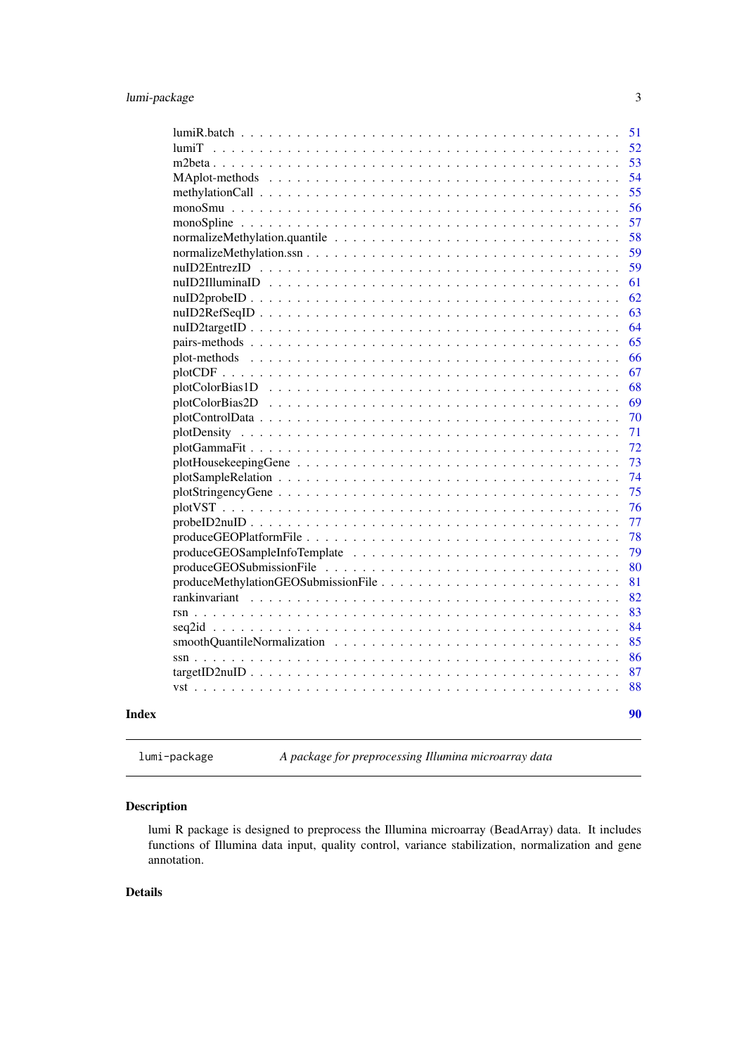- lumiR.batch . . . 51
- lumiT . . . 52
- m2beta . . . 53
- MAplot-methods . . . 54
- methylationCall . . . 55
- monoSmu . . . 56
- monoSpline . . . 57
- normalizeMethylation.quantile . . . 58
- normalizeMethylation.ssn . . . 59
- nuID2EntrezID . . . 59
- nuID2IlluminaID . . . 61
- nuID2probeID . . . 62
- nuID2RefSeqID . . . 63
- nuID2targetID . . . 64
- pairs-methods . . . 65
- plot-methods . . . 66
- plotCDF . . . 67
- plotColorBias1D . . . 68
- plotColorBias2D . . . 69
- plotControlData . . . 70
- plotDensity . . . 71
- plotGammaFit . . . 72
- plotHousekeepingGene . . . 73
- plotSampleRelation . . . 74
- plotStringencyGene . . . 75
- plotVST . . . 76
- probeID2nuID . . . 77
- produceGEOPlatformFile . . . 78
- produceGEOSampleInfoTemplate . . . 79
- produceGEOSubmissionFile . . . 80
- produceMethylationGEOSubmissionFile . . . 81
- rankinvariant . . . 82
- rsn . . . 83
- seq2id . . . 84
- smoothQuantileNormalization . . . 85
- ssn . . . 86
- targetID2nuID . . . 87
- vst . . . 88

**Index** **90**

---

`lumi-package` *A package for preprocessing Illumina microarray data*

---

## Description

lumi R package is designed to preprocess the Illumina microarray (BeadArray) data. It includes functions of Illumina data input, quality control, variance stabilization, normalization and gene annotation.

## Details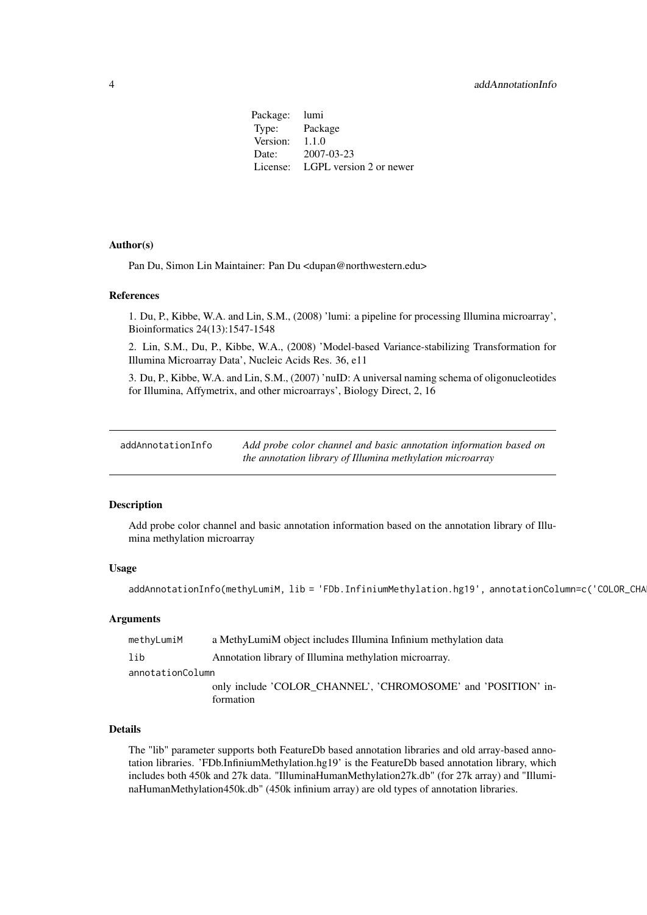| | |
|---|---|
| Package: | lumi |
| Type: | Package |
| Version: | 1.1.0 |
| Date: | 2007-03-23 |
| License: | LGPL version 2 or newer |

### Author(s)

Pan Du, Simon Lin Maintainer: Pan Du <dupan@northwestern.edu>

### References

1. Du, P., Kibbe, W.A. and Lin, S.M., (2008) 'lumi: a pipeline for processing Illumina microarray', Bioinformatics 24(13):1547-1548

2. Lin, S.M., Du, P., Kibbe, W.A., (2008) 'Model-based Variance-stabilizing Transformation for Illumina Microarray Data', Nucleic Acids Res. 36, e11

3. Du, P., Kibbe, W.A. and Lin, S.M., (2007) 'nuID: A universal naming schema of oligonucleotides for Illumina, Affymetrix, and other microarrays', Biology Direct, 2, 16

---

## addAnnotationInfo

*Add probe color channel and basic annotation information based on the annotation library of Illumina methylation microarray*

---

### Description

Add probe color channel and basic annotation information based on the annotation library of Illumina methylation microarray

### Usage

```
addAnnotationInfo(methyLumiM, lib = 'FDb.InfiniumMethylation.hg19', annotationColumn=c('COLOR_CHA
```

### Arguments

| | |
|---|---|
| `methyLumiM` | a MethyLumiM object includes Illumina Infinium methylation data |
| `lib` | Annotation library of Illumina methylation microarray. |
| `annotationColumn` | only include 'COLOR_CHANNEL', 'CHROMOSOME' and 'POSITION' information |

### Details

The "lib" parameter supports both FeatureDb based annotation libraries and old array-based annotation libraries. 'FDb.InfiniumMethylation.hg19' is the FeatureDb based annotation library, which includes both 450k and 27k data. "IlluminaHumanMethylation27k.db" (for 27k array) and "IlluminaHumanMethylation450k.db" (450k infinium array) are old types of annotation libraries.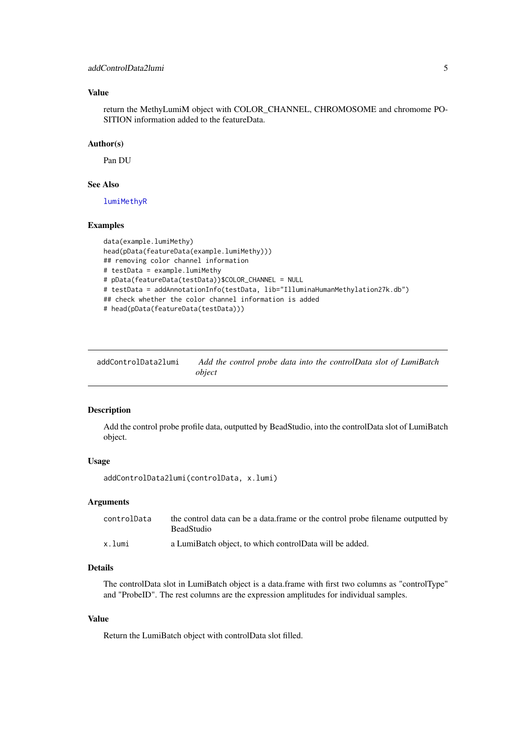### Value

return the MethyLumiM object with COLOR_CHANNEL, CHROMOSOME and chromome POSITION information added to the featureData.

### Author(s)

Pan DU

### See Also

lumiMethyR

### Examples

```
data(example.lumiMethy)
head(pData(featureData(example.lumiMethy)))
## removing color channel information
# testData = example.lumiMethy
# pData(featureData(testData))$COLOR_CHANNEL = NULL
# testData = addAnnotationInfo(testData, lib="IlluminaHumanMethylation27k.db")
## check whether the color channel information is added
# head(pData(featureData(testData)))
```

---

## addControlData2lumi — *Add the control probe data into the controlData slot of LumiBatch object*

### Description

Add the control probe profile data, outputted by BeadStudio, into the controlData slot of LumiBatch object.

### Usage

```
addControlData2lumi(controlData, x.lumi)
```

### Arguments

| | |
|---|---|
| controlData | the control data can be a data.frame or the control probe filename outputted by BeadStudio |
| x.lumi | a LumiBatch object, to which controlData will be added. |

### Details

The controlData slot in LumiBatch object is a data.frame with first two columns as "controlType" and "ProbeID". The rest columns are the expression amplitudes for individual samples.

### Value

Return the LumiBatch object with controlData slot filled.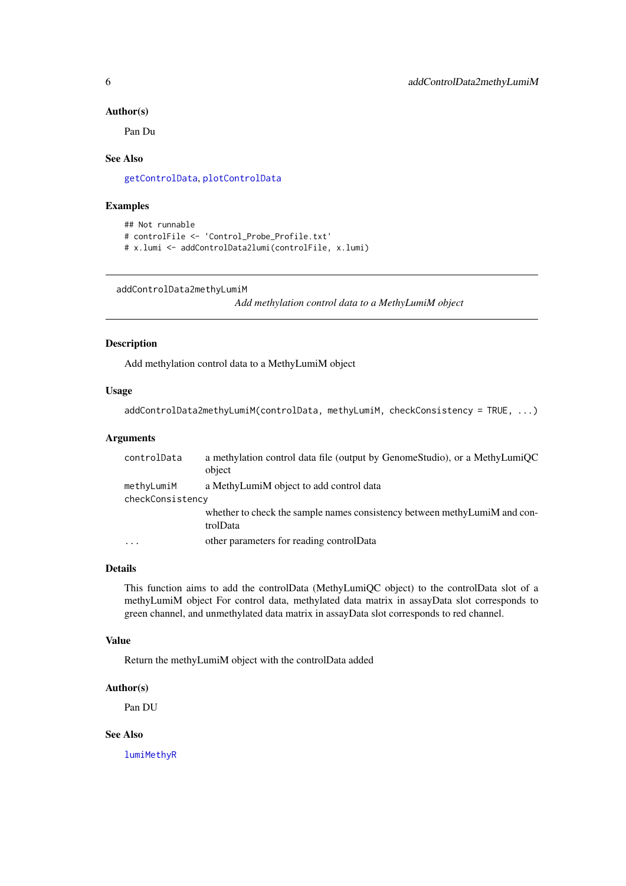### Author(s)

Pan Du

### See Also

getControlData, plotControlData

### Examples

```
## Not runnable
# controlFile <- 'Control_Probe_Profile.txt'
# x.lumi <- addControlData2lumi(controlFile, x.lumi)
```

---

## addControlData2methyLumiM

*Add methylation control data to a MethyLumiM object*

---

### Description

Add methylation control data to a MethyLumiM object

### Usage

```
addControlData2methyLumiM(controlData, methyLumiM, checkConsistency = TRUE, ...)
```

### Arguments

| | |
|---|---|
| `controlData` | a methylation control data file (output by GenomeStudio), or a MethyLumiQC object |
| `methyLumiM` | a MethyLumiM object to add control data |
| `checkConsistency` | whether to check the sample names consistency between methyLumiM and controlData |
| `...` | other parameters for reading controlData |

### Details

This function aims to add the controlData (MethyLumiQC object) to the controlData slot of a methyLumiM object For control data, methylated data matrix in assayData slot corresponds to green channel, and unmethylated data matrix in assayData slot corresponds to red channel.

### Value

Return the methyLumiM object with the controlData added

### Author(s)

Pan DU

### See Also

lumiMethyR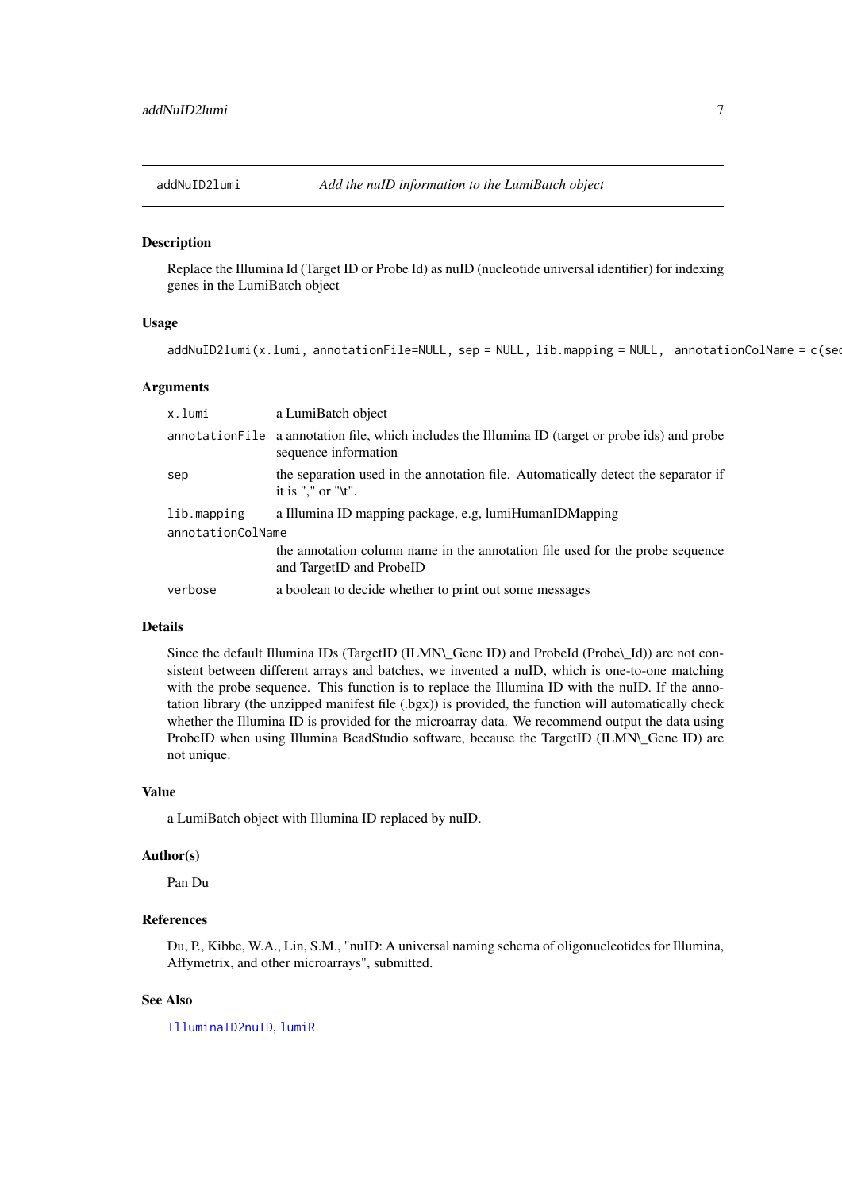addNuID2lumi *Add the nuID information to the LumiBatch object*

## Description

Replace the Illumina Id (Target ID or Probe Id) as nuID (nucleotide universal identifier) for indexing genes in the LumiBatch object

## Usage

```
addNuID2lumi(x.lumi, annotationFile=NULL, sep = NULL, lib.mapping = NULL,  annotationColName = c(sec
```

## Arguments

| | |
|---|---|
| `x.lumi` | a LumiBatch object |
| `annotationFile` | a annotation file, which includes the Illumina ID (target or probe ids) and probe sequence information |
| `sep` | the separation used in the annotation file. Automatically detect the separator if it is "," or "\t". |
| `lib.mapping` | a Illumina ID mapping package, e.g, lumiHumanIDMapping |
| `annotationColName` | the annotation column name in the annotation file used for the probe sequence and TargetID and ProbeID |
| `verbose` | a boolean to decide whether to print out some messages |

## Details

Since the default Illumina IDs (TargetID (ILMN\_Gene ID) and ProbeId (Probe\_Id)) are not consistent between different arrays and batches, we invented a nuID, which is one-to-one matching with the probe sequence. This function is to replace the Illumina ID with the nuID. If the annotation library (the unzipped manifest file (.bgx)) is provided, the function will automatically check whether the Illumina ID is provided for the microarray data. We recommend output the data using ProbeID when using Illumina BeadStudio software, because the TargetID (ILMN\_Gene ID) are not unique.

## Value

a LumiBatch object with Illumina ID replaced by nuID.

## Author(s)

Pan Du

## References

Du, P., Kibbe, W.A., Lin, S.M., "nuID: A universal naming schema of oligonucleotides for Illumina, Affymetrix, and other microarrays", submitted.

## See Also

IlluminaID2nuID, lumiR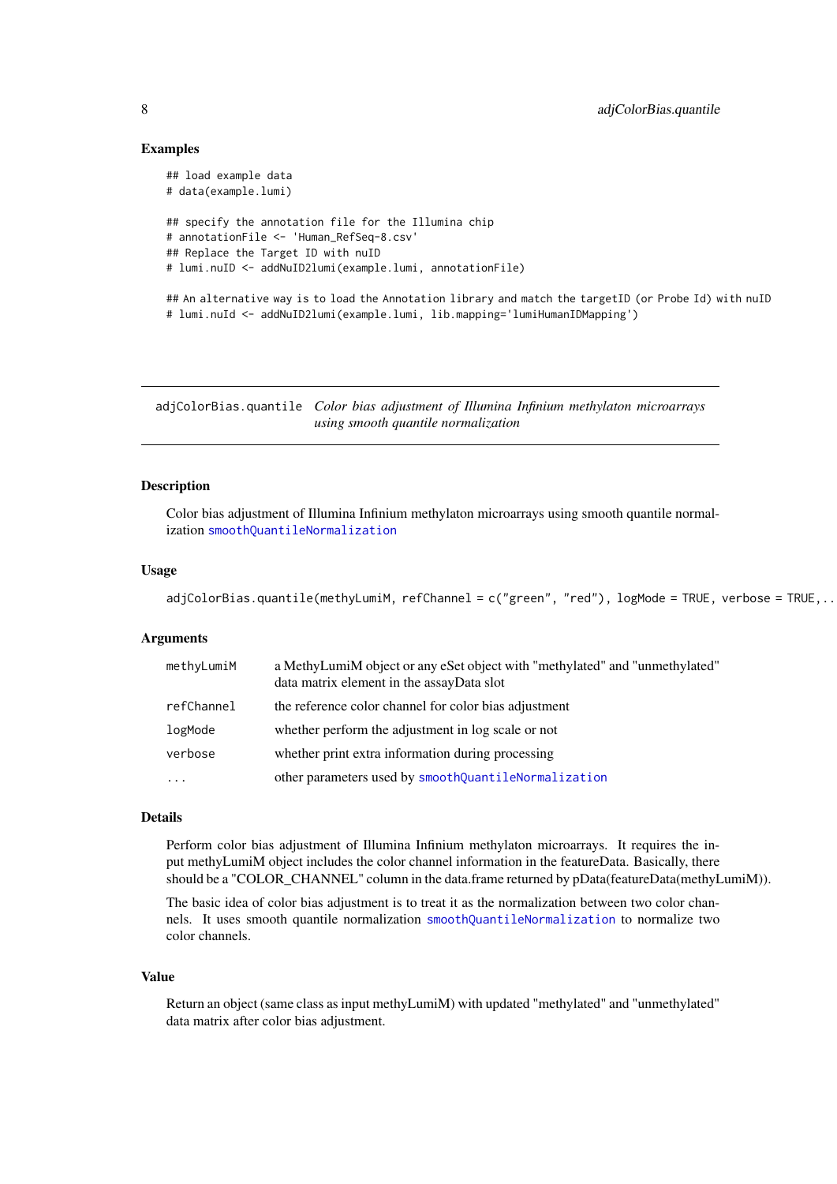### Examples

```
## load example data
# data(example.lumi)

## specify the annotation file for the Illumina chip
# annotationFile <- 'Human_RefSeq-8.csv'
## Replace the Target ID with nuID
# lumi.nuID <- addNuID2lumi(example.lumi, annotationFile)

## An alternative way is to load the Annotation library and match the targetID (or Probe Id) with nuID
# lumi.nuId <- addNuID2lumi(example.lumi, lib.mapping='lumiHumanIDMapping')
```

---

## adjColorBias.quantile *Color bias adjustment of Illumina Infinium methylaton microarrays using smooth quantile normalization*

### Description

Color bias adjustment of Illumina Infinium methylaton microarrays using smooth quantile normalization `smoothQuantileNormalization`

### Usage

```
adjColorBias.quantile(methyLumiM, refChannel = c("green", "red"), logMode = TRUE, verbose = TRUE,..
```

### Arguments

| | |
|---|---|
| `methyLumiM` | a MethyLumiM object or any eSet object with "methylated" and "unmethylated" data matrix element in the assayData slot |
| `refChannel` | the reference color channel for color bias adjustment |
| `logMode` | whether perform the adjustment in log scale or not |
| `verbose` | whether print extra information during processing |
| `...` | other parameters used by `smoothQuantileNormalization` |

### Details

Perform color bias adjustment of Illumina Infinium methylaton microarrays. It requires the input methyLumiM object includes the color channel information in the featureData. Basically, there should be a "COLOR_CHANNEL" column in the data.frame returned by pData(featureData(methyLumiM)).

The basic idea of color bias adjustment is to treat it as the normalization between two color channels. It uses smooth quantile normalization `smoothQuantileNormalization` to normalize two color channels.

### Value

Return an object (same class as input methyLumiM) with updated "methylated" and "unmethylated" data matrix after color bias adjustment.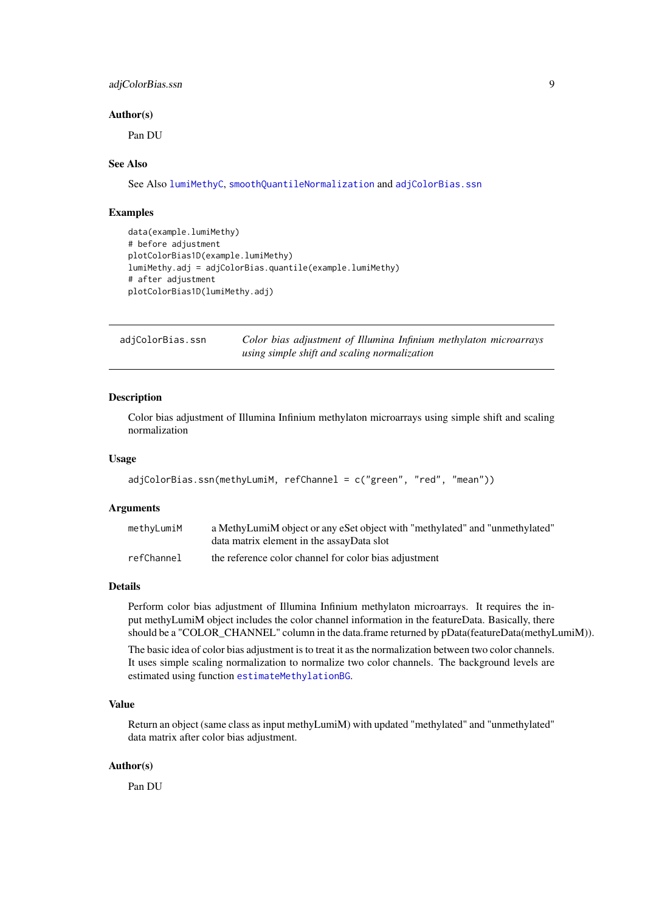### Author(s)

Pan DU

### See Also

See Also `lumiMethyC`, `smoothQuantileNormalization` and `adjColorBias.ssn`

### Examples

```
data(example.lumiMethy)
# before adjustment
plotColorBias1D(example.lumiMethy)
lumiMethy.adj = adjColorBias.quantile(example.lumiMethy)
# after adjustment
plotColorBias1D(lumiMethy.adj)
```

---

## adjColorBias.ssn — *Color bias adjustment of Illumina Infinium methylaton microarrays using simple shift and scaling normalization*

---

### Description

Color bias adjustment of Illumina Infinium methylaton microarrays using simple shift and scaling normalization

### Usage

```
adjColorBias.ssn(methyLumiM, refChannel = c("green", "red", "mean"))
```

### Arguments

| | |
|---|---|
| `methyLumiM` | a MethyLumiM object or any eSet object with "methylated" and "unmethylated" data matrix element in the assayData slot |
| `refChannel` | the reference color channel for color bias adjustment |

### Details

Perform color bias adjustment of Illumina Infinium methylaton microarrays. It requires the input methyLumiM object includes the color channel information in the featureData. Basically, there should be a "COLOR_CHANNEL" column in the data.frame returned by pData(featureData(methyLumiM)).

The basic idea of color bias adjustment is to treat it as the normalization between two color channels. It uses simple scaling normalization to normalize two color channels. The background levels are estimated using function `estimateMethylationBG`.

### Value

Return an object (same class as input methyLumiM) with updated "methylated" and "unmethylated" data matrix after color bias adjustment.

### Author(s)

Pan DU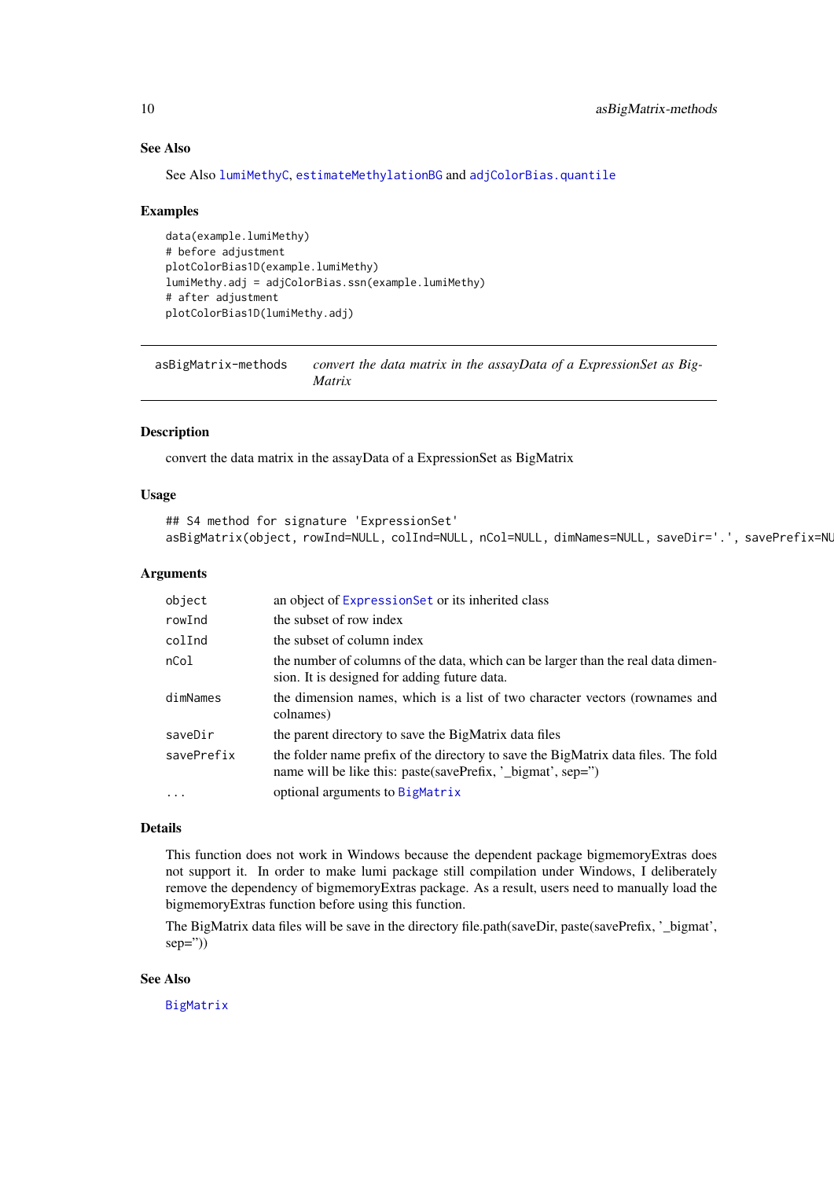### See Also

See Also `lumiMethyC`, `estimateMethylationBG` and `adjColorBias.quantile`

### Examples

```
data(example.lumiMethy)
# before adjustment
plotColorBias1D(example.lumiMethy)
lumiMethy.adj = adjColorBias.ssn(example.lumiMethy)
# after adjustment
plotColorBias1D(lumiMethy.adj)
```

---

`asBigMatrix-methods` *convert the data matrix in the assayData of a ExpressionSet as BigMatrix*

---

### Description

convert the data matrix in the assayData of a ExpressionSet as BigMatrix

### Usage

```
## S4 method for signature 'ExpressionSet'
asBigMatrix(object, rowInd=NULL, colInd=NULL, nCol=NULL, dimNames=NULL, saveDir='.', savePrefix=NU
```

### Arguments

| | |
|---|---|
| `object` | an object of `ExpressionSet` or its inherited class |
| `rowInd` | the subset of row index |
| `colInd` | the subset of column index |
| `nCol` | the number of columns of the data, which can be larger than the real data dimension. It is designed for adding future data. |
| `dimNames` | the dimension names, which is a list of two character vectors (rownames and colnames) |
| `saveDir` | the parent directory to save the BigMatrix data files |
| `savePrefix` | the folder name prefix of the directory to save the BigMatrix data files. The fold name will be like this: paste(savePrefix, '_bigmat', sep='') |
| `...` | optional arguments to `BigMatrix` |

### Details

This function does not work in Windows because the dependent package bigmemoryExtras does not support it. In order to make lumi package still compilation under Windows, I deliberately remove the dependency of bigmemoryExtras package. As a result, users need to manually load the bigmemoryExtras function before using this function.

The BigMatrix data files will be save in the directory file.path(saveDir, paste(savePrefix, '_bigmat', sep=''))

### See Also

`BigMatrix`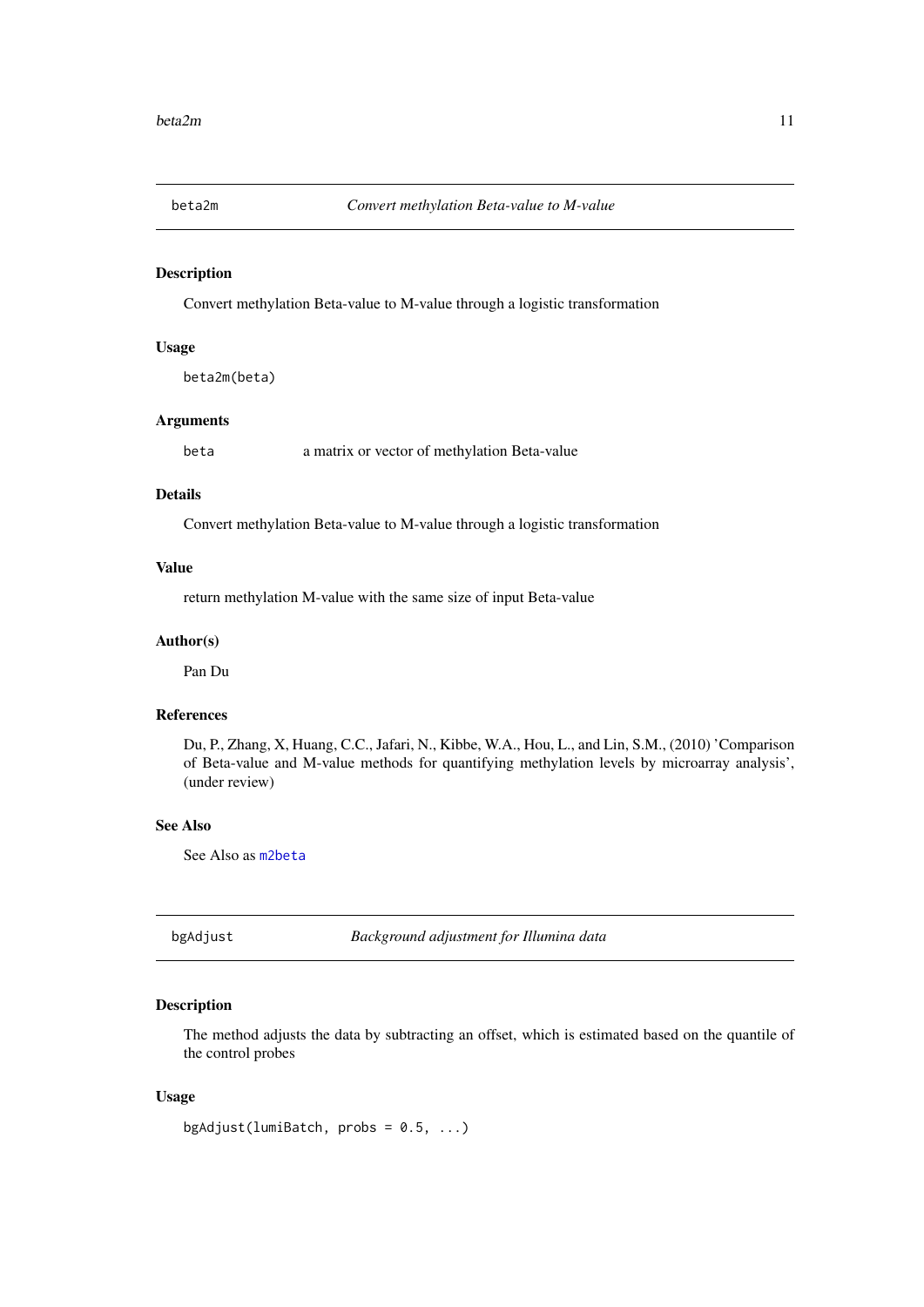## beta2m — *Convert methylation Beta-value to M-value*

### Description

Convert methylation Beta-value to M-value through a logistic transformation

### Usage

```
beta2m(beta)
```

### Arguments

| | |
|---|---|
| beta | a matrix or vector of methylation Beta-value |

### Details

Convert methylation Beta-value to M-value through a logistic transformation

### Value

return methylation M-value with the same size of input Beta-value

### Author(s)

Pan Du

### References

Du, P., Zhang, X, Huang, C.C., Jafari, N., Kibbe, W.A., Hou, L., and Lin, S.M., (2010) 'Comparison of Beta-value and M-value methods for quantifying methylation levels by microarray analysis', (under review)

### See Also

See Also as m2beta

## bgAdjust — *Background adjustment for Illumina data*

### Description

The method adjusts the data by subtracting an offset, which is estimated based on the quantile of the control probes

### Usage

```
bgAdjust(lumiBatch, probs = 0.5, ...)
```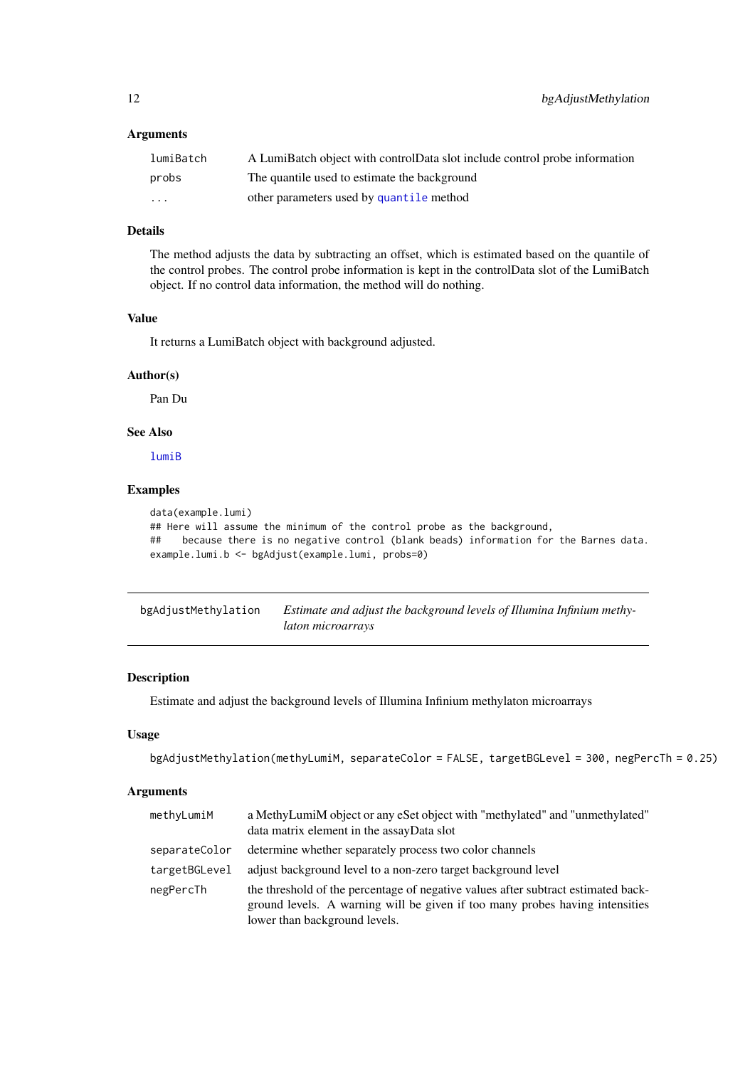### Arguments

| | |
|---|---|
| `lumiBatch` | A LumiBatch object with controlData slot include control probe information |
| `probs` | The quantile used to estimate the background |
| `...` | other parameters used by `quantile` method |

### Details

The method adjusts the data by subtracting an offset, which is estimated based on the quantile of the control probes. The control probe information is kept in the controlData slot of the LumiBatch object. If no control data information, the method will do nothing.

### Value

It returns a LumiBatch object with background adjusted.

### Author(s)

Pan Du

### See Also

`lumiB`

### Examples

```
data(example.lumi)
## Here will assume the minimum of the control probe as the background,
##    because there is no negative control (blank beads) information for the Barnes data.
example.lumi.b <- bgAdjust(example.lumi, probs=0)
```

---

## bgAdjustMethylation &nbsp;&nbsp;&nbsp; *Estimate and adjust the background levels of Illumina Infinium methylaton microarrays*

---

### Description

Estimate and adjust the background levels of Illumina Infinium methylaton microarrays

### Usage

```
bgAdjustMethylation(methyLumiM, separateColor = FALSE, targetBGLevel = 300, negPercTh = 0.25)
```

### Arguments

| | |
|---|---|
| `methyLumiM` | a MethyLumiM object or any eSet object with "methylated" and "unmethylated" data matrix element in the assayData slot |
| `separateColor` | determine whether separately process two color channels |
| `targetBGLevel` | adjust background level to a non-zero target background level |
| `negPercTh` | the threshold of the percentage of negative values after subtract estimated background levels. A warning will be given if too many probes having intensities lower than background levels. |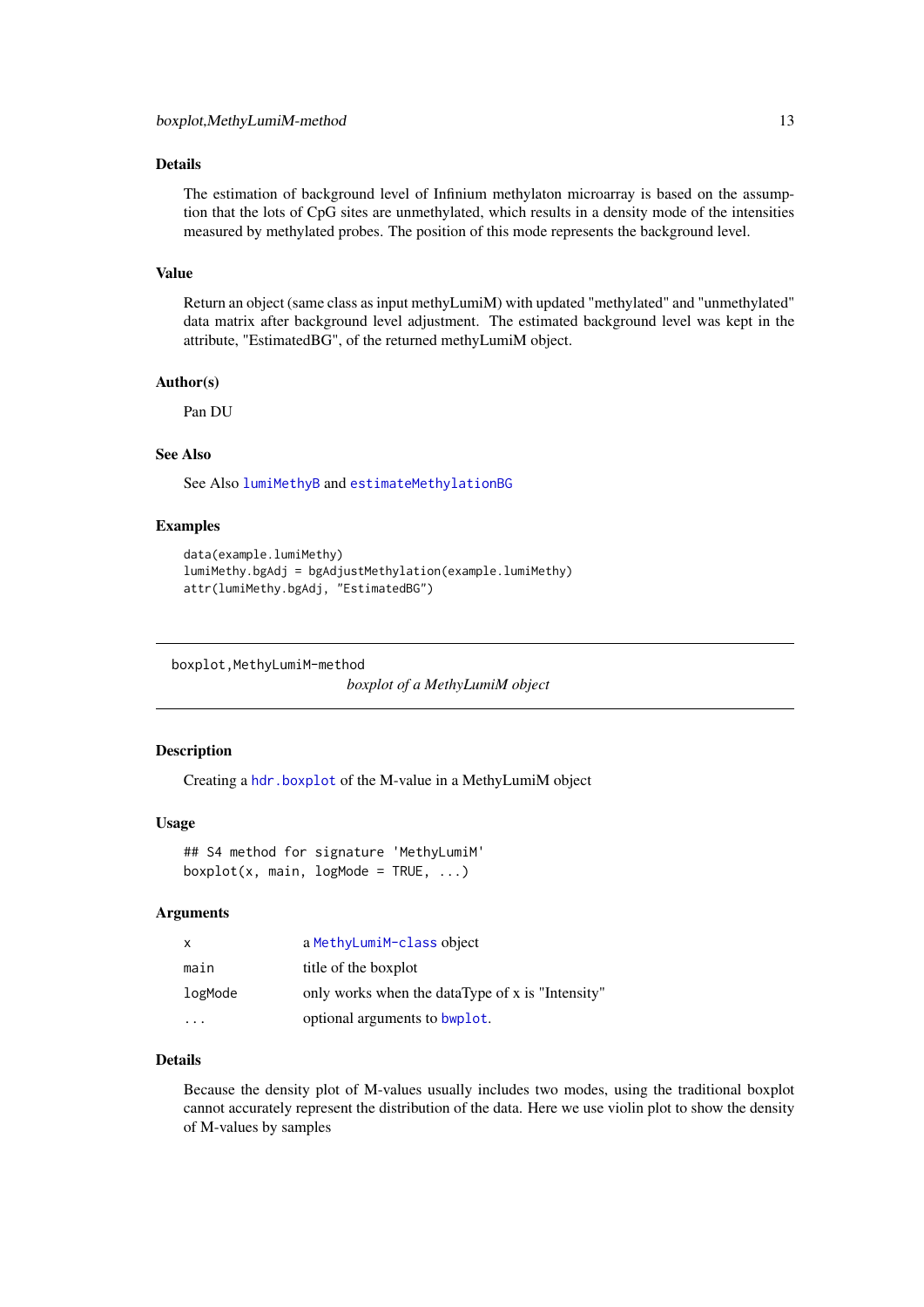### Details

The estimation of background level of Infinium methylaton microarray is based on the assumption that the lots of CpG sites are unmethylated, which results in a density mode of the intensities measured by methylated probes. The position of this mode represents the background level.

### Value

Return an object (same class as input methyLumiM) with updated "methylated" and "unmethylated" data matrix after background level adjustment. The estimated background level was kept in the attribute, "EstimatedBG", of the returned methyLumiM object.

### Author(s)

Pan DU

### See Also

See Also `lumiMethyB` and `estimateMethylationBG`

### Examples

```
data(example.lumiMethy)
lumiMethy.bgAdj = bgAdjustMethylation(example.lumiMethy)
attr(lumiMethy.bgAdj, "EstimatedBG")
```

---

## boxplot,MethyLumiM-method

*boxplot of a MethyLumiM object*

---

### Description

Creating a `hdr.boxplot` of the M-value in a MethyLumiM object

### Usage

```
## S4 method for signature 'MethyLumiM'
boxplot(x, main, logMode = TRUE, ...)
```

### Arguments

| | |
|---|---|
| `x` | a `MethyLumiM-class` object |
| `main` | title of the boxplot |
| `logMode` | only works when the dataType of x is "Intensity" |
| `...` | optional arguments to `bwplot`. |

### Details

Because the density plot of M-values usually includes two modes, using the traditional boxplot cannot accurately represent the distribution of the data. Here we use violin plot to show the density of M-values by samples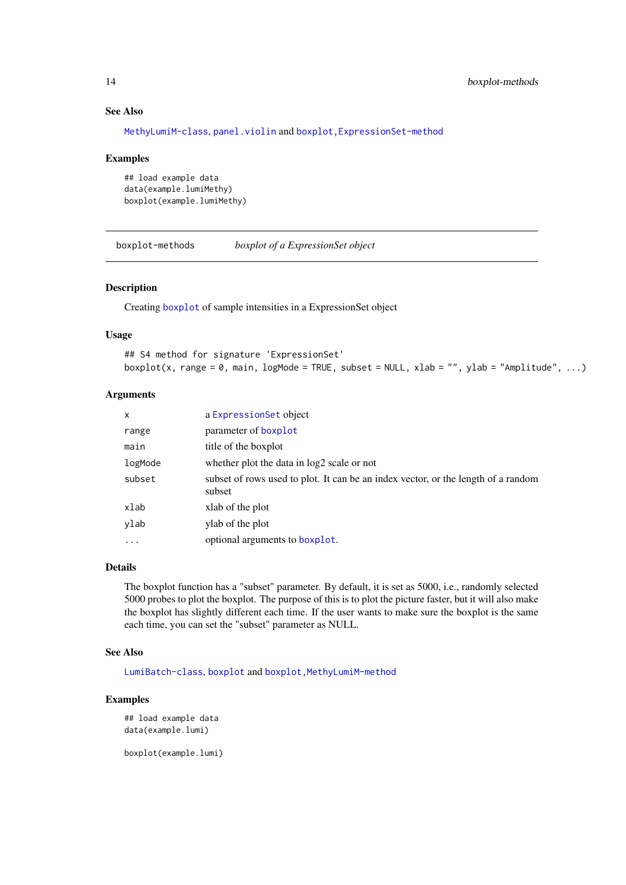### See Also

MethyLumiM-class, panel.violin and boxplot,ExpressionSet-method

### Examples

```
## load example data
data(example.lumiMethy)
boxplot(example.lumiMethy)
```

---

## boxplot-methods *boxplot of a ExpressionSet object*

---

### Description

Creating boxplot of sample intensities in a ExpressionSet object

### Usage

```
## S4 method for signature 'ExpressionSet'
boxplot(x, range = 0, main, logMode = TRUE, subset = NULL, xlab = "", ylab = "Amplitude", ...)
```

### Arguments

| | |
|---|---|
| x | a ExpressionSet object |
| range | parameter of boxplot |
| main | title of the boxplot |
| logMode | whether plot the data in log2 scale or not |
| subset | subset of rows used to plot. It can be an index vector, or the length of a random subset |
| xlab | xlab of the plot |
| ylab | ylab of the plot |
| ... | optional arguments to boxplot. |

### Details

The boxplot function has a "subset" parameter. By default, it is set as 5000, i.e., randomly selected 5000 probes to plot the boxplot. The purpose of this is to plot the picture faster, but it will also make the boxplot has slightly different each time. If the user wants to make sure the boxplot is the same each time, you can set the "subset" parameter as NULL.

### See Also

LumiBatch-class, boxplot and boxplot,MethyLumiM-method

### Examples

```
## load example data
data(example.lumi)

boxplot(example.lumi)
```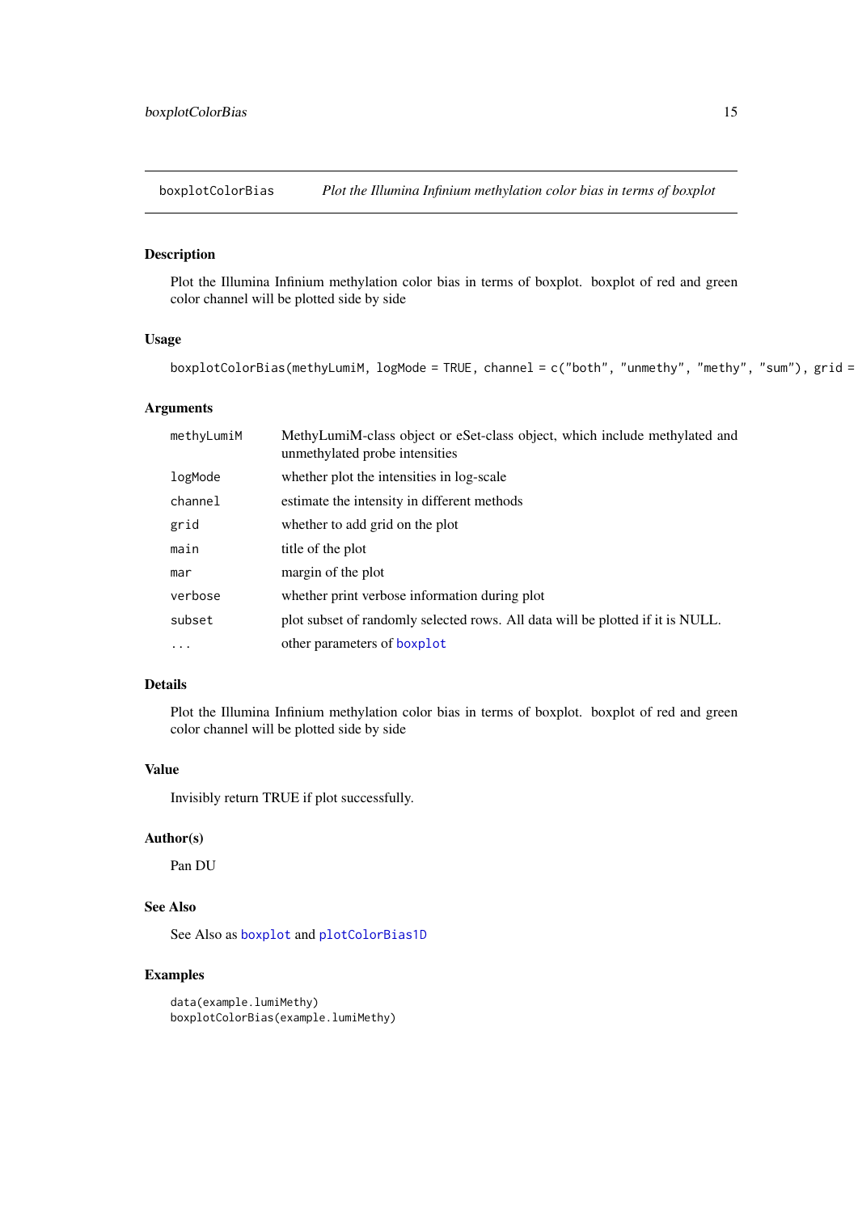## boxplotColorBias — *Plot the Illumina Infinium methylation color bias in terms of boxplot*

### Description

Plot the Illumina Infinium methylation color bias in terms of boxplot. boxplot of red and green color channel will be plotted side by side

### Usage

```
boxplotColorBias(methyLumiM, logMode = TRUE, channel = c("both", "unmethy", "methy", "sum"), grid =
```

### Arguments

| | |
|---|---|
| methyLumiM | MethyLumiM-class object or eSet-class object, which include methylated and unmethylated probe intensities |
| logMode | whether plot the intensities in log-scale |
| channel | estimate the intensity in different methods |
| grid | whether to add grid on the plot |
| main | title of the plot |
| mar | margin of the plot |
| verbose | whether print verbose information during plot |
| subset | plot subset of randomly selected rows. All data will be plotted if it is NULL. |
| ... | other parameters of boxplot |

### Details

Plot the Illumina Infinium methylation color bias in terms of boxplot. boxplot of red and green color channel will be plotted side by side

### Value

Invisibly return TRUE if plot successfully.

### Author(s)

Pan DU

### See Also

See Also as boxplot and plotColorBias1D

### Examples

```
data(example.lumiMethy)
boxplotColorBias(example.lumiMethy)
```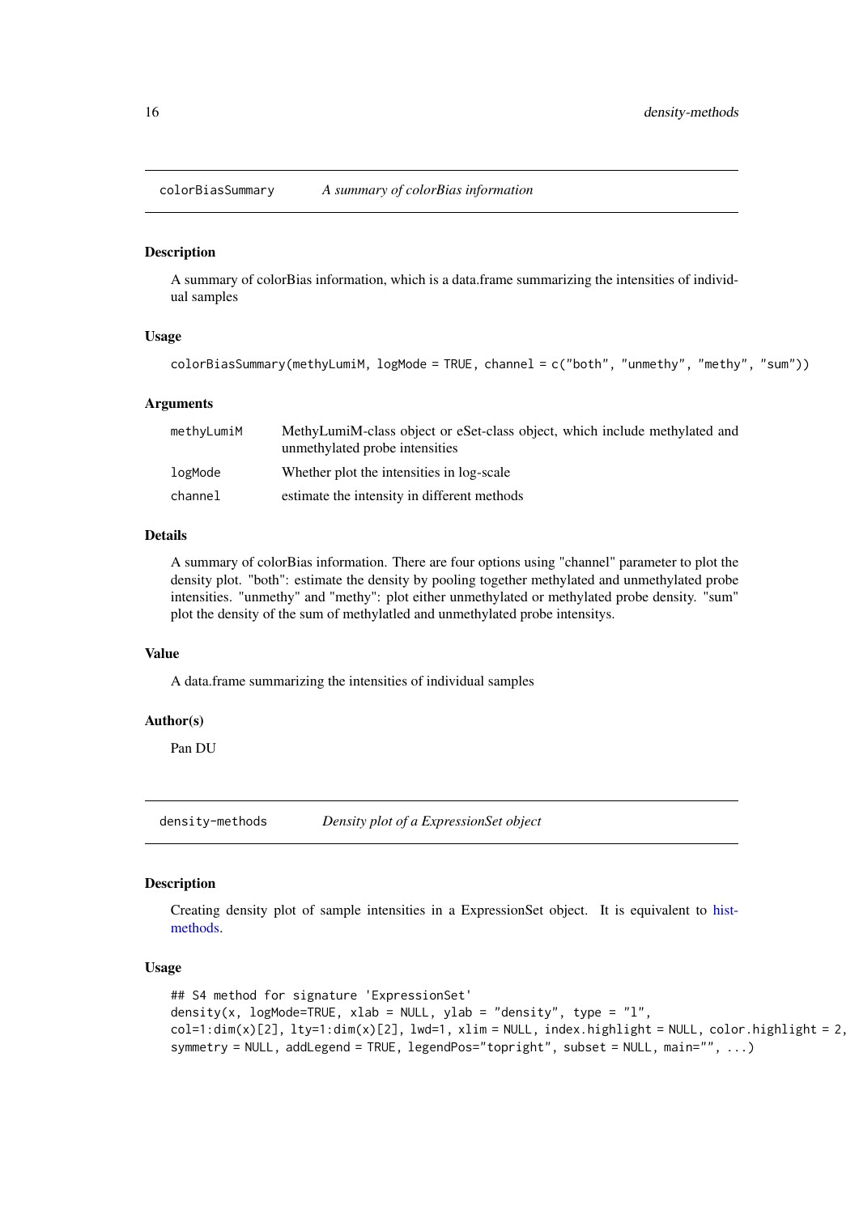## colorBiasSummary — *A summary of colorBias information*

### Description

A summary of colorBias information, which is a data.frame summarizing the intensities of individual samples

### Usage

```
colorBiasSummary(methyLumiM, logMode = TRUE, channel = c("both", "unmethy", "methy", "sum"))
```

### Arguments

| | |
|---|---|
| methyLumiM | MethyLumiM-class object or eSet-class object, which include methylated and unmethylated probe intensities |
| logMode | Whether plot the intensities in log-scale |
| channel | estimate the intensity in different methods |

### Details

A summary of colorBias information. There are four options using "channel" parameter to plot the density plot. "both": estimate the density by pooling together methylated and unmethylated probe intensities. "unmethy" and "methy": plot either unmethylated or methylated probe density. "sum" plot the density of the sum of methylatled and unmethylated probe intensitys.

### Value

A data.frame summarizing the intensities of individual samples

### Author(s)

Pan DU

## density-methods — *Density plot of a ExpressionSet object*

### Description

Creating density plot of sample intensities in a ExpressionSet object. It is equivalent to hist-methods.

### Usage

```
## S4 method for signature 'ExpressionSet'
density(x, logMode=TRUE, xlab = NULL, ylab = "density", type = "l",
col=1:dim(x)[2], lty=1:dim(x)[2], lwd=1, xlim = NULL, index.highlight = NULL, color.highlight = 2,
symmetry = NULL, addLegend = TRUE, legendPos="topright", subset = NULL, main="", ...)
```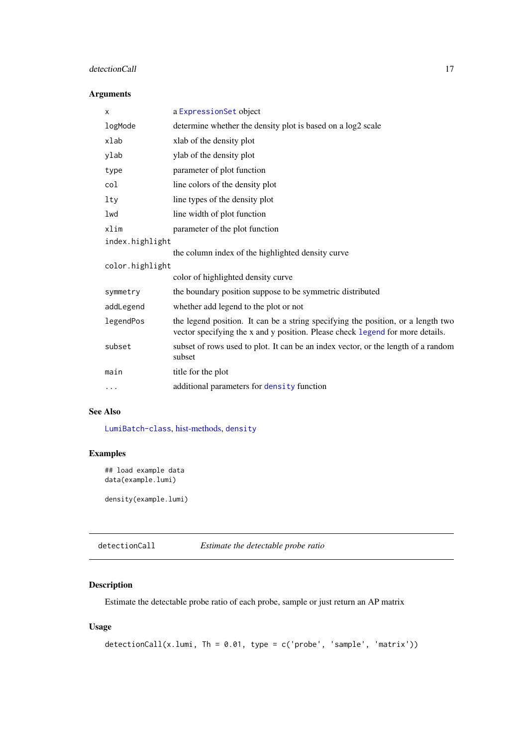### Arguments

| | |
|---|---|
| `x` | a `ExpressionSet` object |
| `logMode` | determine whether the density plot is based on a log2 scale |
| `xlab` | xlab of the density plot |
| `ylab` | ylab of the density plot |
| `type` | parameter of plot function |
| `col` | line colors of the density plot |
| `lty` | line types of the density plot |
| `lwd` | line width of plot function |
| `xlim` | parameter of the plot function |
| `index.highlight` | the column index of the highlighted density curve |
| `color.highlight` | color of highlighted density curve |
| `symmetry` | the boundary position suppose to be symmetric distributed |
| `addLegend` | whether add legend to the plot or not |
| `legendPos` | the legend position. It can be a string specifying the position, or a length two vector specifying the x and y position. Please check `legend` for more details. |
| `subset` | subset of rows used to plot. It can be an index vector, or the length of a random subset |
| `main` | title for the plot |
| `...` | additional parameters for `density` function |

### See Also

`LumiBatch-class`, hist-methods, `density`

### Examples

```
## load example data
data(example.lumi)

density(example.lumi)
```

---

## detectionCall *Estimate the detectable probe ratio*

### Description

Estimate the detectable probe ratio of each probe, sample or just return an AP matrix

### Usage

```
detectionCall(x.lumi, Th = 0.01, type = c('probe', 'sample', 'matrix'))
```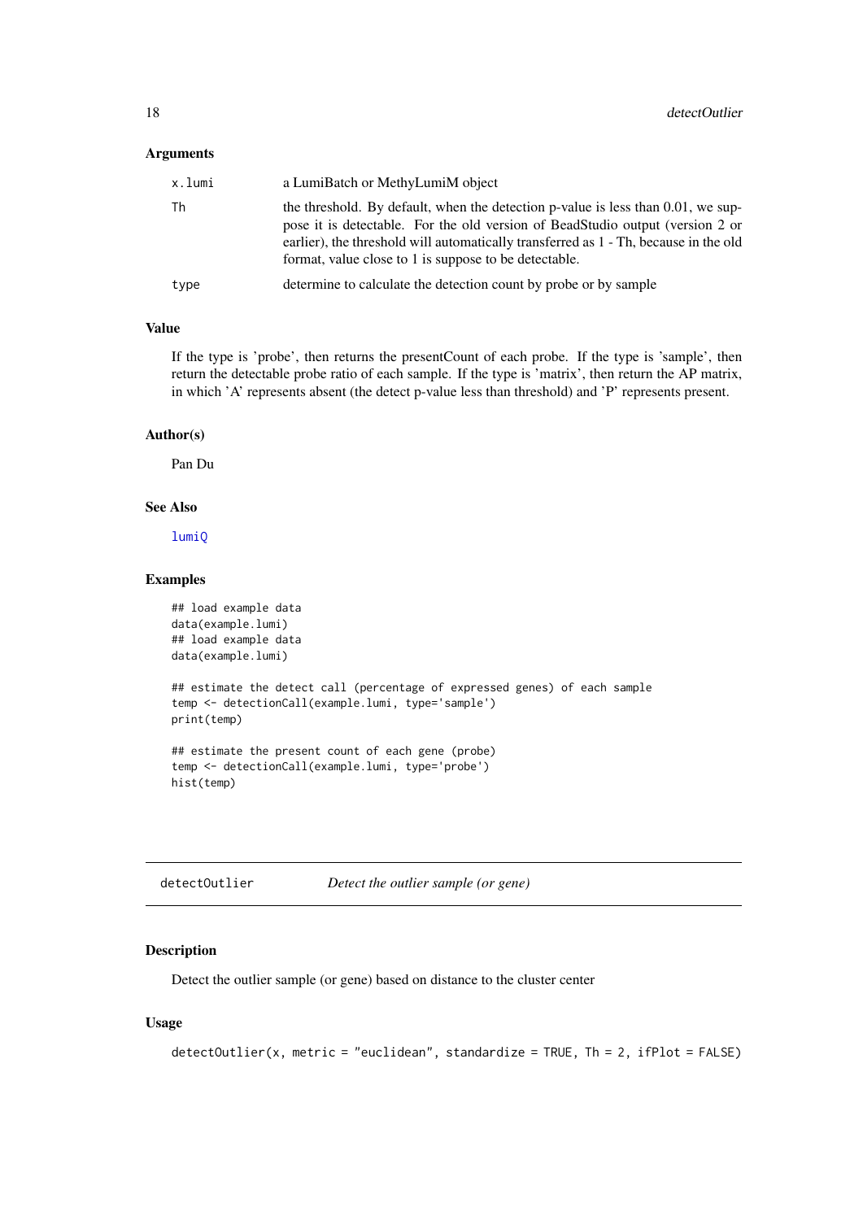### Arguments

| | |
|---|---|
| x.lumi | a LumiBatch or MethyLumiM object |
| Th | the threshold. By default, when the detection p-value is less than 0.01, we suppose it is detectable. For the old version of BeadStudio output (version 2 or earlier), the threshold will automatically transferred as 1 - Th, because in the old format, value close to 1 is suppose to be detectable. |
| type | determine to calculate the detection count by probe or by sample |

### Value

If the type is 'probe', then returns the presentCount of each probe. If the type is 'sample', then return the detectable probe ratio of each sample. If the type is 'matrix', then return the AP matrix, in which 'A' represents absent (the detect p-value less than threshold) and 'P' represents present.

### Author(s)

Pan Du

### See Also

lumiQ

### Examples

```
## load example data
data(example.lumi)
## load example data
data(example.lumi)

## estimate the detect call (percentage of expressed genes) of each sample
temp <- detectionCall(example.lumi, type='sample')
print(temp)

## estimate the present count of each gene (probe)
temp <- detectionCall(example.lumi, type='probe')
hist(temp)
```

---

## detectOutlier — *Detect the outlier sample (or gene)*

### Description

Detect the outlier sample (or gene) based on distance to the cluster center

### Usage

```
detectOutlier(x, metric = "euclidean", standardize = TRUE, Th = 2, ifPlot = FALSE)
```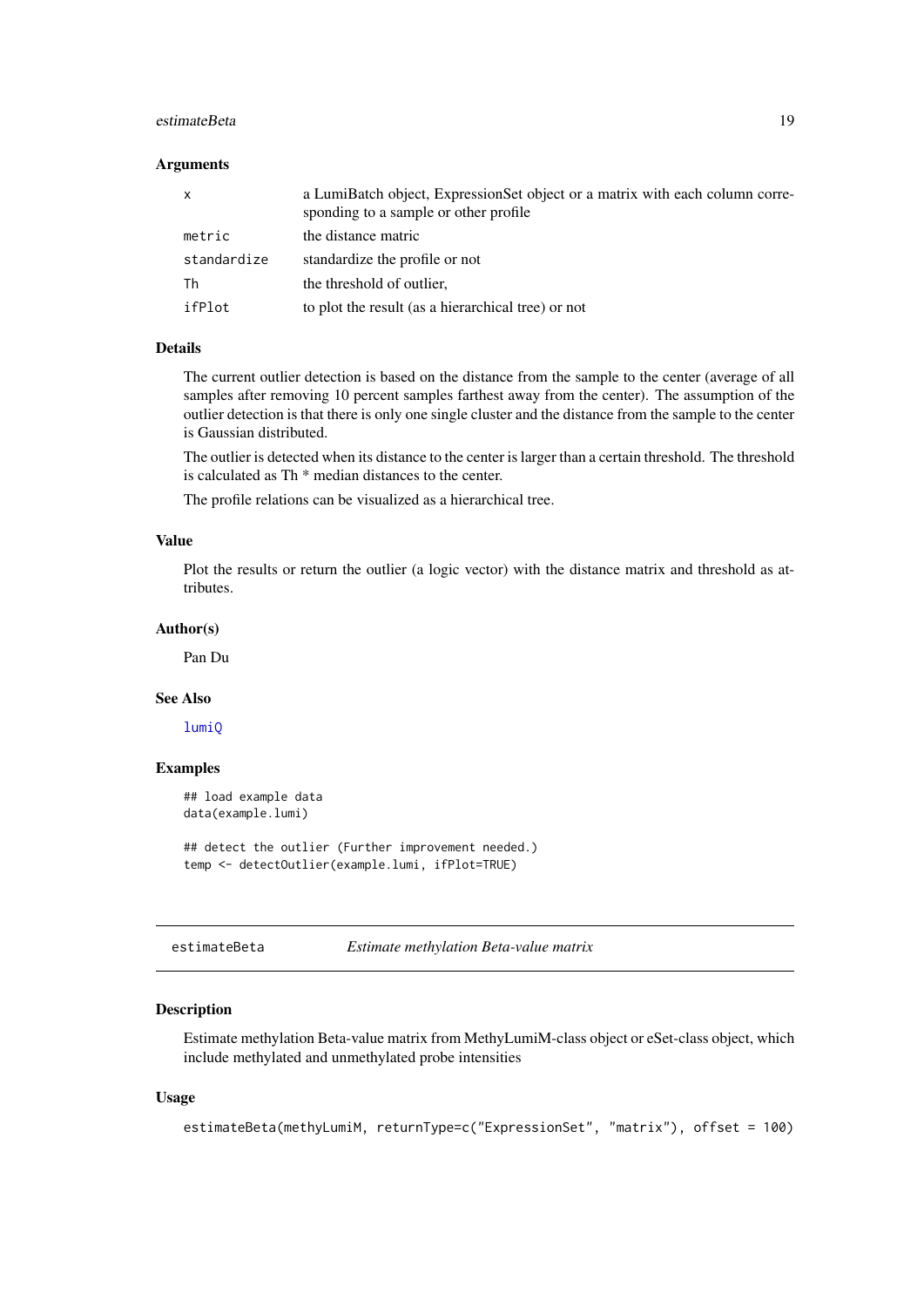### Arguments

| | |
|---|---|
| x | a LumiBatch object, ExpressionSet object or a matrix with each column corresponding to a sample or other profile |
| metric | the distance matric |
| standardize | standardize the profile or not |
| Th | the threshold of outlier, |
| ifPlot | to plot the result (as a hierarchical tree) or not |

### Details

The current outlier detection is based on the distance from the sample to the center (average of all samples after removing 10 percent samples farthest away from the center). The assumption of the outlier detection is that there is only one single cluster and the distance from the sample to the center is Gaussian distributed.

The outlier is detected when its distance to the center is larger than a certain threshold. The threshold is calculated as Th * median distances to the center.

The profile relations can be visualized as a hierarchical tree.

### Value

Plot the results or return the outlier (a logic vector) with the distance matrix and threshold as attributes.

### Author(s)

Pan Du

### See Also

lumiQ

### Examples

```
## load example data
data(example.lumi)

## detect the outlier (Further improvement needed.)
temp <- detectOutlier(example.lumi, ifPlot=TRUE)
```

---

## estimateBeta *Estimate methylation Beta-value matrix*

---

### Description

Estimate methylation Beta-value matrix from MethyLumiM-class object or eSet-class object, which include methylated and unmethylated probe intensities

### Usage

```
estimateBeta(methyLumiM, returnType=c("ExpressionSet", "matrix"), offset = 100)
```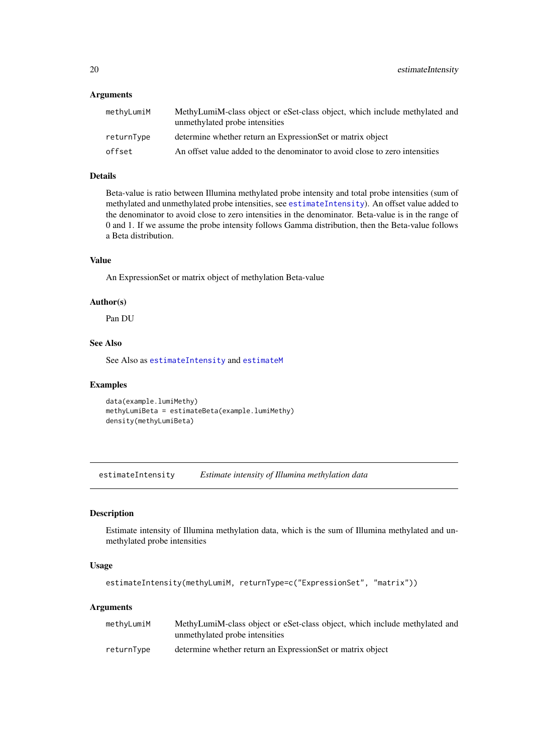### Arguments

| | |
|---|---|
| `methyLumiM` | MethyLumiM-class object or eSet-class object, which include methylated and unmethylated probe intensities |
| `returnType` | determine whether return an ExpressionSet or matrix object |
| `offset` | An offset value added to the denominator to avoid close to zero intensities |

### Details

Beta-value is ratio between Illumina methylated probe intensity and total probe intensities (sum of methylated and unmethylated probe intensities, see `estimateIntensity`). An offset value added to the denominator to avoid close to zero intensities in the denominator. Beta-value is in the range of 0 and 1. If we assume the probe intensity follows Gamma distribution, then the Beta-value follows a Beta distribution.

### Value

An ExpressionSet or matrix object of methylation Beta-value

### Author(s)

Pan DU

### See Also

See Also as `estimateIntensity` and `estimateM`

### Examples

```
data(example.lumiMethy)
methyLumiBeta = estimateBeta(example.lumiMethy)
density(methyLumiBeta)
```

---

## estimateIntensity    *Estimate intensity of Illumina methylation data*

---

### Description

Estimate intensity of Illumina methylation data, which is the sum of Illumina methylated and unmethylated probe intensities

### Usage

```
estimateIntensity(methyLumiM, returnType=c("ExpressionSet", "matrix"))
```

### Arguments

| | |
|---|---|
| `methyLumiM` | MethyLumiM-class object or eSet-class object, which include methylated and unmethylated probe intensities |
| `returnType` | determine whether return an ExpressionSet or matrix object |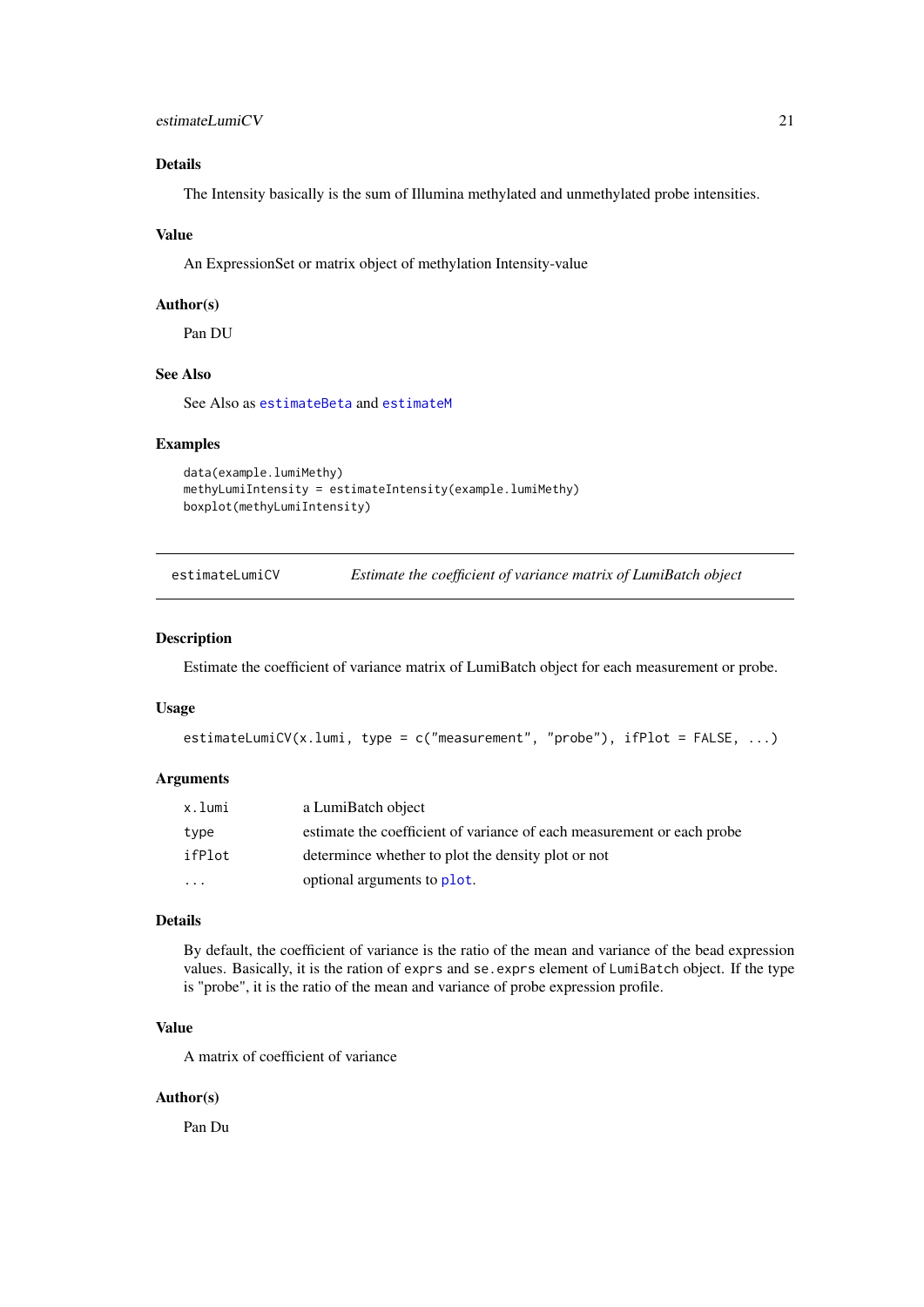### Details

The Intensity basically is the sum of Illumina methylated and unmethylated probe intensities.

### Value

An ExpressionSet or matrix object of methylation Intensity-value

### Author(s)

Pan DU

### See Also

See Also as `estimateBeta` and `estimateM`

### Examples

```
data(example.lumiMethy)
methyLumiIntensity = estimateIntensity(example.lumiMethy)
boxplot(methyLumiIntensity)
```

---

## estimateLumiCV — *Estimate the coefficient of variance matrix of LumiBatch object*

---

### Description

Estimate the coefficient of variance matrix of LumiBatch object for each measurement or probe.

### Usage

```
estimateLumiCV(x.lumi, type = c("measurement", "probe"), ifPlot = FALSE, ...)
```

### Arguments

| | |
|---|---|
| `x.lumi` | a LumiBatch object |
| `type` | estimate the coefficient of variance of each measurement or each probe |
| `ifPlot` | determince whether to plot the density plot or not |
| `...` | optional arguments to `plot`. |

### Details

By default, the coefficient of variance is the ratio of the mean and variance of the bead expression values. Basically, it is the ration of `exprs` and `se.exprs` element of `LumiBatch` object. If the type is "probe", it is the ratio of the mean and variance of probe expression profile.

### Value

A matrix of coefficient of variance

### Author(s)

Pan Du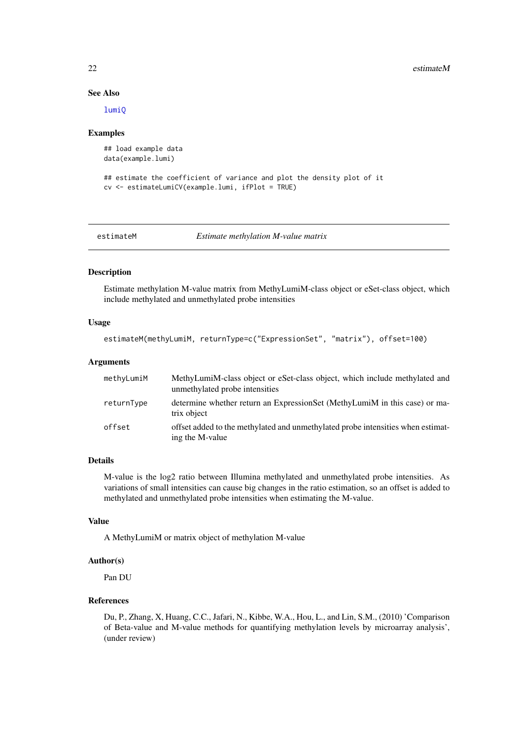### See Also

lumiQ

### Examples

```
## load example data
data(example.lumi)

## estimate the coefficient of variance and plot the density plot of it
cv <- estimateLumiCV(example.lumi, ifPlot = TRUE)
```

---

## estimateM — *Estimate methylation M-value matrix*

---

### Description

Estimate methylation M-value matrix from MethyLumiM-class object or eSet-class object, which include methylated and unmethylated probe intensities

### Usage

```
estimateM(methyLumiM, returnType=c("ExpressionSet", "matrix"), offset=100)
```

### Arguments

| | |
|---|---|
| methyLumiM | MethyLumiM-class object or eSet-class object, which include methylated and unmethylated probe intensities |
| returnType | determine whether return an ExpressionSet (MethyLumiM in this case) or matrix object |
| offset | offset added to the methylated and unmethylated probe intensities when estimating the M-value |

### Details

M-value is the log2 ratio between Illumina methylated and unmethylated probe intensities. As variations of small intensities can cause big changes in the ratio estimation, so an offset is added to methylated and unmethylated probe intensities when estimating the M-value.

### Value

A MethyLumiM or matrix object of methylation M-value

### Author(s)

Pan DU

### References

Du, P., Zhang, X, Huang, C.C., Jafari, N., Kibbe, W.A., Hou, L., and Lin, S.M., (2010) 'Comparison of Beta-value and M-value methods for quantifying methylation levels by microarray analysis', (under review)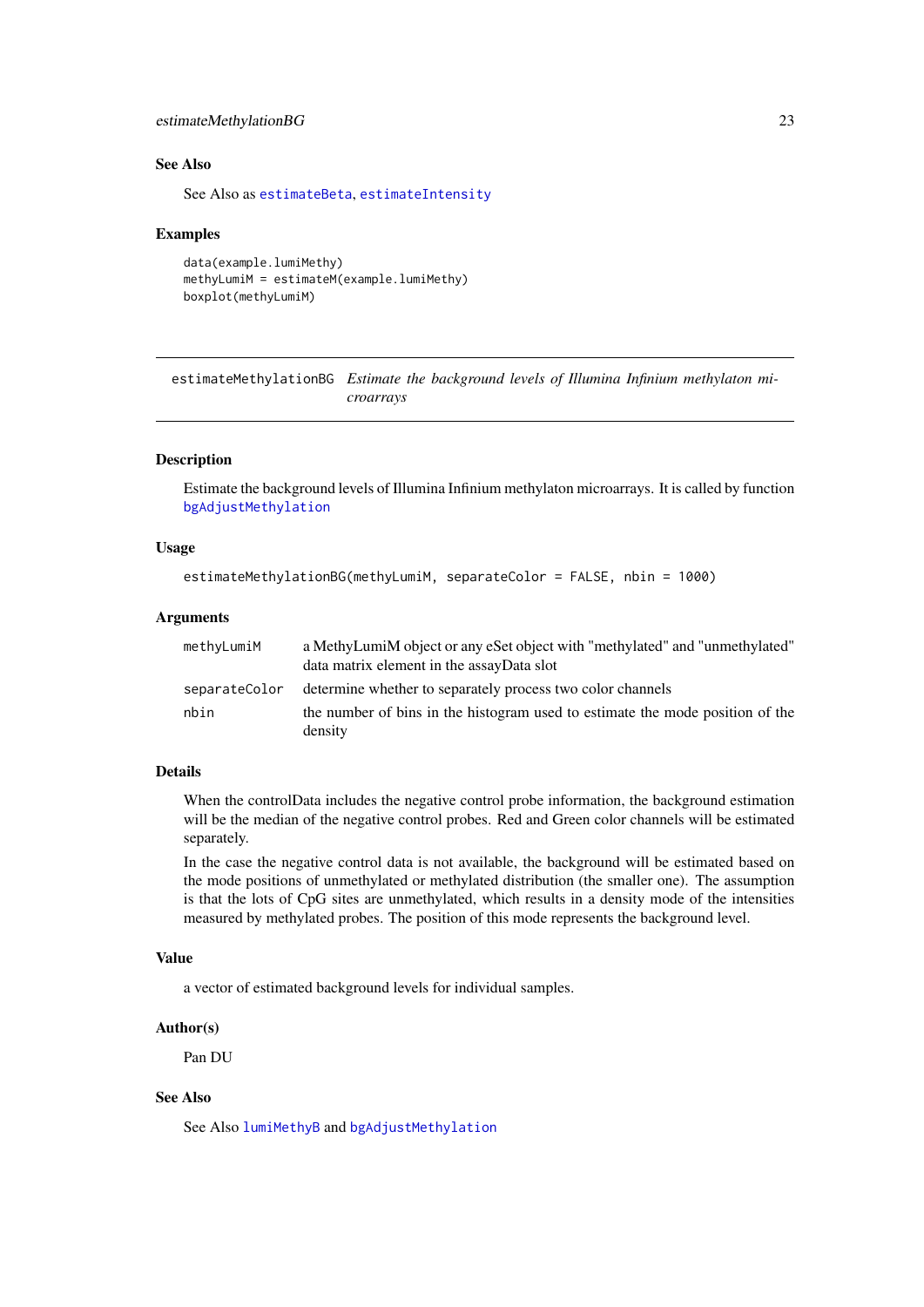### See Also

See Also as estimateBeta, estimateIntensity

### Examples

```
data(example.lumiMethy)
methyLumiM = estimateM(example.lumiMethy)
boxplot(methyLumiM)
```

---

## estimateMethylationBG *Estimate the background levels of Illumina Infinium methylaton microarrays*

---

### Description

Estimate the background levels of Illumina Infinium methylaton microarrays. It is called by function bgAdjustMethylation

### Usage

```
estimateMethylationBG(methyLumiM, separateColor = FALSE, nbin = 1000)
```

### Arguments

| | |
|---|---|
| methyLumiM | a MethyLumiM object or any eSet object with "methylated" and "unmethylated" data matrix element in the assayData slot |
| separateColor | determine whether to separately process two color channels |
| nbin | the number of bins in the histogram used to estimate the mode position of the density |

### Details

When the controlData includes the negative control probe information, the background estimation will be the median of the negative control probes. Red and Green color channels will be estimated separately.

In the case the negative control data is not available, the background will be estimated based on the mode positions of unmethylated or methylated distribution (the smaller one). The assumption is that the lots of CpG sites are unmethylated, which results in a density mode of the intensities measured by methylated probes. The position of this mode represents the background level.

### Value

a vector of estimated background levels for individual samples.

### Author(s)

Pan DU

### See Also

See Also lumiMethyB and bgAdjustMethylation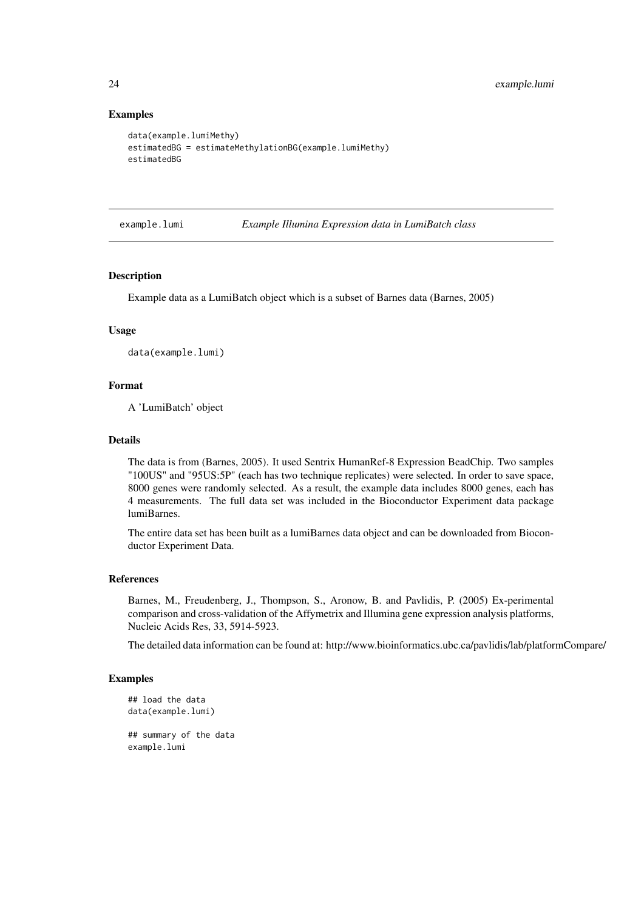### Examples

```
data(example.lumiMethy)
estimatedBG = estimateMethylationBG(example.lumiMethy)
estimatedBG
```

---

## example.lumi    *Example Illumina Expression data in LumiBatch class*

---

### Description

Example data as a LumiBatch object which is a subset of Barnes data (Barnes, 2005)

### Usage

```
data(example.lumi)
```

### Format

A 'LumiBatch' object

### Details

The data is from (Barnes, 2005). It used Sentrix HumanRef-8 Expression BeadChip. Two samples "100US" and "95US:5P" (each has two technique replicates) were selected. In order to save space, 8000 genes were randomly selected. As a result, the example data includes 8000 genes, each has 4 measurements. The full data set was included in the Bioconductor Experiment data package lumiBarnes.

The entire data set has been built as a lumiBarnes data object and can be downloaded from Bioconductor Experiment Data.

### References

Barnes, M., Freudenberg, J., Thompson, S., Aronow, B. and Pavlidis, P. (2005) Ex-perimental comparison and cross-validation of the Affymetrix and Illumina gene expression analysis platforms, Nucleic Acids Res, 33, 5914-5923.

The detailed data information can be found at: http://www.bioinformatics.ubc.ca/pavlidis/lab/platformCompare/

### Examples

```
## load the data
data(example.lumi)

## summary of the data
example.lumi
```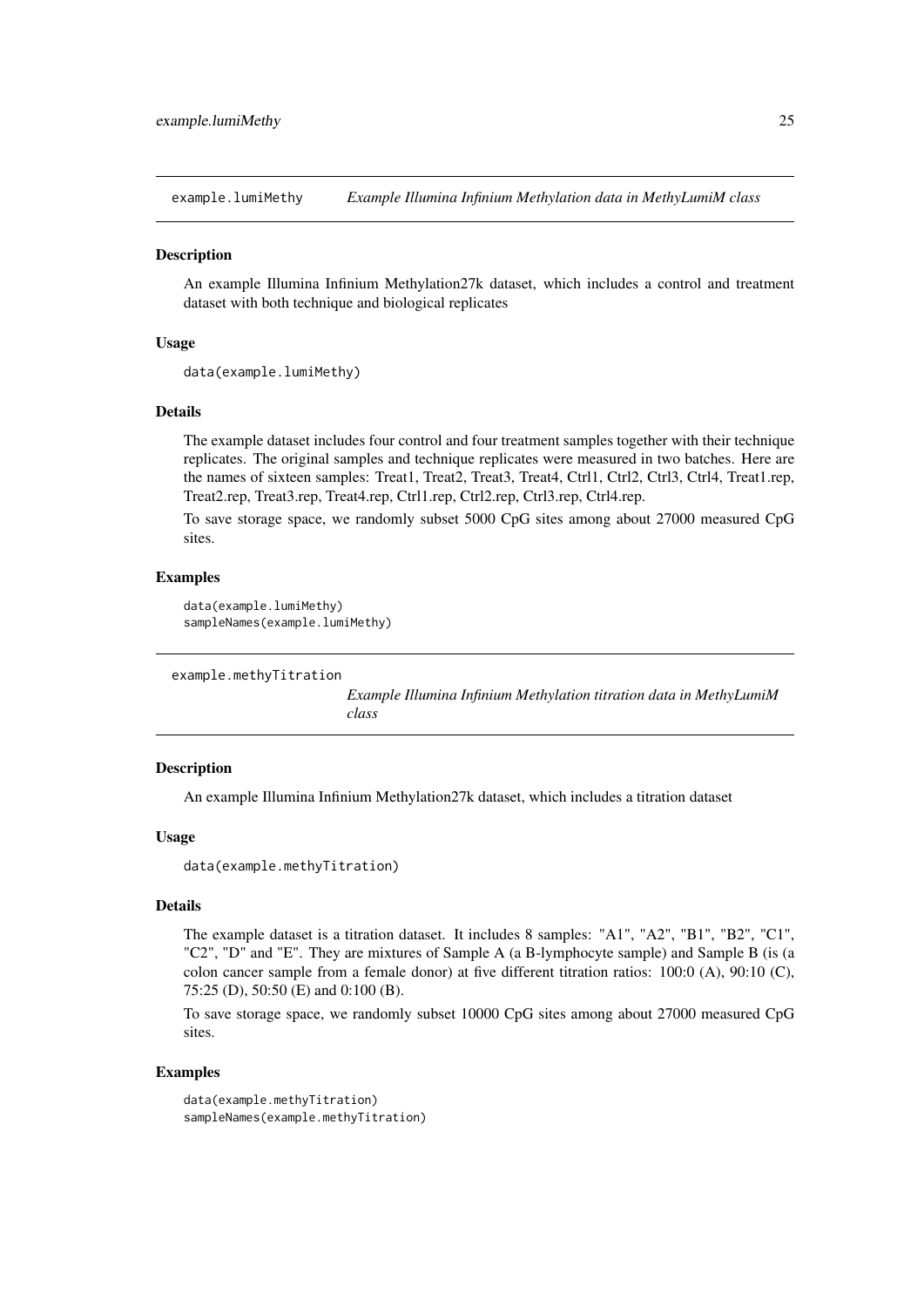## example.lumiMethy — *Example Illumina Infinium Methylation data in MethyLumiM class*

### Description

An example Illumina Infinium Methylation27k dataset, which includes a control and treatment dataset with both technique and biological replicates

### Usage

```
data(example.lumiMethy)
```

### Details

The example dataset includes four control and four treatment samples together with their technique replicates. The original samples and technique replicates were measured in two batches. Here are the names of sixteen samples: Treat1, Treat2, Treat3, Treat4, Ctrl1, Ctrl2, Ctrl3, Ctrl4, Treat1.rep, Treat2.rep, Treat3.rep, Treat4.rep, Ctrl1.rep, Ctrl2.rep, Ctrl3.rep, Ctrl4.rep.

To save storage space, we randomly subset 5000 CpG sites among about 27000 measured CpG sites.

### Examples

```
data(example.lumiMethy)
sampleNames(example.lumiMethy)
```

## example.methyTitration — *Example Illumina Infinium Methylation titration data in MethyLumiM class*

### Description

An example Illumina Infinium Methylation27k dataset, which includes a titration dataset

### Usage

```
data(example.methyTitration)
```

### Details

The example dataset is a titration dataset. It includes 8 samples: "A1", "A2", "B1", "B2", "C1", "C2", "D" and "E". They are mixtures of Sample A (a B-lymphocyte sample) and Sample B (is (a colon cancer sample from a female donor) at five different titration ratios: 100:0 (A), 90:10 (C), 75:25 (D), 50:50 (E) and 0:100 (B).

To save storage space, we randomly subset 10000 CpG sites among about 27000 measured CpG sites.

### Examples

```
data(example.methyTitration)
sampleNames(example.methyTitration)
```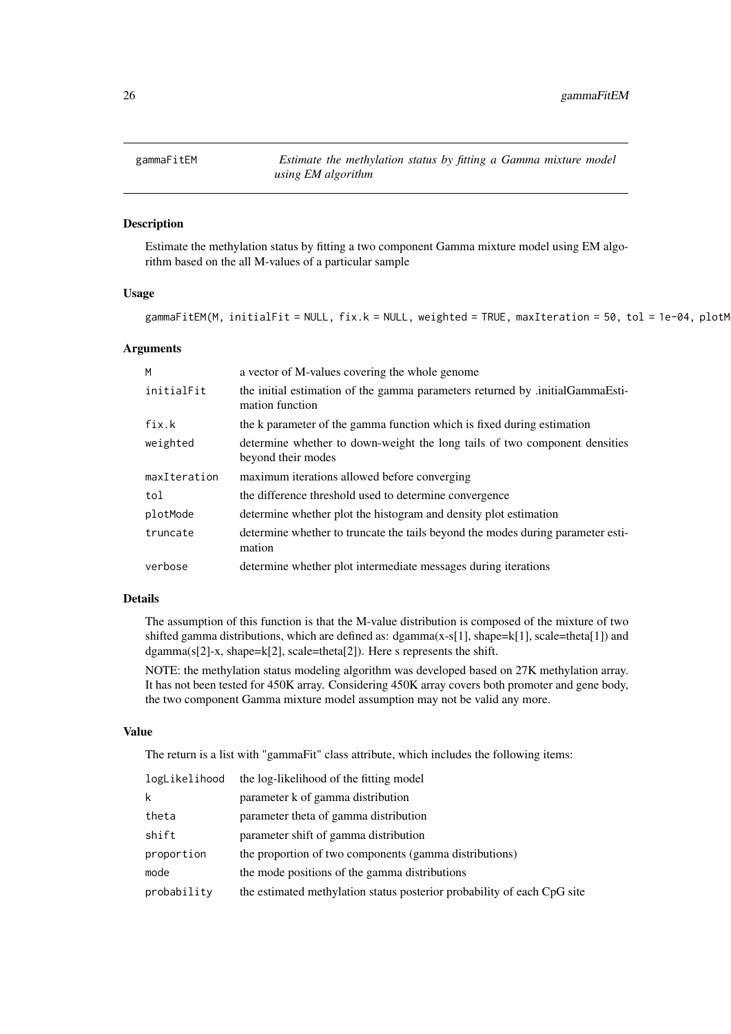## gammaFitEM

*Estimate the methylation status by fitting a Gamma mixture model using EM algorithm*

### Description

Estimate the methylation status by fitting a two component Gamma mixture model using EM algorithm based on the all M-values of a particular sample

### Usage

```
gammaFitEM(M, initialFit = NULL, fix.k = NULL, weighted = TRUE, maxIteration = 50, tol = 1e-04, plotM
```

### Arguments

| | |
|---|---|
| M | a vector of M-values covering the whole genome |
| initialFit | the initial estimation of the gamma parameters returned by .initialGammaEstimation function |
| fix.k | the k parameter of the gamma function which is fixed during estimation |
| weighted | determine whether to down-weight the long tails of two component densities beyond their modes |
| maxIteration | maximum iterations allowed before converging |
| tol | the difference threshold used to determine convergence |
| plotMode | determine whether plot the histogram and density plot estimation |
| truncate | determine whether to truncate the tails beyond the modes during parameter estimation |
| verbose | determine whether plot intermediate messages during iterations |

### Details

The assumption of this function is that the M-value distribution is composed of the mixture of two shifted gamma distributions, which are defined as: dgamma(x-s[1], shape=k[1], scale=theta[1]) and dgamma(s[2]-x, shape=k[2], scale=theta[2]). Here s represents the shift.

NOTE: the methylation status modeling algorithm was developed based on 27K methylation array. It has not been tested for 450K array. Considering 450K array covers both promoter and gene body, the two component Gamma mixture model assumption may not be valid any more.

### Value

The return is a list with "gammaFit" class attribute, which includes the following items:

| | |
|---|---|
| logLikelihood | the log-likelihood of the fitting model |
| k | parameter k of gamma distribution |
| theta | parameter theta of gamma distribution |
| shift | parameter shift of gamma distribution |
| proportion | the proportion of two components (gamma distributions) |
| mode | the mode positions of the gamma distributions |
| probability | the estimated methylation status posterior probability of each CpG site |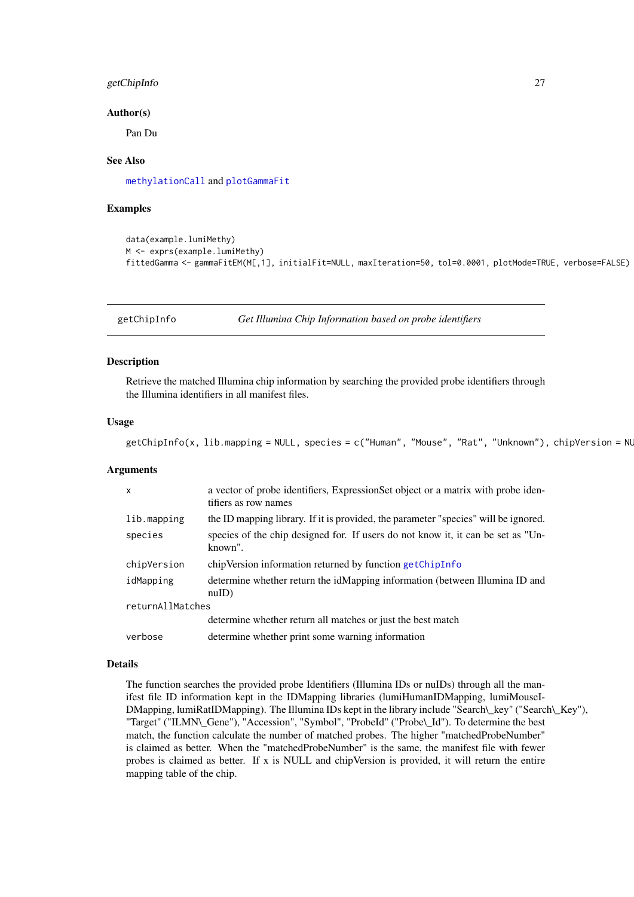### Author(s)

Pan Du

### See Also

methylationCall and plotGammaFit

### Examples

```
data(example.lumiMethy)
M <- exprs(example.lumiMethy)
fittedGamma <- gammaFitEM(M[,1], initialFit=NULL, maxIteration=50, tol=0.0001, plotMode=TRUE, verbose=FALSE)
```

---

## getChipInfo — *Get Illumina Chip Information based on probe identifiers*

---

### Description

Retrieve the matched Illumina chip information by searching the provided probe identifiers through the Illumina identifiers in all manifest files.

### Usage

```
getChipInfo(x, lib.mapping = NULL, species = c("Human", "Mouse", "Rat", "Unknown"), chipVersion = NU
```

### Arguments

| | |
|---|---|
| x | a vector of probe identifiers, ExpressionSet object or a matrix with probe identifiers as row names |
| lib.mapping | the ID mapping library. If it is provided, the parameter "species" will be ignored. |
| species | species of the chip designed for. If users do not know it, it can be set as "Unknown". |
| chipVersion | chipVersion information returned by function getChipInfo |
| idMapping | determine whether return the idMapping information (between Illumina ID and nuID) |
| returnAllMatches | determine whether return all matches or just the best match |
| verbose | determine whether print some warning information |

### Details

The function searches the provided probe Identifiers (Illumina IDs or nuIDs) through all the manifest file ID information kept in the IDMapping libraries (lumiHumanIDMapping, lumiMouseIDMapping, lumiRatIDMapping). The Illumina IDs kept in the library include "Search\_key" ("Search\_Key"), "Target" ("ILMN\_Gene"), "Accession", "Symbol", "ProbeId" ("Probe\_Id"). To determine the best match, the function calculate the number of matched probes. The higher "matchedProbeNumber" is claimed as better. When the "matchedProbeNumber" is the same, the manifest file with fewer probes is claimed as better. If x is NULL and chipVersion is provided, it will return the entire mapping table of the chip.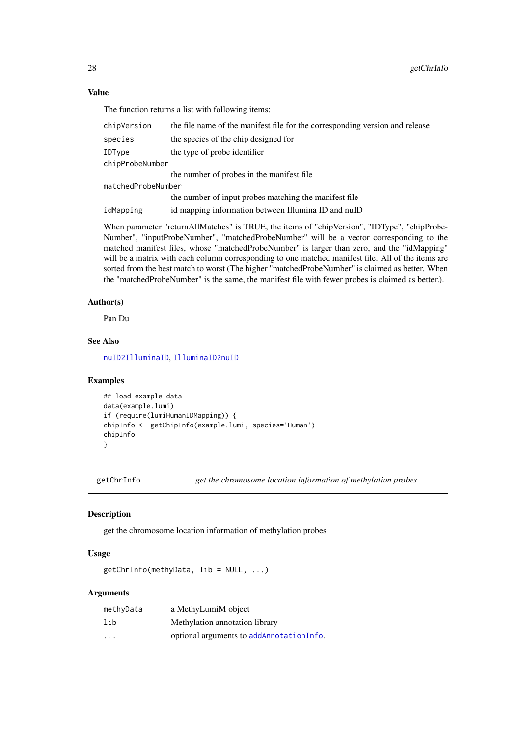### Value

The function returns a list with following items:

| | |
|---|---|
| chipVersion | the file name of the manifest file for the corresponding version and release |
| species | the species of the chip designed for |
| IDType | the type of probe identifier |
| chipProbeNumber | the number of probes in the manifest file |
| matchedProbeNumber | the number of input probes matching the manifest file |
| idMapping | id mapping information between Illumina ID and nuID |

When parameter "returnAllMatches" is TRUE, the items of "chipVersion", "IDType", "chipProbeNumber", "inputProbeNumber", "matchedProbeNumber" will be a vector corresponding to the matched manifest files, whose "matchedProbeNumber" is larger than zero, and the "idMapping" will be a matrix with each column corresponding to one matched manifest file. All of the items are sorted from the best match to worst (The higher "matchedProbeNumber" is claimed as better. When the "matchedProbeNumber" is the same, the manifest file with fewer probes is claimed as better.).

### Author(s)

Pan Du

### See Also

nuID2IlluminaID, IlluminaID2nuID

### Examples

```
## load example data
data(example.lumi)
if (require(lumiHumanIDMapping)) {
chipInfo <- getChipInfo(example.lumi, species='Human')
chipInfo
}
```

---

## getChrInfo — *get the chromosome location information of methylation probes*

### Description

get the chromosome location information of methylation probes

### Usage

```
getChrInfo(methyData, lib = NULL, ...)
```

### Arguments

| | |
|---|---|
| methyData | a MethyLumiM object |
| lib | Methylation annotation library |
| ... | optional arguments to addAnnotationInfo. |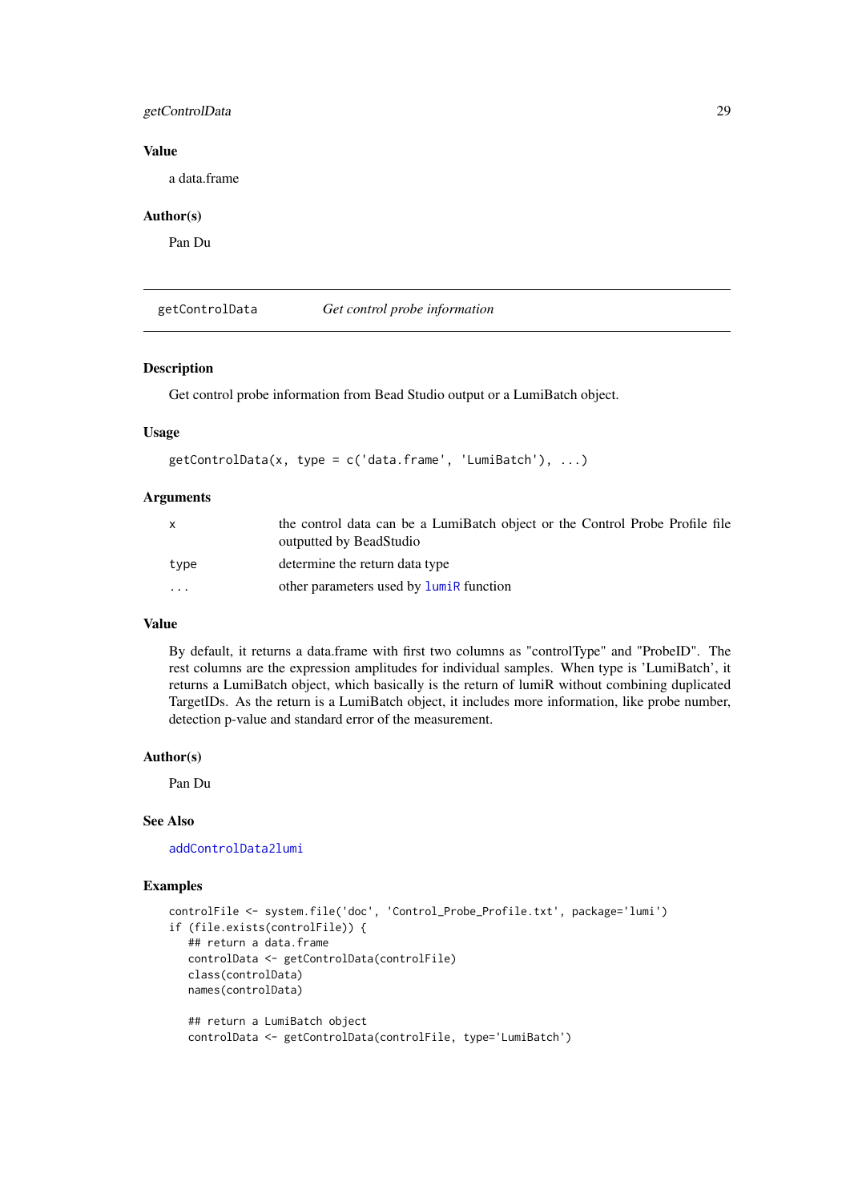### Value

a data.frame

### Author(s)

Pan Du

---

## getControlData — *Get control probe information*

### Description

Get control probe information from Bead Studio output or a LumiBatch object.

### Usage

```
getControlData(x, type = c('data.frame', 'LumiBatch'), ...)
```

### Arguments

| | |
|---|---|
| `x` | the control data can be a LumiBatch object or the Control Probe Profile file outputted by BeadStudio |
| `type` | determine the return data type |
| `...` | other parameters used by `lumiR` function |

### Value

By default, it returns a data.frame with first two columns as "controlType" and "ProbeID". The rest columns are the expression amplitudes for individual samples. When type is 'LumiBatch', it returns a LumiBatch object, which basically is the return of lumiR without combining duplicated TargetIDs. As the return is a LumiBatch object, it includes more information, like probe number, detection p-value and standard error of the measurement.

### Author(s)

Pan Du

### See Also

`addControlData2lumi`

### Examples

```
controlFile <- system.file('doc', 'Control_Probe_Profile.txt', package='lumi')
if (file.exists(controlFile)) {
   ## return a data.frame
   controlData <- getControlData(controlFile)
   class(controlData)
   names(controlData)

   ## return a LumiBatch object
   controlData <- getControlData(controlFile, type='LumiBatch')
```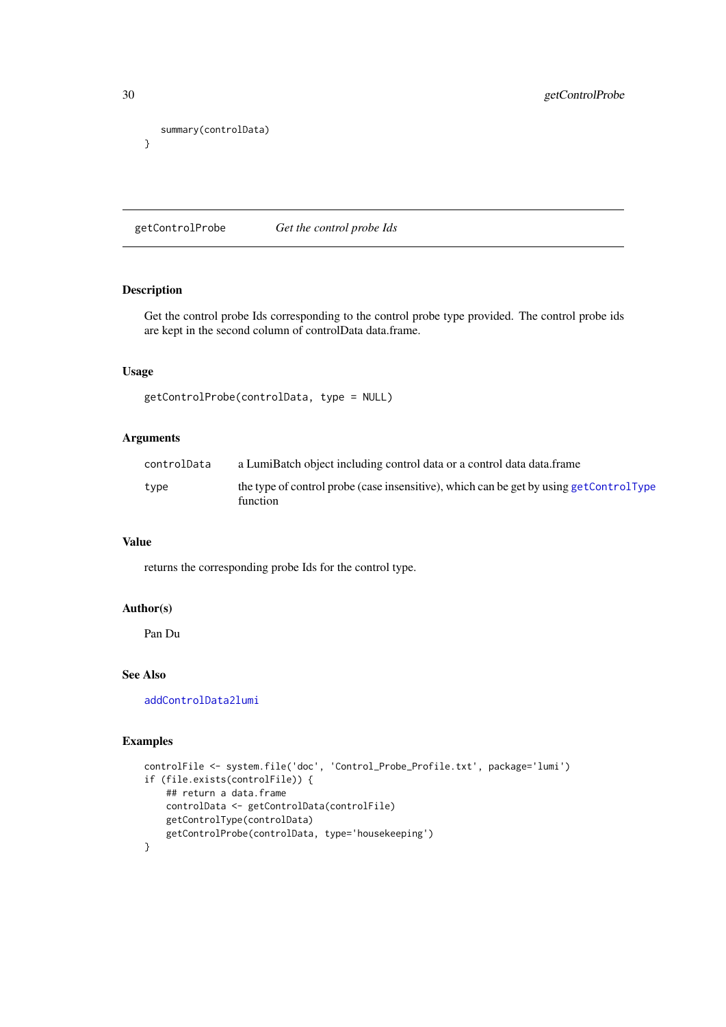```
    summary(controlData)
}
```

## getControlProbe *Get the control probe Ids*

### Description

Get the control probe Ids corresponding to the control probe type provided. The control probe ids are kept in the second column of controlData data.frame.

### Usage

```
getControlProbe(controlData, type = NULL)
```

### Arguments

| | |
|---|---|
| controlData | a LumiBatch object including control data or a control data data.frame |
| type | the type of control probe (case insensitive), which can be get by using getControlType function |

### Value

returns the corresponding probe Ids for the control type.

### Author(s)

Pan Du

### See Also

addControlData2lumi

### Examples

```
controlFile <- system.file('doc', 'Control_Probe_Profile.txt', package='lumi')
if (file.exists(controlFile)) {
    ## return a data.frame
    controlData <- getControlData(controlFile)
    getControlType(controlData)
    getControlProbe(controlData, type='housekeeping')
}
```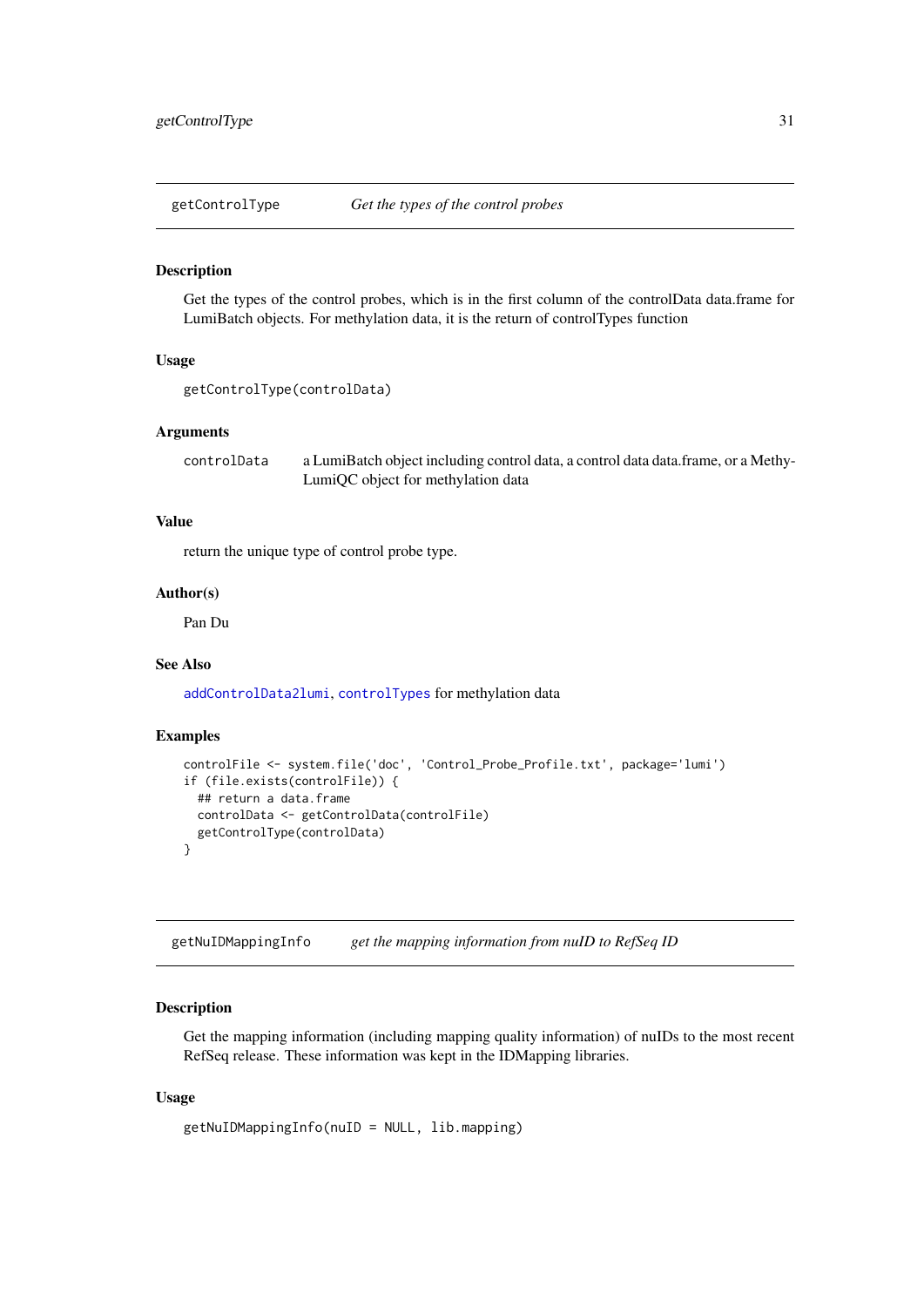## getControlType — *Get the types of the control probes*

### Description

Get the types of the control probes, which is in the first column of the controlData data.frame for LumiBatch objects. For methylation data, it is the return of controlTypes function

### Usage

```
getControlType(controlData)
```

### Arguments

| | |
|---|---|
| controlData | a LumiBatch object including control data, a control data data.frame, or a MethyLumiQC object for methylation data |

### Value

return the unique type of control probe type.

### Author(s)

Pan Du

### See Also

addControlData2lumi, controlTypes for methylation data

### Examples

```
controlFile <- system.file('doc', 'Control_Probe_Profile.txt', package='lumi')
if (file.exists(controlFile)) {
  ## return a data.frame
  controlData <- getControlData(controlFile)
  getControlType(controlData)
}
```

## getNuIDMappingInfo — *get the mapping information from nuID to RefSeq ID*

### Description

Get the mapping information (including mapping quality information) of nuIDs to the most recent RefSeq release. These information was kept in the IDMapping libraries.

### Usage

```
getNuIDMappingInfo(nuID = NULL, lib.mapping)
```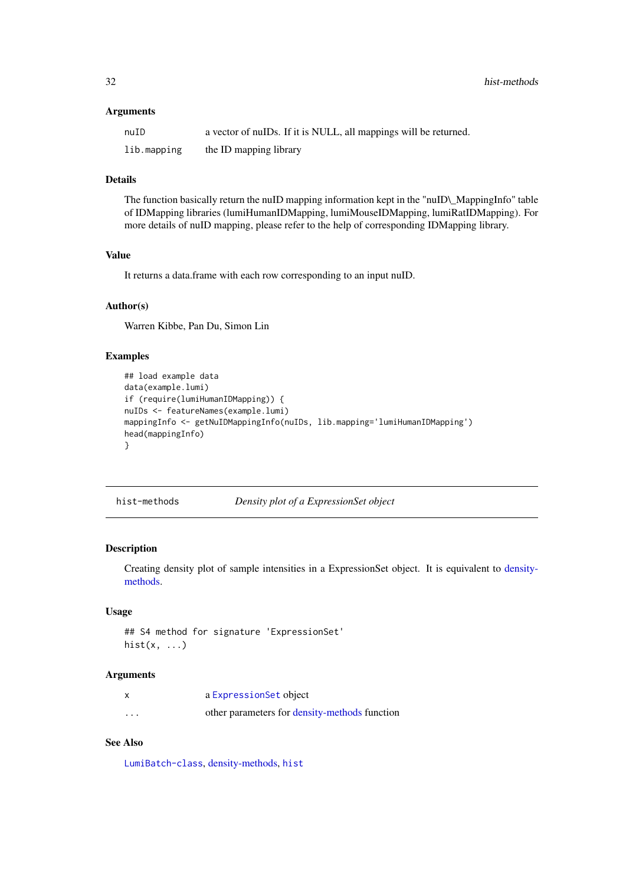### Arguments

| | |
|---|---|
| nuID | a vector of nuIDs. If it is NULL, all mappings will be returned. |
| lib.mapping | the ID mapping library |

### Details

The function basically return the nuID mapping information kept in the "nuID\_MappingInfo" table of IDMapping libraries (lumiHumanIDMapping, lumiMouseIDMapping, lumiRatIDMapping). For more details of nuID mapping, please refer to the help of corresponding IDMapping library.

### Value

It returns a data.frame with each row corresponding to an input nuID.

### Author(s)

Warren Kibbe, Pan Du, Simon Lin

### Examples

```
## load example data
data(example.lumi)
if (require(lumiHumanIDMapping)) {
nuIDs <- featureNames(example.lumi)
mappingInfo <- getNuIDMappingInfo(nuIDs, lib.mapping='lumiHumanIDMapping')
head(mappingInfo)
}
```

---

## hist-methods *Density plot of a ExpressionSet object*

---

### Description

Creating density plot of sample intensities in a ExpressionSet object. It is equivalent to density-methods.

### Usage

```
## S4 method for signature 'ExpressionSet'
hist(x, ...)
```

### Arguments

| | |
|---|---|
| x | a ExpressionSet object |
| ... | other parameters for density-methods function |

### See Also

LumiBatch-class, density-methods, hist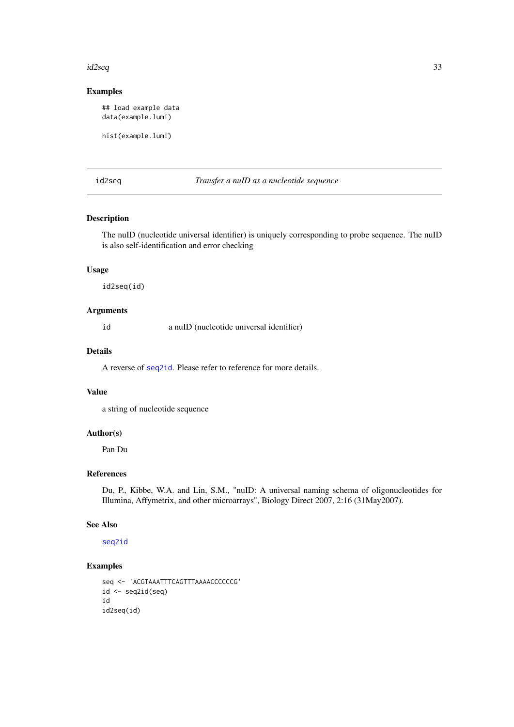### Examples

```
## load example data
data(example.lumi)

hist(example.lumi)
```

---

## id2seq — *Transfer a nuID as a nucleotide sequence*

---

### Description

The nuID (nucleotide universal identifier) is uniquely corresponding to probe sequence. The nuID is also self-identification and error checking

### Usage

```
id2seq(id)
```

### Arguments

| | |
|---|---|
| id | a nuID (nucleotide universal identifier) |

### Details

A reverse of seq2id. Please refer to reference for more details.

### Value

a string of nucleotide sequence

### Author(s)

Pan Du

### References

Du, P., Kibbe, W.A. and Lin, S.M., "nuID: A universal naming schema of oligonucleotides for Illumina, Affymetrix, and other microarrays", Biology Direct 2007, 2:16 (31May2007).

### See Also

seq2id

### Examples

```
seq <- 'ACGTAAATTTCAGTTTAAAACCCCCCG'
id <- seq2id(seq)
id
id2seq(id)
```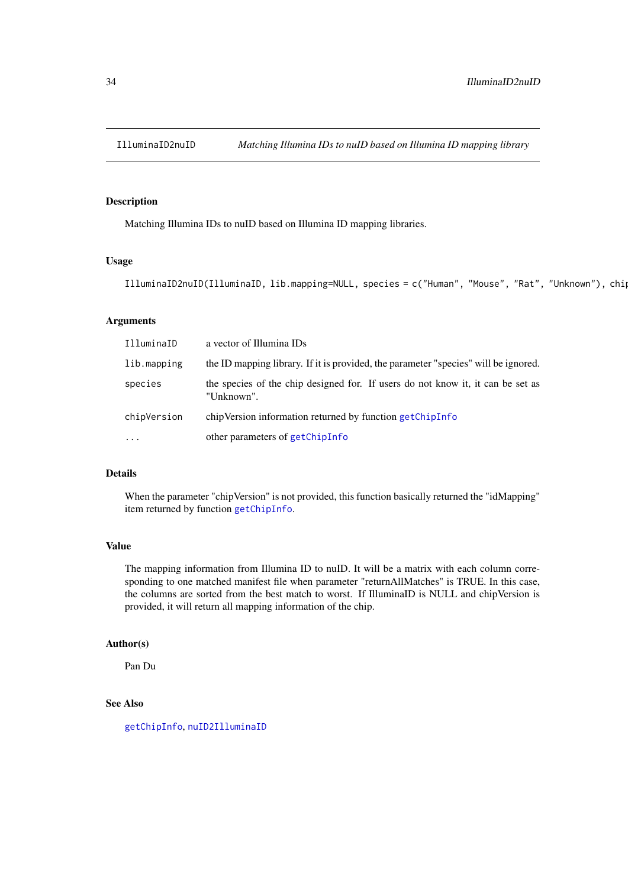IlluminaID2nuID *Matching Illumina IDs to nuID based on Illumina ID mapping library*

## Description

Matching Illumina IDs to nuID based on Illumina ID mapping libraries.

## Usage

```
IlluminaID2nuID(IlluminaID, lib.mapping=NULL, species = c("Human", "Mouse", "Rat", "Unknown"), chip
```

## Arguments

| | |
|---|---|
| IlluminaID | a vector of Illumina IDs |
| lib.mapping | the ID mapping library. If it is provided, the parameter "species" will be ignored. |
| species | the species of the chip designed for. If users do not know it, it can be set as "Unknown". |
| chipVersion | chipVersion information returned by function getChipInfo |
| ... | other parameters of getChipInfo |

## Details

When the parameter "chipVersion" is not provided, this function basically returned the "idMapping" item returned by function getChipInfo.

## Value

The mapping information from Illumina ID to nuID. It will be a matrix with each column corresponding to one matched manifest file when parameter "returnAllMatches" is TRUE. In this case, the columns are sorted from the best match to worst. If IlluminaID is NULL and chipVersion is provided, it will return all mapping information of the chip.

## Author(s)

Pan Du

## See Also

getChipInfo, nuID2IlluminaID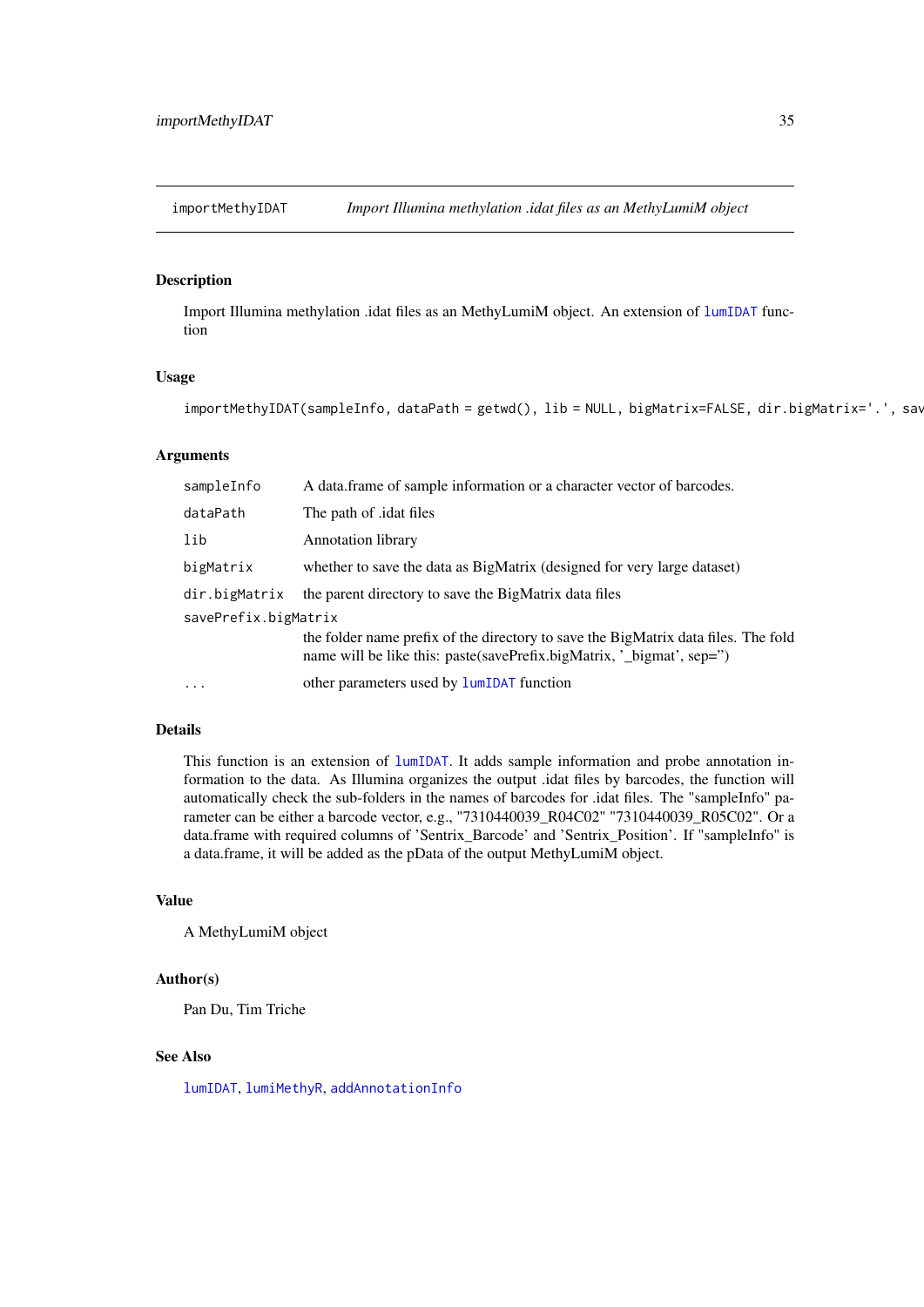importMethyIDAT    *Import Illumina methylation .idat files as an MethyLumiM object*

## Description

Import Illumina methylation .idat files as an MethyLumiM object. An extension of lumIDAT function

## Usage

```
importMethyIDAT(sampleInfo, dataPath = getwd(), lib = NULL, bigMatrix=FALSE, dir.bigMatrix='.', sav
```

## Arguments

| | |
|---|---|
| sampleInfo | A data.frame of sample information or a character vector of barcodes. |
| dataPath | The path of .idat files |
| lib | Annotation library |
| bigMatrix | whether to save the data as BigMatrix (designed for very large dataset) |
| dir.bigMatrix | the parent directory to save the BigMatrix data files |
| savePrefix.bigMatrix | the folder name prefix of the directory to save the BigMatrix data files. The fold name will be like this: paste(savePrefix.bigMatrix, '_bigmat', sep='') |
| ... | other parameters used by lumIDAT function |

## Details

This function is an extension of lumIDAT. It adds sample information and probe annotation information to the data. As Illumina organizes the output .idat files by barcodes, the function will automatically check the sub-folders in the names of barcodes for .idat files. The "sampleInfo" parameter can be either a barcode vector, e.g., "7310440039_R04C02" "7310440039_R05C02". Or a data.frame with required columns of 'Sentrix_Barcode' and 'Sentrix_Position'. If "sampleInfo" is a data.frame, it will be added as the pData of the output MethyLumiM object.

## Value

A MethyLumiM object

## Author(s)

Pan Du, Tim Triche

## See Also

lumIDAT, lumiMethyR, addAnnotationInfo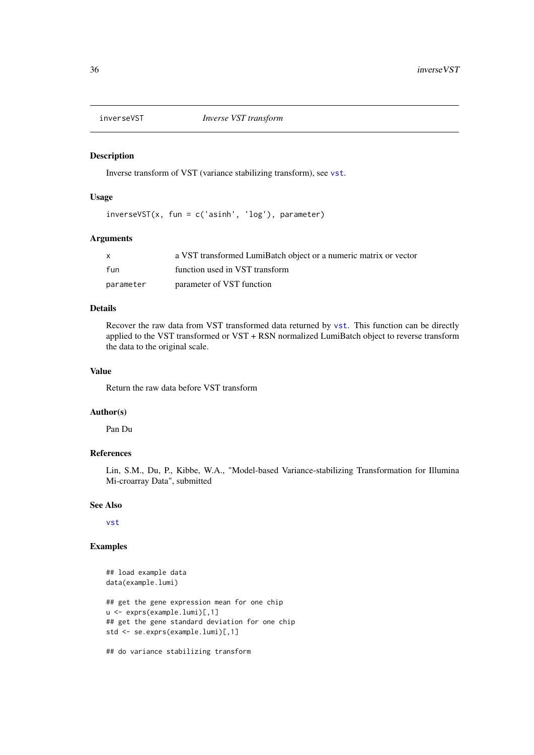inverseVST *Inverse VST transform*

### Description

Inverse transform of VST (variance stabilizing transform), see vst.

### Usage

```
inverseVST(x, fun = c('asinh', 'log'), parameter)
```

### Arguments

| | |
|---|---|
| x | a VST transformed LumiBatch object or a numeric matrix or vector |
| fun | function used in VST transform |
| parameter | parameter of VST function |

### Details

Recover the raw data from VST transformed data returned by vst. This function can be directly applied to the VST transformed or VST + RSN normalized LumiBatch object to reverse transform the data to the original scale.

### Value

Return the raw data before VST transform

### Author(s)

Pan Du

### References

Lin, S.M., Du, P., Kibbe, W.A., "Model-based Variance-stabilizing Transformation for Illumina Mi-croarray Data", submitted

### See Also

vst

### Examples

```
## load example data
data(example.lumi)

## get the gene expression mean for one chip
u <- exprs(example.lumi)[,1]
## get the gene standard deviation for one chip
std <- se.exprs(example.lumi)[,1]

## do variance stabilizing transform
```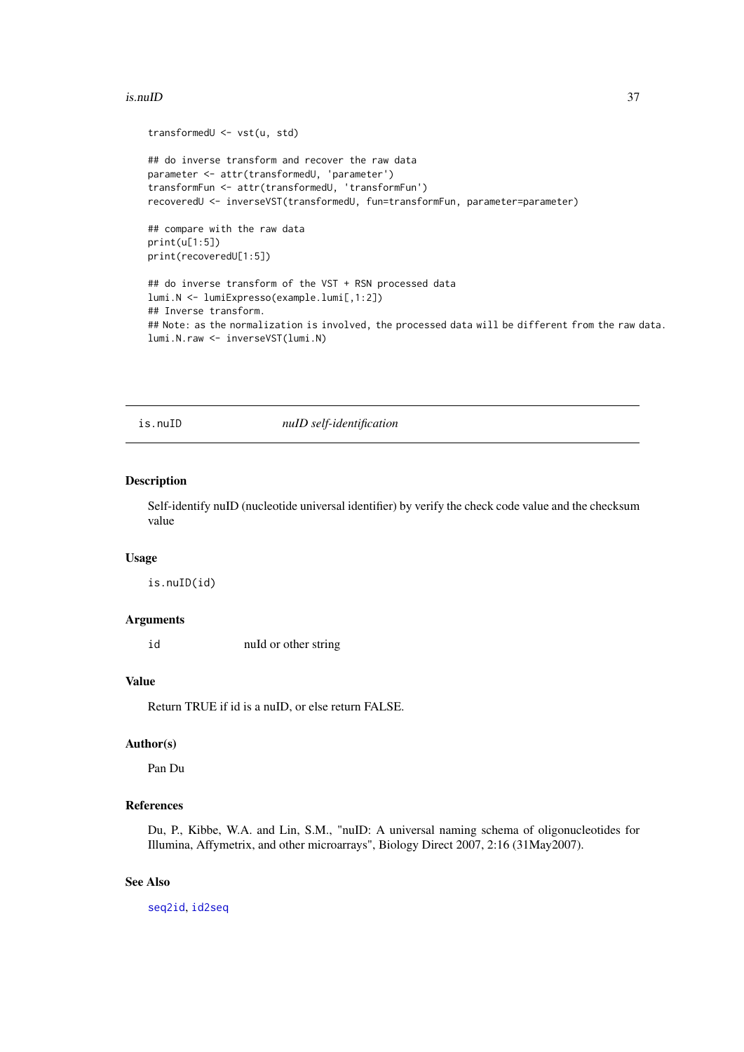```
transformedU <- vst(u, std)

## do inverse transform and recover the raw data
parameter <- attr(transformedU, 'parameter')
transformFun <- attr(transformedU, 'transformFun')
recoveredU <- inverseVST(transformedU, fun=transformFun, parameter=parameter)

## compare with the raw data
print(u[1:5])
print(recoveredU[1:5])

## do inverse transform of the VST + RSN processed data
lumi.N <- lumiExpresso(example.lumi[,1:2])
## Inverse transform.
## Note: as the normalization is involved, the processed data will be different from the raw data.
lumi.N.raw <- inverseVST(lumi.N)
```

---

## is.nuID *nuID self-identification*

---

### Description

Self-identify nuID (nucleotide universal identifier) by verify the check code value and the checksum value

### Usage

```
is.nuID(id)
```

### Arguments

| | |
|---|---|
| id | nuId or other string |

### Value

Return TRUE if id is a nuID, or else return FALSE.

### Author(s)

Pan Du

### References

Du, P., Kibbe, W.A. and Lin, S.M., "nuID: A universal naming schema of oligonucleotides for Illumina, Affymetrix, and other microarrays", Biology Direct 2007, 2:16 (31May2007).

### See Also

`seq2id`, `id2seq`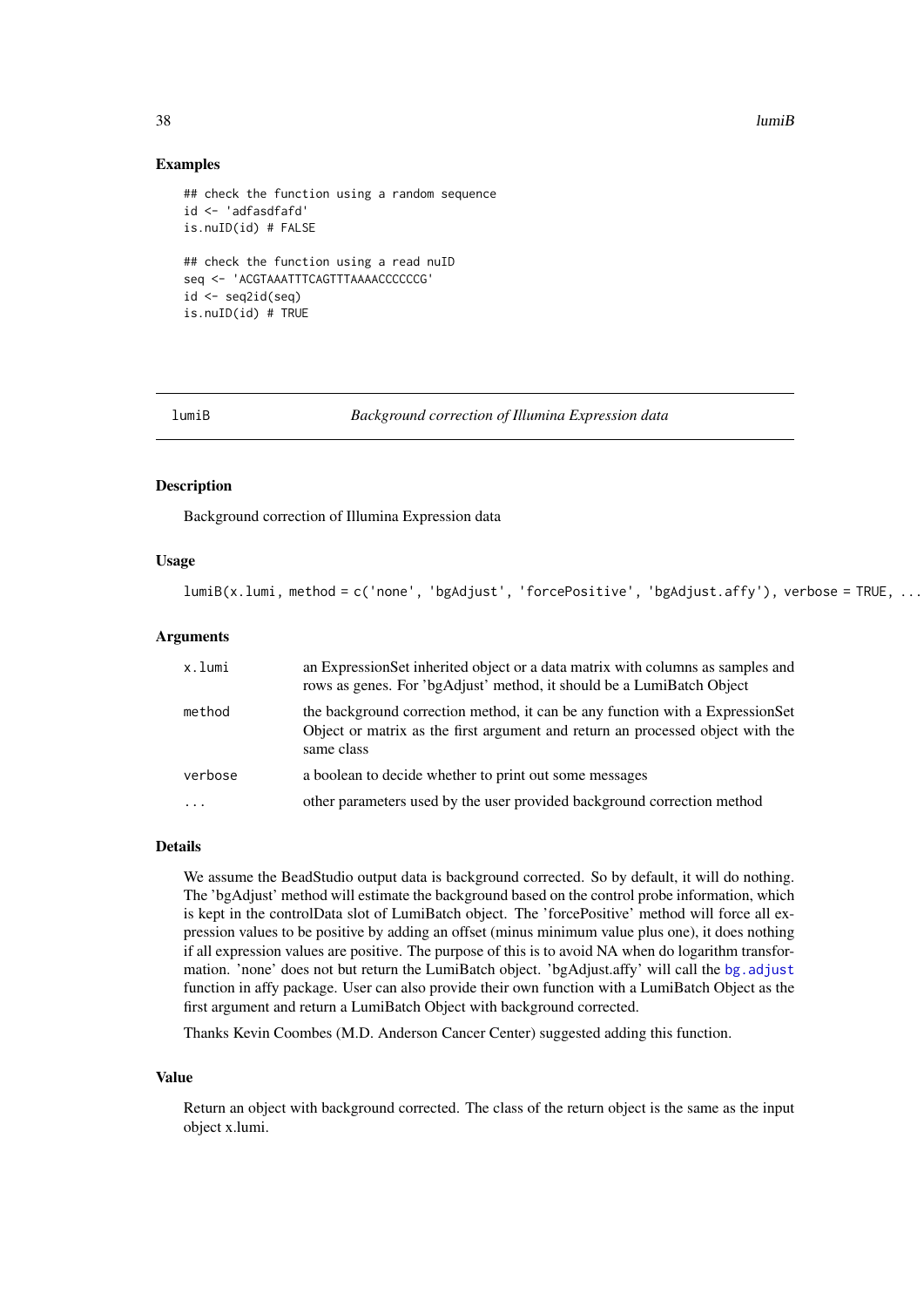### Examples

```
## check the function using a random sequence
id <- 'adfasdfafd'
is.nuID(id) # FALSE

## check the function using a read nuID
seq <- 'ACGTAAATTTCAGTTTAAAACCCCCCG'
id <- seq2id(seq)
is.nuID(id) # TRUE
```

---

## lumiB — *Background correction of Illumina Expression data*

### Description

Background correction of Illumina Expression data

### Usage

```
lumiB(x.lumi, method = c('none', 'bgAdjust', 'forcePositive', 'bgAdjust.affy'), verbose = TRUE, ...
```

### Arguments

| | |
|---|---|
| x.lumi | an ExpressionSet inherited object or a data matrix with columns as samples and rows as genes. For 'bgAdjust' method, it should be a LumiBatch Object |
| method | the background correction method, it can be any function with a ExpressionSet Object or matrix as the first argument and return an processed object with the same class |
| verbose | a boolean to decide whether to print out some messages |
| ... | other parameters used by the user provided background correction method |

### Details

We assume the BeadStudio output data is background corrected. So by default, it will do nothing. The 'bgAdjust' method will estimate the background based on the control probe information, which is kept in the controlData slot of LumiBatch object. The 'forcePositive' method will force all expression values to be positive by adding an offset (minus minimum value plus one), it does nothing if all expression values are positive. The purpose of this is to avoid NA when do logarithm transformation. 'none' does not but return the LumiBatch object. 'bgAdjust.affy' will call the `bg.adjust` function in affy package. User can also provide their own function with a LumiBatch Object as the first argument and return a LumiBatch Object with background corrected.

Thanks Kevin Coombes (M.D. Anderson Cancer Center) suggested adding this function.

### Value

Return an object with background corrected. The class of the return object is the same as the input object x.lumi.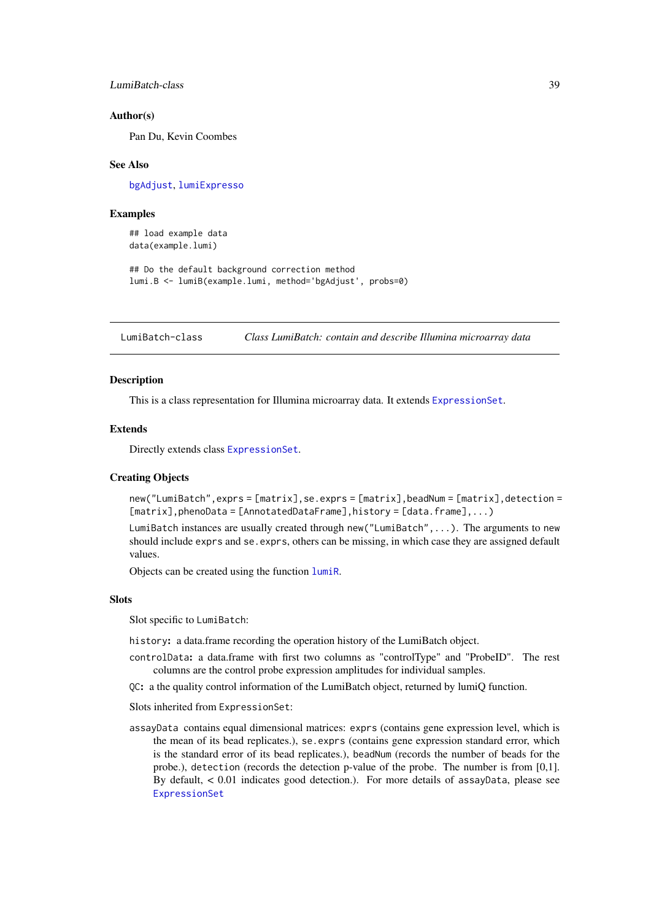### Author(s)

Pan Du, Kevin Coombes

### See Also

`bgAdjust`, `lumiExpresso`

### Examples

```
## load example data
data(example.lumi)

## Do the default background correction method
lumi.B <- lumiB(example.lumi, method='bgAdjust', probs=0)
```

---

## LumiBatch-class — *Class LumiBatch: contain and describe Illumina microarray data*

---

### Description

This is a class representation for Illumina microarray data. It extends `ExpressionSet`.

### Extends

Directly extends class `ExpressionSet`.

### Creating Objects

`new("LumiBatch",exprs = [matrix],se.exprs = [matrix],beadNum = [matrix],detection = [matrix],phenoData = [AnnotatedDataFrame],history = [data.frame],...)`

`LumiBatch` instances are usually created through `new("LumiBatch",...)`. The arguments to `new` should include `exprs` and `se.exprs`, others can be missing, in which case they are assigned default values.

Objects can be created using the function `lumiR`.

### Slots

Slot specific to `LumiBatch`:

**`history`:** a data.frame recording the operation history of the LumiBatch object.

**`controlData`:** a data.frame with first two columns as "controlType" and "ProbeID". The rest columns are the control probe expression amplitudes for individual samples.

**`QC`:** a the quality control information of the LumiBatch object, returned by lumiQ function.

Slots inherited from `ExpressionSet`:

`assayData` contains equal dimensional matrices: `exprs` (contains gene expression level, which is the mean of its bead replicates.), `se.exprs` (contains gene expression standard error, which is the standard error of its bead replicates.), `beadNum` (records the number of beads for the probe.), `detection` (records the detection p-value of the probe. The number is from [0,1]. By default, < 0.01 indicates good detection.). For more details of `assayData`, please see `ExpressionSet`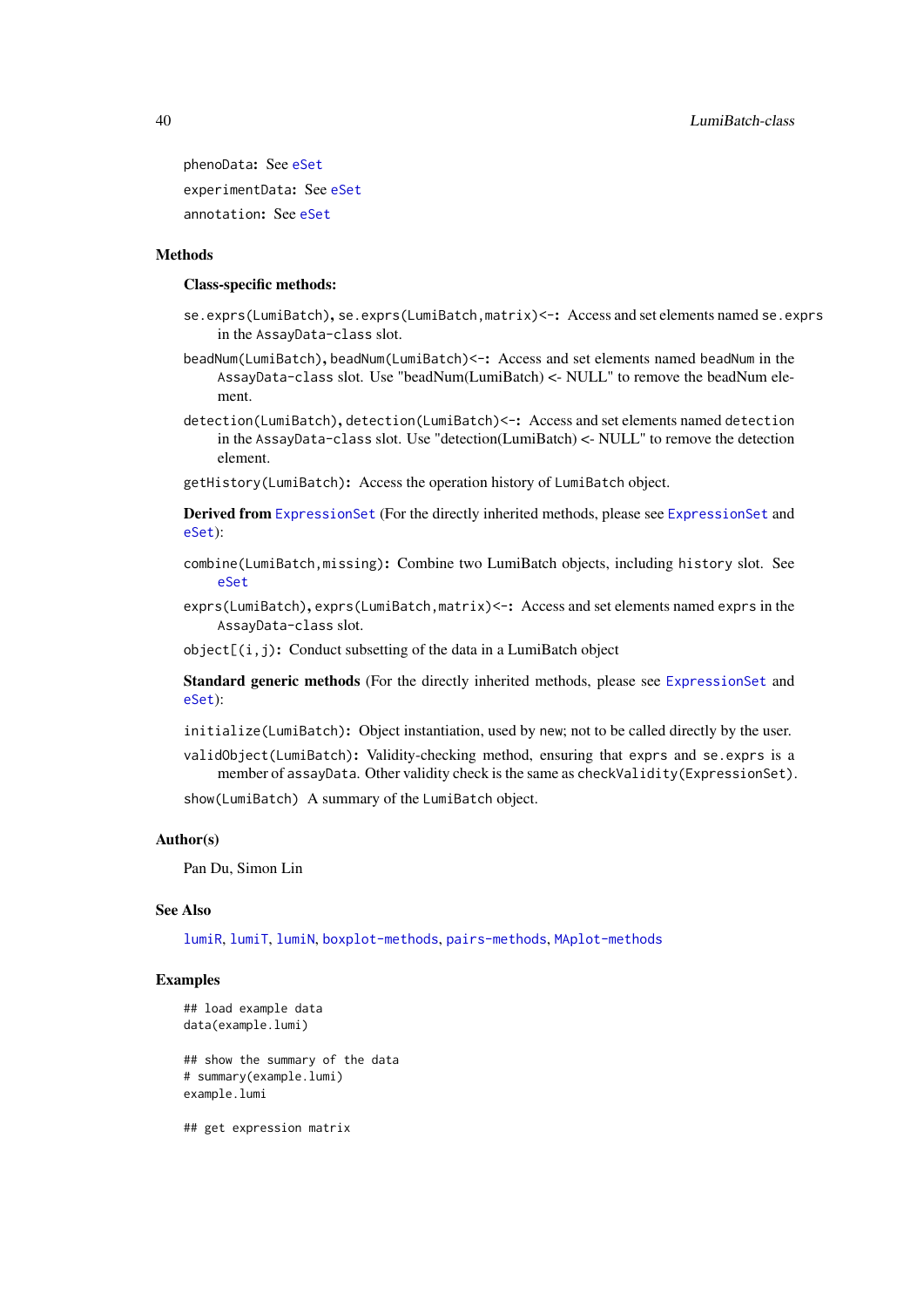phenoData: See eSet

experimentData: See eSet

annotation: See eSet

## Methods

**Class-specific methods:**

se.exprs(LumiBatch), se.exprs(LumiBatch,matrix)<-: Access and set elements named se.exprs in the AssayData-class slot.

beadNum(LumiBatch), beadNum(LumiBatch)<-: Access and set elements named beadNum in the AssayData-class slot. Use "beadNum(LumiBatch) <- NULL" to remove the beadNum element.

detection(LumiBatch), detection(LumiBatch)<-: Access and set elements named detection in the AssayData-class slot. Use "detection(LumiBatch) <- NULL" to remove the detection element.

getHistory(LumiBatch): Access the operation history of LumiBatch object.

**Derived from** ExpressionSet (For the directly inherited methods, please see ExpressionSet and eSet):

combine(LumiBatch,missing): Combine two LumiBatch objects, including history slot. See eSet

exprs(LumiBatch), exprs(LumiBatch,matrix)<-: Access and set elements named exprs in the AssayData-class slot.

object[(i,j): Conduct subsetting of the data in a LumiBatch object

**Standard generic methods** (For the directly inherited methods, please see ExpressionSet and eSet):

initialize(LumiBatch): Object instantiation, used by new; not to be called directly by the user.

validObject(LumiBatch): Validity-checking method, ensuring that exprs and se.exprs is a member of assayData. Other validity check is the same as checkValidity(ExpressionSet).

show(LumiBatch) A summary of the LumiBatch object.

## Author(s)

Pan Du, Simon Lin

## See Also

lumiR, lumiT, lumiN, boxplot-methods, pairs-methods, MAplot-methods

## Examples

```
## load example data
data(example.lumi)

## show the summary of the data
# summary(example.lumi)
example.lumi

## get expression matrix
```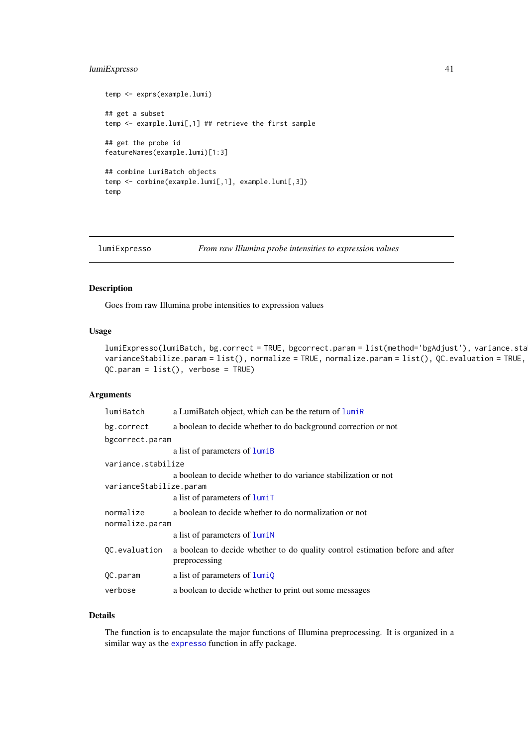```
temp <- exprs(example.lumi)

## get a subset
temp <- example.lumi[,1] ## retrieve the first sample

## get the probe id
featureNames(example.lumi)[1:3]

## combine LumiBatch objects
temp <- combine(example.lumi[,1], example.lumi[,3])
temp
```

---

`lumiExpresso` *From raw Illumina probe intensities to expression values*

---

## Description

Goes from raw Illumina probe intensities to expression values

## Usage

```
lumiExpresso(lumiBatch, bg.correct = TRUE, bgcorrect.param = list(method='bgAdjust'), variance.sta
varianceStabilize.param = list(), normalize = TRUE, normalize.param = list(), QC.evaluation = TRUE,
QC.param = list(), verbose = TRUE)
```

## Arguments

| | |
|---|---|
| `lumiBatch` | a LumiBatch object, which can be the return of `lumiR` |
| `bg.correct` | a boolean to decide whether to do background correction or not |
| `bgcorrect.param` | a list of parameters of `lumiB` |
| `variance.stabilize` | a boolean to decide whether to do variance stabilization or not |
| `varianceStabilize.param` | a list of parameters of `lumiT` |
| `normalize` | a boolean to decide whether to do normalization or not |
| `normalize.param` | a list of parameters of `lumiN` |
| `QC.evaluation` | a boolean to decide whether to do quality control estimation before and after preprocessing |
| `QC.param` | a list of parameters of `lumiQ` |
| `verbose` | a boolean to decide whether to print out some messages |

## Details

The function is to encapsulate the major functions of Illumina preprocessing. It is organized in a similar way as the `expresso` function in affy package.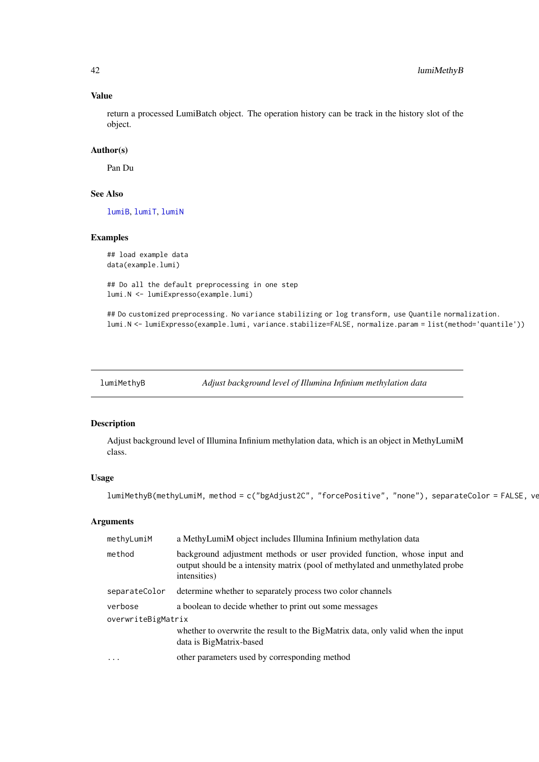### Value

return a processed LumiBatch object. The operation history can be track in the history slot of the object.

### Author(s)

Pan Du

### See Also

lumiB, lumiT, lumiN

### Examples

```
## load example data
data(example.lumi)

## Do all the default preprocessing in one step
lumi.N <- lumiExpresso(example.lumi)

## Do customized preprocessing. No variance stabilizing or log transform, use Quantile normalization.
lumi.N <- lumiExpresso(example.lumi, variance.stabilize=FALSE, normalize.param = list(method='quantile'))
```

---

## lumiMethyB — *Adjust background level of Illumina Infinium methylation data*

---

### Description

Adjust background level of Illumina Infinium methylation data, which is an object in MethyLumiM class.

### Usage

```
lumiMethyB(methyLumiM, method = c("bgAdjust2C", "forcePositive", "none"), separateColor = FALSE, ve
```

### Arguments

| | |
|---|---|
| methyLumiM | a MethyLumiM object includes Illumina Infinium methylation data |
| method | background adjustment methods or user provided function, whose input and output should be a intensity matrix (pool of methylated and unmethylated probe intensities) |
| separateColor | determine whether to separately process two color channels |
| verbose | a boolean to decide whether to print out some messages |
| overwriteBigMatrix | whether to overwrite the result to the BigMatrix data, only valid when the input data is BigMatrix-based |
| ... | other parameters used by corresponding method |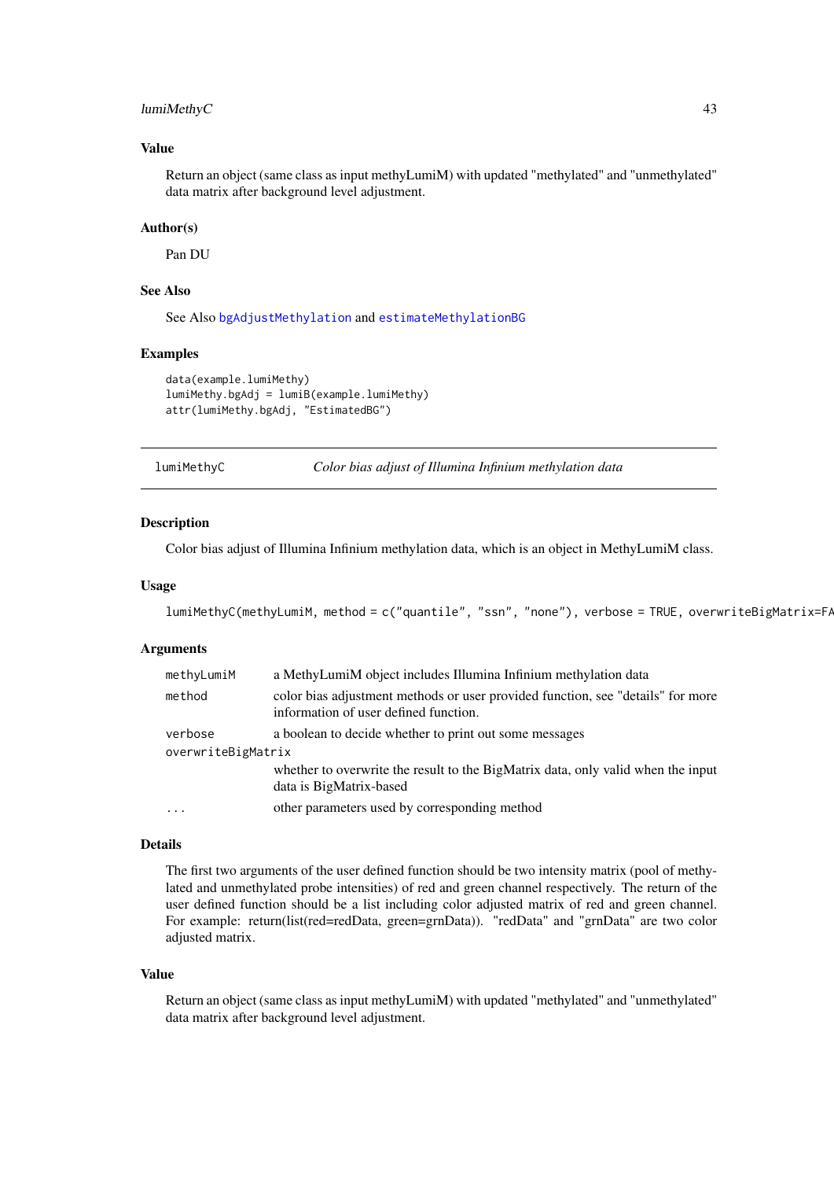### Value

Return an object (same class as input methyLumiM) with updated "methylated" and "unmethylated" data matrix after background level adjustment.

### Author(s)

Pan DU

### See Also

See Also `bgAdjustMethylation` and `estimateMethylationBG`

### Examples

```
data(example.lumiMethy)
lumiMethy.bgAdj = lumiB(example.lumiMethy)
attr(lumiMethy.bgAdj, "EstimatedBG")
```

---

## lumiMethyC — *Color bias adjust of Illumina Infinium methylation data*

### Description

Color bias adjust of Illumina Infinium methylation data, which is an object in MethyLumiM class.

### Usage

```
lumiMethyC(methyLumiM, method = c("quantile", "ssn", "none"), verbose = TRUE, overwriteBigMatrix=FA
```

### Arguments

| | |
|---|---|
| `methyLumiM` | a MethyLumiM object includes Illumina Infinium methylation data |
| `method` | color bias adjustment methods or user provided function, see "details" for more information of user defined function. |
| `verbose` | a boolean to decide whether to print out some messages |
| `overwriteBigMatrix` | whether to overwrite the result to the BigMatrix data, only valid when the input data is BigMatrix-based |
| `...` | other parameters used by corresponding method |

### Details

The first two arguments of the user defined function should be two intensity matrix (pool of methylated and unmethylated probe intensities) of red and green channel respectively. The return of the user defined function should be a list including color adjusted matrix of red and green channel. For example: return(list(red=redData, green=grnData)). "redData" and "grnData" are two color adjusted matrix.

### Value

Return an object (same class as input methyLumiM) with updated "methylated" and "unmethylated" data matrix after background level adjustment.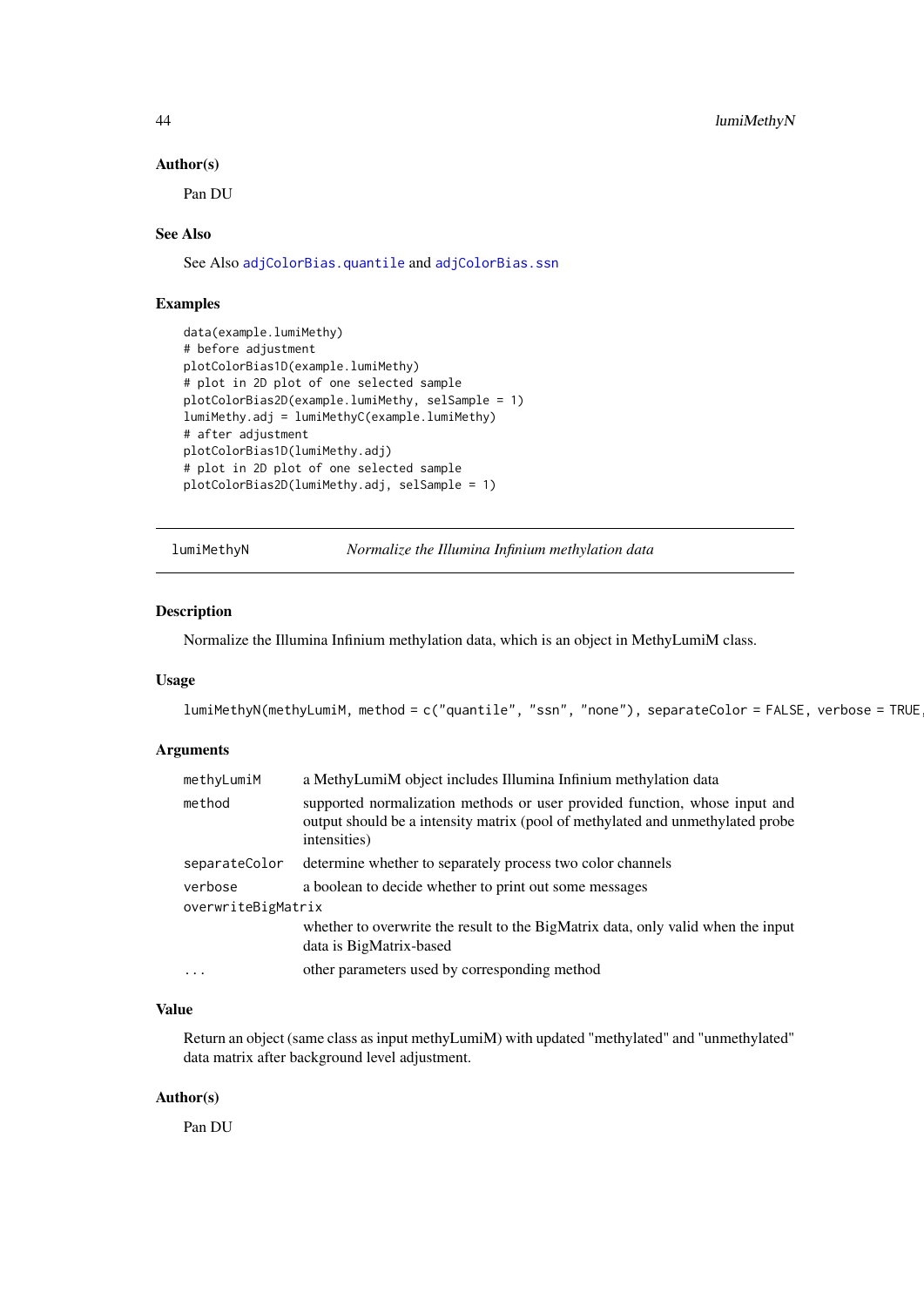### Author(s)

Pan DU

### See Also

See Also `adjColorBias.quantile` and `adjColorBias.ssn`

### Examples

```
data(example.lumiMethy)
# before adjustment
plotColorBias1D(example.lumiMethy)
# plot in 2D plot of one selected sample
plotColorBias2D(example.lumiMethy, selSample = 1)
lumiMethy.adj = lumiMethyC(example.lumiMethy)
# after adjustment
plotColorBias1D(lumiMethy.adj)
# plot in 2D plot of one selected sample
plotColorBias2D(lumiMethy.adj, selSample = 1)
```

---

## lumiMethyN — *Normalize the Illumina Infinium methylation data*

### Description

Normalize the Illumina Infinium methylation data, which is an object in MethyLumiM class.

### Usage

```
lumiMethyN(methyLumiM, method = c("quantile", "ssn", "none"), separateColor = FALSE, verbose = TRUE,
```

### Arguments

| | |
|---|---|
| `methyLumiM` | a MethyLumiM object includes Illumina Infinium methylation data |
| `method` | supported normalization methods or user provided function, whose input and output should be a intensity matrix (pool of methylated and unmethylated probe intensities) |
| `separateColor` | determine whether to separately process two color channels |
| `verbose` | a boolean to decide whether to print out some messages |
| `overwriteBigMatrix` | whether to overwrite the result to the BigMatrix data, only valid when the input data is BigMatrix-based |
| `...` | other parameters used by corresponding method |

### Value

Return an object (same class as input methyLumiM) with updated "methylated" and "unmethylated" data matrix after background level adjustment.

### Author(s)

Pan DU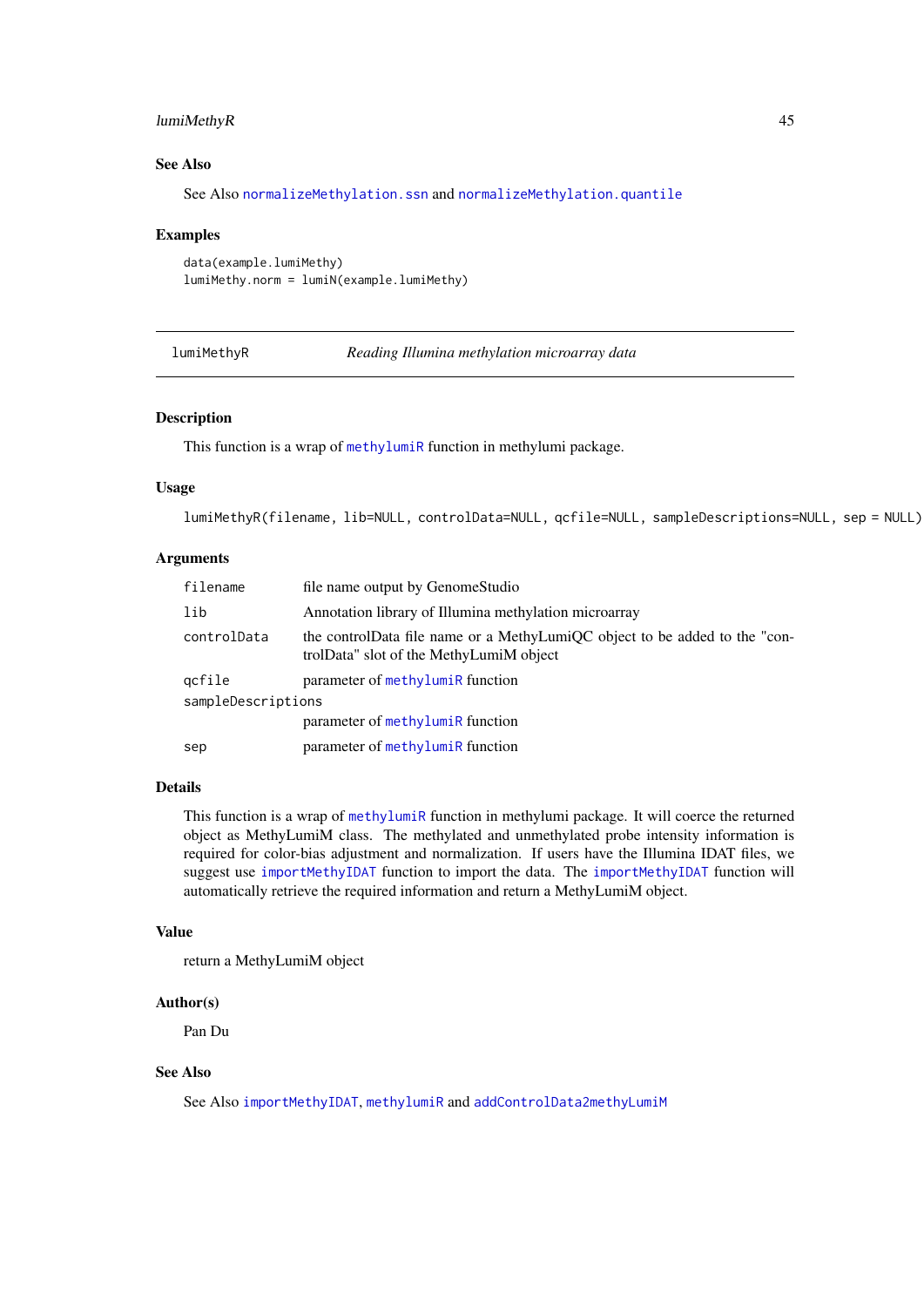### See Also

See Also `normalizeMethylation.ssn` and `normalizeMethylation.quantile`

### Examples

```
data(example.lumiMethy)
lumiMethy.norm = lumiN(example.lumiMethy)
```

---

## lumiMethyR — *Reading Illumina methylation microarray data*

### Description

This function is a wrap of `methylumiR` function in methylumi package.

### Usage

```
lumiMethyR(filename, lib=NULL, controlData=NULL, qcfile=NULL, sampleDescriptions=NULL, sep = NULL)
```

### Arguments

| | |
|---|---|
| `filename` | file name output by GenomeStudio |
| `lib` | Annotation library of Illumina methylation microarray |
| `controlData` | the controlData file name or a MethyLumiQC object to be added to the "controlData" slot of the MethyLumiM object |
| `qcfile` | parameter of `methylumiR` function |
| `sampleDescriptions` | parameter of `methylumiR` function |
| `sep` | parameter of `methylumiR` function |

### Details

This function is a wrap of `methylumiR` function in methylumi package. It will coerce the returned object as MethyLumiM class. The methylated and unmethylated probe intensity information is required for color-bias adjustment and normalization. If users have the Illumina IDAT files, we suggest use `importMethyIDAT` function to import the data. The `importMethyIDAT` function will automatically retrieve the required information and return a MethyLumiM object.

### Value

return a MethyLumiM object

### Author(s)

Pan Du

### See Also

See Also `importMethyIDAT`, `methylumiR` and `addControlData2methyLumiM`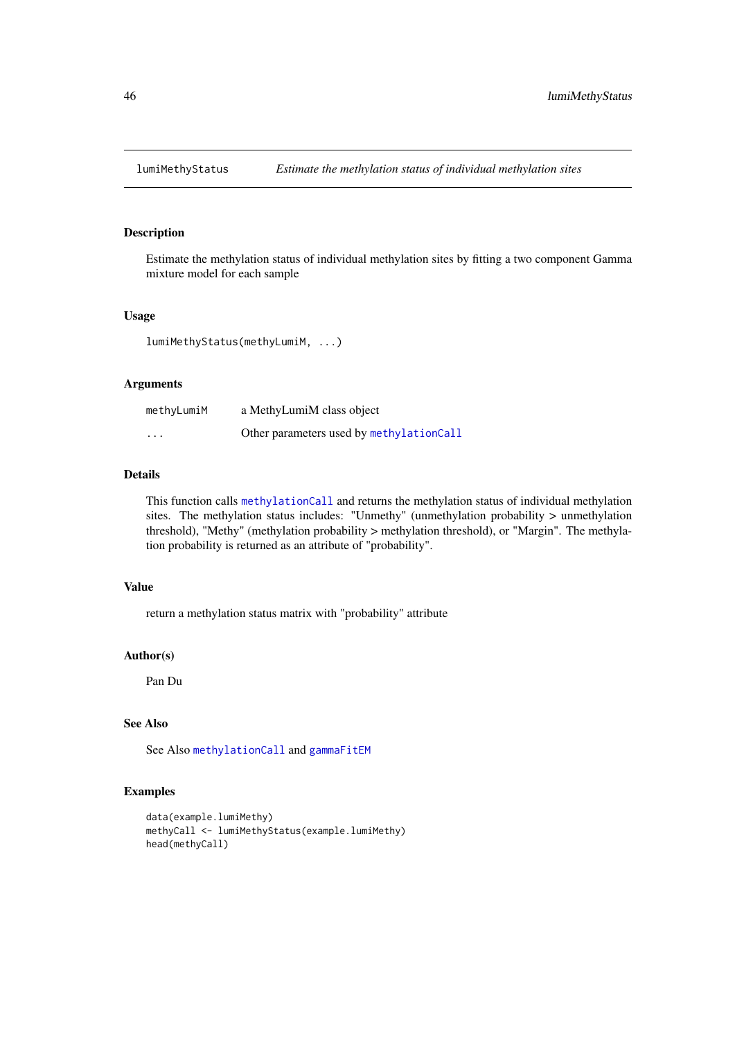lumiMethyStatus — *Estimate the methylation status of individual methylation sites*

## Description

Estimate the methylation status of individual methylation sites by fitting a two component Gamma mixture model for each sample

## Usage

```
lumiMethyStatus(methyLumiM, ...)
```

## Arguments

| | |
|---|---|
| methyLumiM | a MethyLumiM class object |
| ... | Other parameters used by methylationCall |

## Details

This function calls methylationCall and returns the methylation status of individual methylation sites. The methylation status includes: "Unmethy" (unmethylation probability > unmethylation threshold), "Methy" (methylation probability > methylation threshold), or "Margin". The methylation probability is returned as an attribute of "probability".

## Value

return a methylation status matrix with "probability" attribute

## Author(s)

Pan Du

## See Also

See Also methylationCall and gammaFitEM

## Examples

```
data(example.lumiMethy)
methyCall <- lumiMethyStatus(example.lumiMethy)
head(methyCall)
```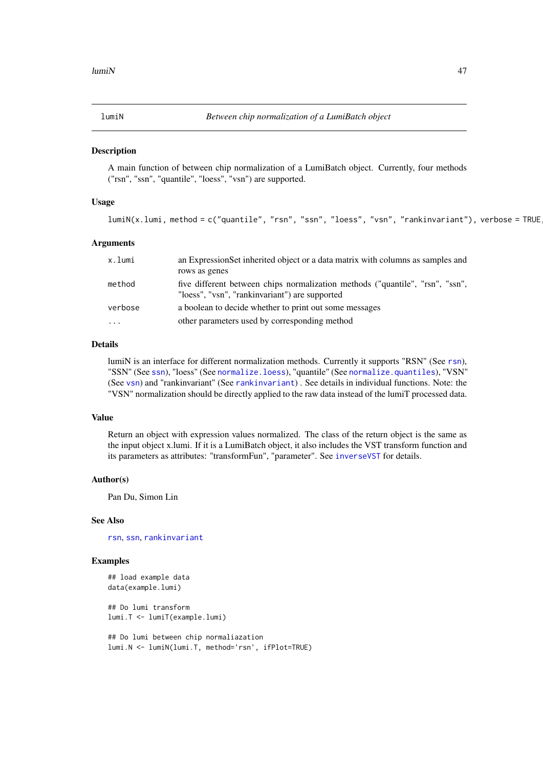lumiN *Between chip normalization of a LumiBatch object*

## Description

A main function of between chip normalization of a LumiBatch object. Currently, four methods ("rsn", "ssn", "quantile", "loess", "vsn") are supported.

## Usage

```
lumiN(x.lumi, method = c("quantile", "rsn", "ssn", "loess", "vsn", "rankinvariant"), verbose = TRUE,
```

## Arguments

| | |
|---|---|
| x.lumi | an ExpressionSet inherited object or a data matrix with columns as samples and rows as genes |
| method | five different between chips normalization methods ("quantile", "rsn", "ssn", "loess", "vsn", "rankinvariant") are supported |
| verbose | a boolean to decide whether to print out some messages |
| ... | other parameters used by corresponding method |

## Details

lumiN is an interface for different normalization methods. Currently it supports "RSN" (See rsn), "SSN" (See ssn), "loess" (See normalize.loess), "quantile" (See normalize.quantiles), "VSN" (See vsn) and "rankinvariant" (See rankinvariant) . See details in individual functions. Note: the "VSN" normalization should be directly applied to the raw data instead of the lumiT processed data.

## Value

Return an object with expression values normalized. The class of the return object is the same as the input object x.lumi. If it is a LumiBatch object, it also includes the VST transform function and its parameters as attributes: "transformFun", "parameter". See inverseVST for details.

## Author(s)

Pan Du, Simon Lin

## See Also

rsn, ssn, rankinvariant

## Examples

```
## load example data
data(example.lumi)

## Do lumi transform
lumi.T <- lumiT(example.lumi)

## Do lumi between chip normaliazation
lumi.N <- lumiN(lumi.T, method='rsn', ifPlot=TRUE)
```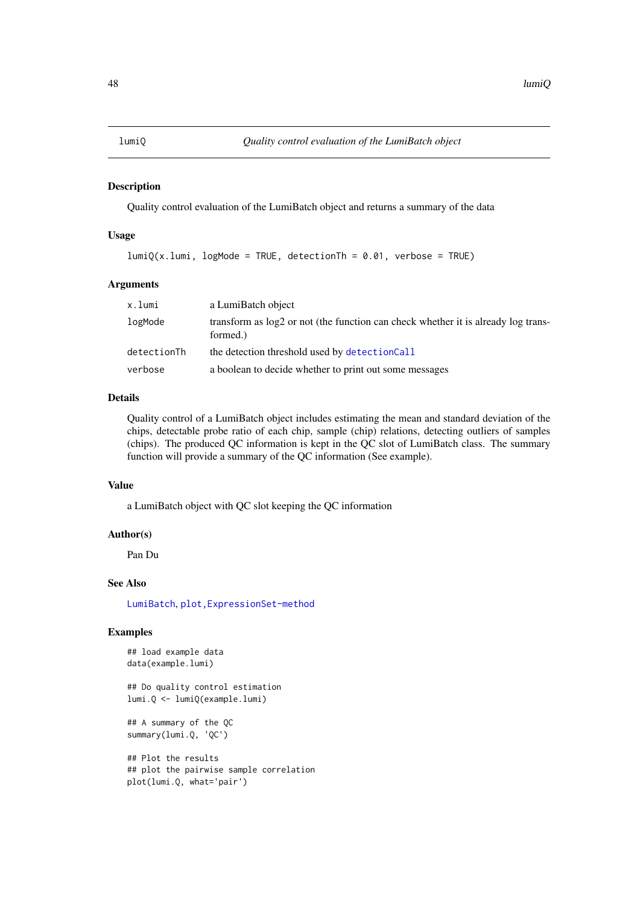lumiQ    *Quality control evaluation of the LumiBatch object*

## Description

Quality control evaluation of the LumiBatch object and returns a summary of the data

## Usage

```
lumiQ(x.lumi, logMode = TRUE, detectionTh = 0.01, verbose = TRUE)
```

## Arguments

| | |
|---|---|
| x.lumi | a LumiBatch object |
| logMode | transform as log2 or not (the function can check whether it is already log transformed.) |
| detectionTh | the detection threshold used by `detectionCall` |
| verbose | a boolean to decide whether to print out some messages |

## Details

Quality control of a LumiBatch object includes estimating the mean and standard deviation of the chips, detectable probe ratio of each chip, sample (chip) relations, detecting outliers of samples (chips). The produced QC information is kept in the QC slot of LumiBatch class. The summary function will provide a summary of the QC information (See example).

## Value

a LumiBatch object with QC slot keeping the QC information

## Author(s)

Pan Du

## See Also

`LumiBatch`, `plot,ExpressionSet-method`

## Examples

```
## load example data
data(example.lumi)

## Do quality control estimation
lumi.Q <- lumiQ(example.lumi)

## A summary of the QC
summary(lumi.Q, 'QC')

## Plot the results
## plot the pairwise sample correlation
plot(lumi.Q, what='pair')
```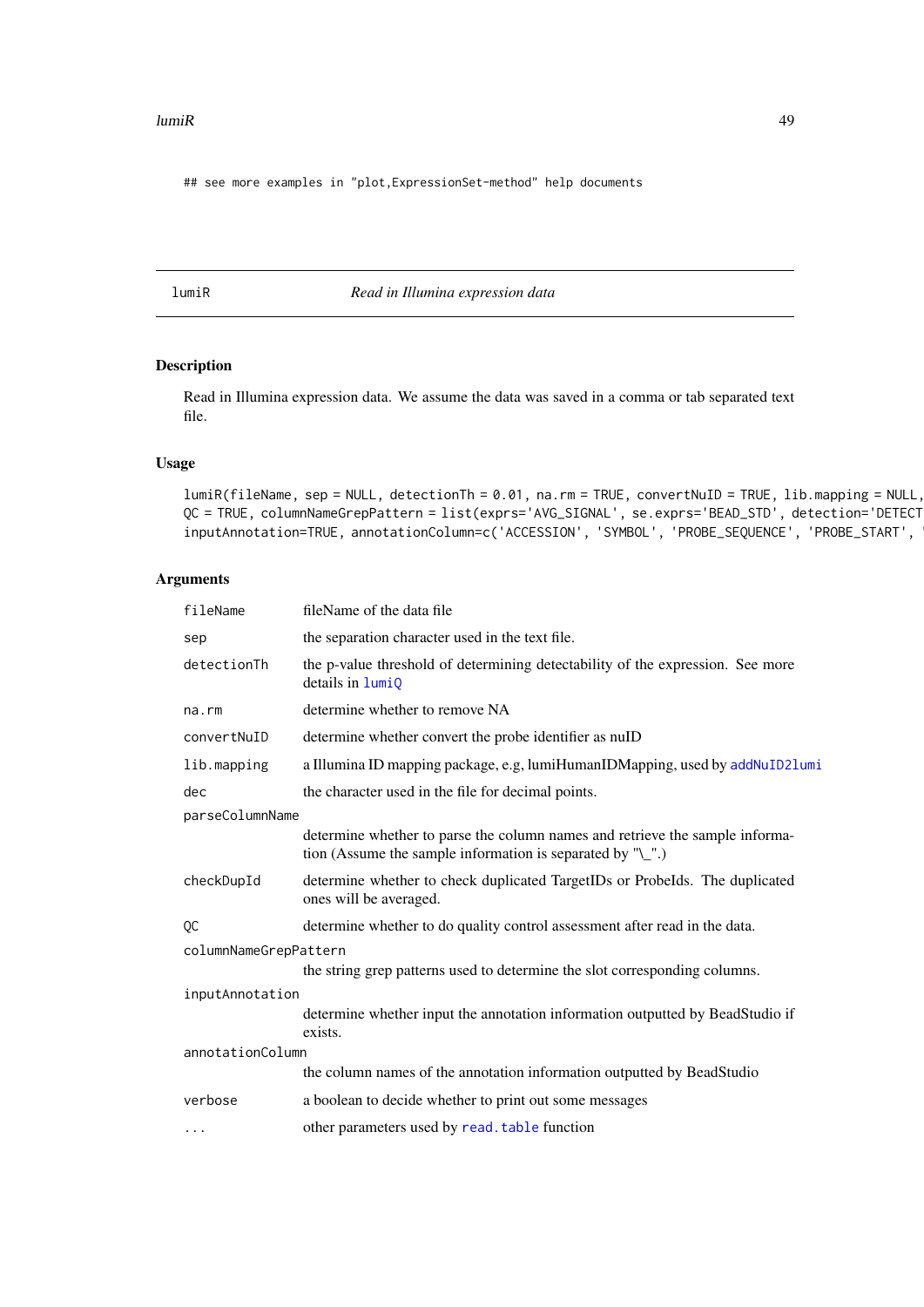```
## see more examples in "plot,ExpressionSet-method" help documents
```

---

lumiR *Read in Illumina expression data*

---

### Description

Read in Illumina expression data. We assume the data was saved in a comma or tab separated text file.

### Usage

```
lumiR(fileName, sep = NULL, detectionTh = 0.01, na.rm = TRUE, convertNuID = TRUE, lib.mapping = NULL,
QC = TRUE, columnNameGrepPattern = list(exprs='AVG_SIGNAL', se.exprs='BEAD_STD', detection='DETECT
inputAnnotation=TRUE, annotationColumn=c('ACCESSION', 'SYMBOL', 'PROBE_SEQUENCE', 'PROBE_START', '
```

### Arguments

- `fileName` fileName of the data file
- `sep` the separation character used in the text file.
- `detectionTh` the p-value threshold of determining detectability of the expression. See more details in `lumiQ`
- `na.rm` determine whether to remove NA
- `convertNuID` determine whether convert the probe identifier as nuID
- `lib.mapping` a Illumina ID mapping package, e.g, lumiHumanIDMapping, used by `addNuID2lumi`
- `dec` the character used in the file for decimal points.
- `parseColumnName` determine whether to parse the column names and retrieve the sample information (Assume the sample information is separated by "\_".)
- `checkDupId` determine whether to check duplicated TargetIDs or ProbeIds. The duplicated ones will be averaged.
- `QC` determine whether to do quality control assessment after read in the data.
- `columnNameGrepPattern` the string grep patterns used to determine the slot corresponding columns.
- `inputAnnotation` determine whether input the annotation information outputted by BeadStudio if exists.
- `annotationColumn` the column names of the annotation information outputted by BeadStudio
- `verbose` a boolean to decide whether to print out some messages
- `...` other parameters used by `read.table` function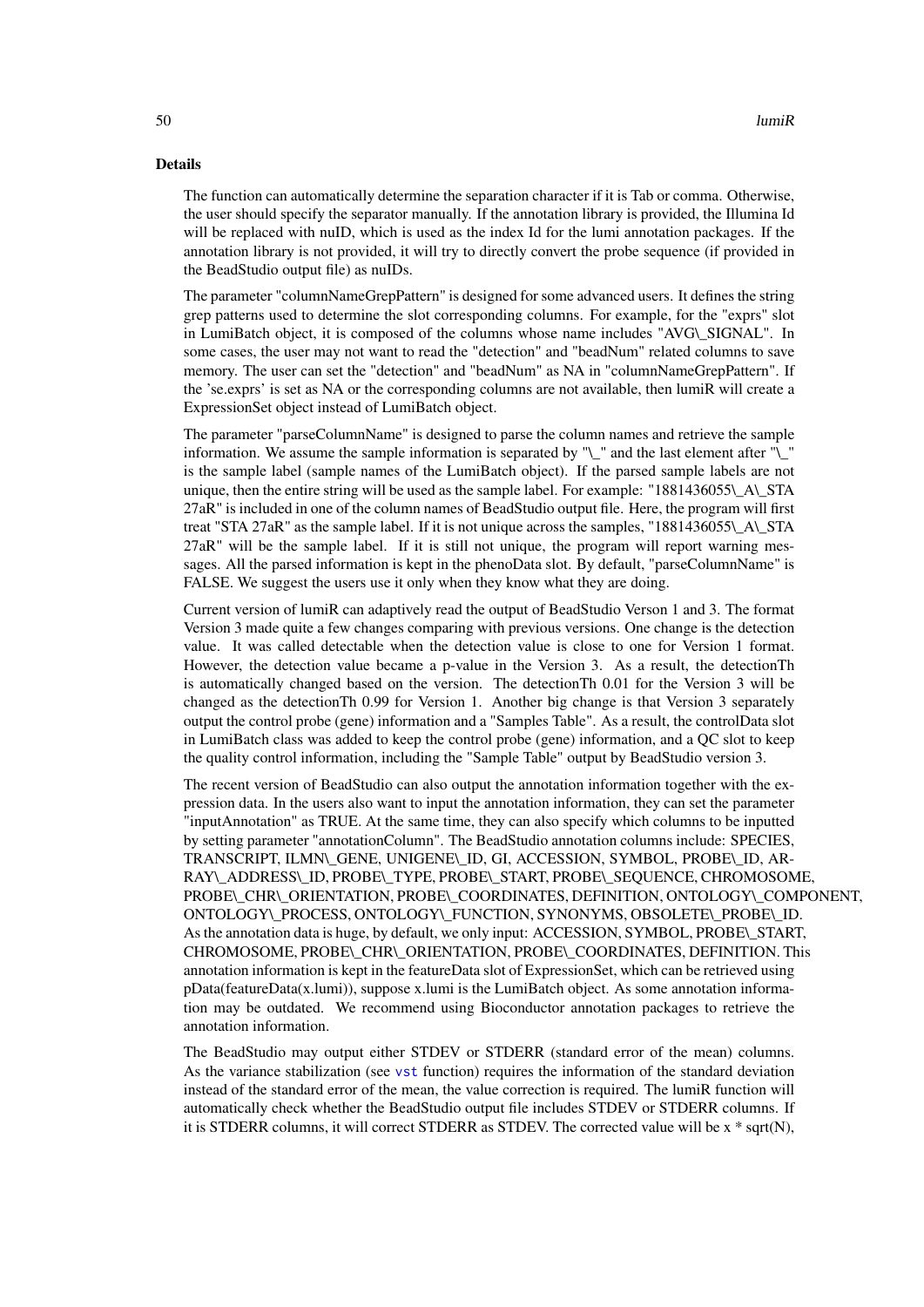### Details

The function can automatically determine the separation character if it is Tab or comma. Otherwise, the user should specify the separator manually. If the annotation library is provided, the Illumina Id will be replaced with nuID, which is used as the index Id for the lumi annotation packages. If the annotation library is not provided, it will try to directly convert the probe sequence (if provided in the BeadStudio output file) as nuIDs.

The parameter "columnNameGrepPattern" is designed for some advanced users. It defines the string grep patterns used to determine the slot corresponding columns. For example, for the "exprs" slot in LumiBatch object, it is composed of the columns whose name includes "AVG\_SIGNAL". In some cases, the user may not want to read the "detection" and "beadNum" related columns to save memory. The user can set the "detection" and "beadNum" as NA in "columnNameGrepPattern". If the 'se.exprs' is set as NA or the corresponding columns are not available, then lumiR will create a ExpressionSet object instead of LumiBatch object.

The parameter "parseColumnName" is designed to parse the column names and retrieve the sample information. We assume the sample information is separated by "\_" and the last element after "\_" is the sample label (sample names of the LumiBatch object). If the parsed sample labels are not unique, then the entire string will be used as the sample label. For example: "1881436055\_A\_STA 27aR" is included in one of the column names of BeadStudio output file. Here, the program will first treat "STA 27aR" as the sample label. If it is not unique across the samples, "1881436055\_A\_STA 27aR" will be the sample label. If it is still not unique, the program will report warning messages. All the parsed information is kept in the phenoData slot. By default, "parseColumnName" is FALSE. We suggest the users use it only when they know what they are doing.

Current version of lumiR can adaptively read the output of BeadStudio Verson 1 and 3. The format Version 3 made quite a few changes comparing with previous versions. One change is the detection value. It was called detectable when the detection value is close to one for Version 1 format. However, the detection value became a p-value in the Version 3. As a result, the detectionTh is automatically changed based on the version. The detectionTh 0.01 for the Version 3 will be changed as the detectionTh 0.99 for Version 1. Another big change is that Version 3 separately output the control probe (gene) information and a "Samples Table". As a result, the controlData slot in LumiBatch class was added to keep the control probe (gene) information, and a QC slot to keep the quality control information, including the "Sample Table" output by BeadStudio version 3.

The recent version of BeadStudio can also output the annotation information together with the expression data. In the users also want to input the annotation information, they can set the parameter "inputAnnotation" as TRUE. At the same time, they can also specify which columns to be inputted by setting parameter "annotationColumn". The BeadStudio annotation columns include: SPECIES, TRANSCRIPT, ILMN\_GENE, UNIGENE\_ID, GI, ACCESSION, SYMBOL, PROBE\_ID, ARRAY\_ADDRESS\_ID, PROBE\_TYPE, PROBE\_START, PROBE\_SEQUENCE, CHROMOSOME, PROBE\_CHR\_ORIENTATION, PROBE\_COORDINATES, DEFINITION, ONTOLOGY\_COMPONENT, ONTOLOGY\_PROCESS, ONTOLOGY\_FUNCTION, SYNONYMS, OBSOLETE\_PROBE\_ID. As the annotation data is huge, by default, we only input: ACCESSION, SYMBOL, PROBE\_START, CHROMOSOME, PROBE\_CHR\_ORIENTATION, PROBE\_COORDINATES, DEFINITION. This annotation information is kept in the featureData slot of ExpressionSet, which can be retrieved using pData(featureData(x.lumi)), suppose x.lumi is the LumiBatch object. As some annotation information may be outdated. We recommend using Bioconductor annotation packages to retrieve the annotation information.

The BeadStudio may output either STDEV or STDERR (standard error of the mean) columns. As the variance stabilization (see vst function) requires the information of the standard deviation instead of the standard error of the mean, the value correction is required. The lumiR function will automatically check whether the BeadStudio output file includes STDEV or STDERR columns. If it is STDERR columns, it will correct STDERR as STDEV. The corrected value will be x * sqrt(N),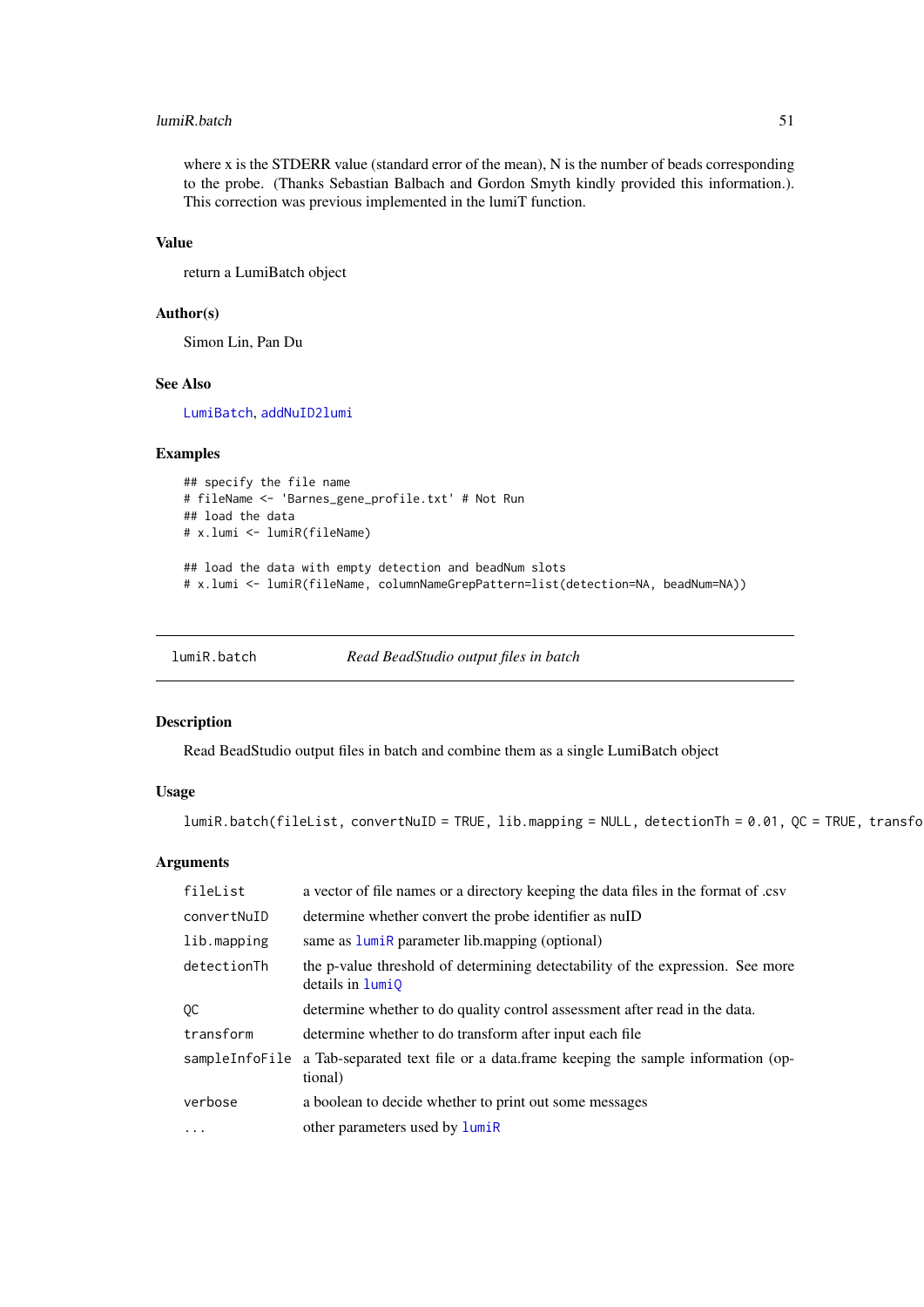where x is the STDERR value (standard error of the mean), N is the number of beads corresponding to the probe. (Thanks Sebastian Balbach and Gordon Smyth kindly provided this information.). This correction was previous implemented in the lumiT function.

### Value

return a LumiBatch object

### Author(s)

Simon Lin, Pan Du

### See Also

LumiBatch, addNuID2lumi

### Examples

```
## specify the file name
# fileName <- 'Barnes_gene_profile.txt' # Not Run
## load the data
# x.lumi <- lumiR(fileName)

## load the data with empty detection and beadNum slots
# x.lumi <- lumiR(fileName, columnNameGrepPattern=list(detection=NA, beadNum=NA))
```

---

## lumiR.batch — *Read BeadStudio output files in batch*

### Description

Read BeadStudio output files in batch and combine them as a single LumiBatch object

### Usage

```
lumiR.batch(fileList, convertNuID = TRUE, lib.mapping = NULL, detectionTh = 0.01, QC = TRUE, transfo
```

### Arguments

| | |
|---|---|
| fileList | a vector of file names or a directory keeping the data files in the format of .csv |
| convertNuID | determine whether convert the probe identifier as nuID |
| lib.mapping | same as lumiR parameter lib.mapping (optional) |
| detectionTh | the p-value threshold of determining detectability of the expression. See more details in lumiQ |
| QC | determine whether to do quality control assessment after read in the data. |
| transform | determine whether to do transform after input each file |
| sampleInfoFile | a Tab-separated text file or a data.frame keeping the sample information (optional) |
| verbose | a boolean to decide whether to print out some messages |
| ... | other parameters used by lumiR |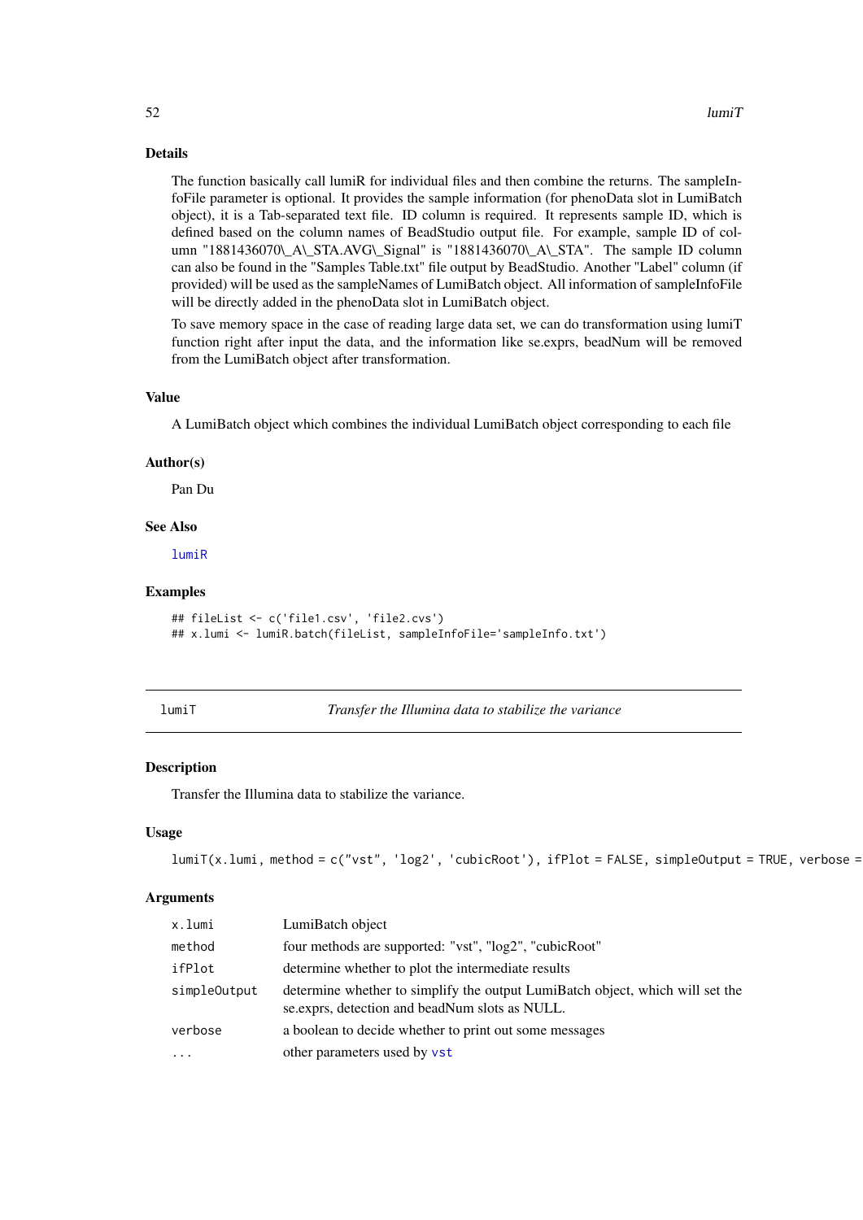### Details

The function basically call lumiR for individual files and then combine the returns. The sampleInfoFile parameter is optional. It provides the sample information (for phenoData slot in LumiBatch object), it is a Tab-separated text file. ID column is required. It represents sample ID, which is defined based on the column names of BeadStudio output file. For example, sample ID of column "1881436070\_A\_STA.AVG\_Signal" is "1881436070\_A\_STA". The sample ID column can also be found in the "Samples Table.txt" file output by BeadStudio. Another "Label" column (if provided) will be used as the sampleNames of LumiBatch object. All information of sampleInfoFile will be directly added in the phenoData slot in LumiBatch object.

To save memory space in the case of reading large data set, we can do transformation using lumiT function right after input the data, and the information like se.exprs, beadNum will be removed from the LumiBatch object after transformation.

### Value

A LumiBatch object which combines the individual LumiBatch object corresponding to each file

### Author(s)

Pan Du

### See Also

lumiR

### Examples

```
## fileList <- c('file1.csv', 'file2.cvs')
## x.lumi <- lumiR.batch(fileList, sampleInfoFile='sampleInfo.txt')
```

---

## lumiT — *Transfer the Illumina data to stabilize the variance*

### Description

Transfer the Illumina data to stabilize the variance.

### Usage

```
lumiT(x.lumi, method = c("vst", 'log2', 'cubicRoot'), ifPlot = FALSE, simpleOutput = TRUE, verbose =
```

### Arguments

| | |
|---|---|
| x.lumi | LumiBatch object |
| method | four methods are supported: "vst", "log2", "cubicRoot" |
| ifPlot | determine whether to plot the intermediate results |
| simpleOutput | determine whether to simplify the output LumiBatch object, which will set the se.exprs, detection and beadNum slots as NULL. |
| verbose | a boolean to decide whether to print out some messages |
| ... | other parameters used by vst |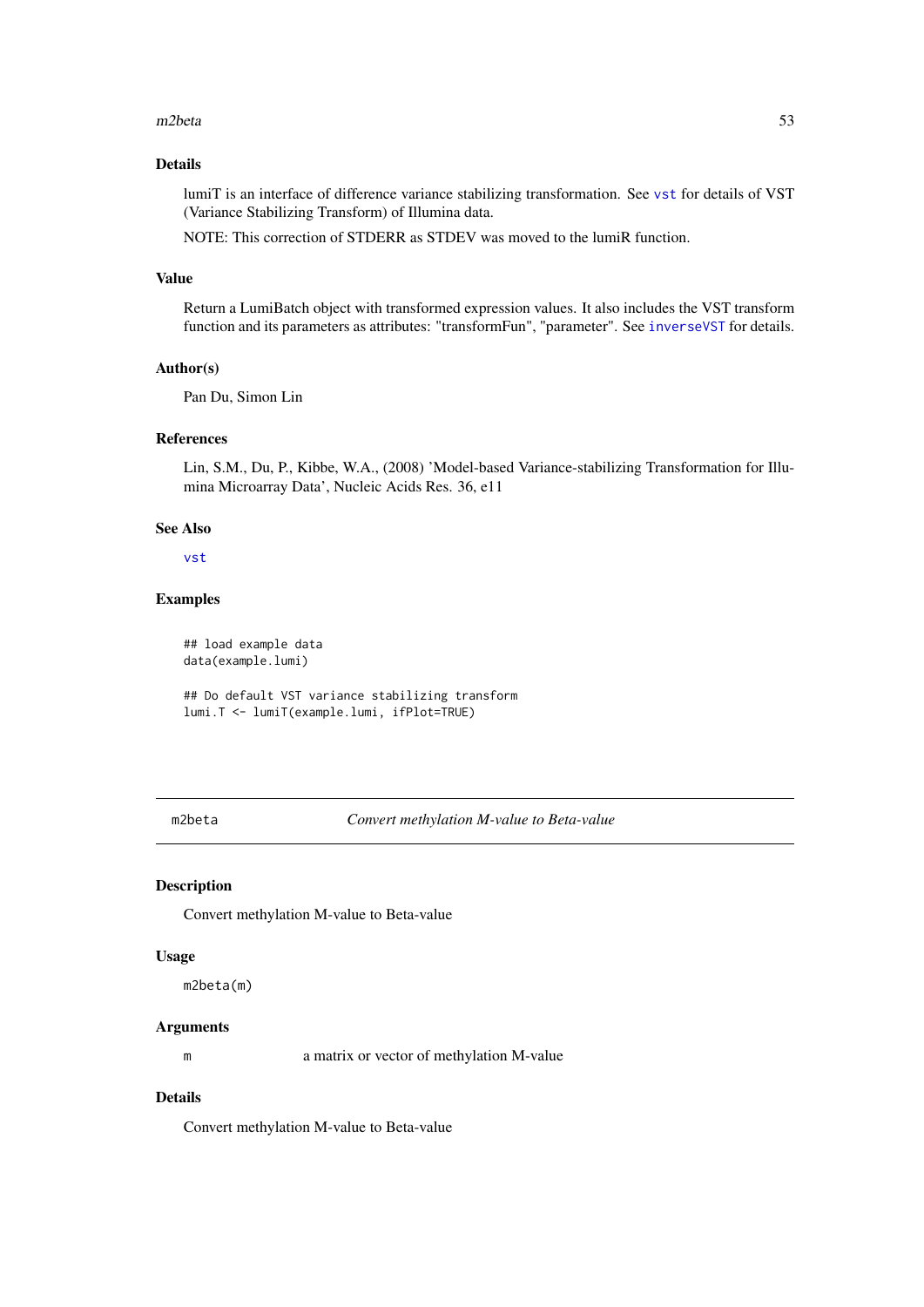### Details

lumiT is an interface of difference variance stabilizing transformation. See vst for details of VST (Variance Stabilizing Transform) of Illumina data.

NOTE: This correction of STDERR as STDEV was moved to the lumiR function.

### Value

Return a LumiBatch object with transformed expression values. It also includes the VST transform function and its parameters as attributes: "transformFun", "parameter". See inverseVST for details.

### Author(s)

Pan Du, Simon Lin

### References

Lin, S.M., Du, P., Kibbe, W.A., (2008) 'Model-based Variance-stabilizing Transformation for Illumina Microarray Data', Nucleic Acids Res. 36, e11

### See Also

vst

### Examples

```
## load example data
data(example.lumi)

## Do default VST variance stabilizing transform
lumi.T <- lumiT(example.lumi, ifPlot=TRUE)
```

---

## m2beta — *Convert methylation M-value to Beta-value*

### Description

Convert methylation M-value to Beta-value

### Usage

```
m2beta(m)
```

### Arguments

| | |
|---|---|
| m | a matrix or vector of methylation M-value |

### Details

Convert methylation M-value to Beta-value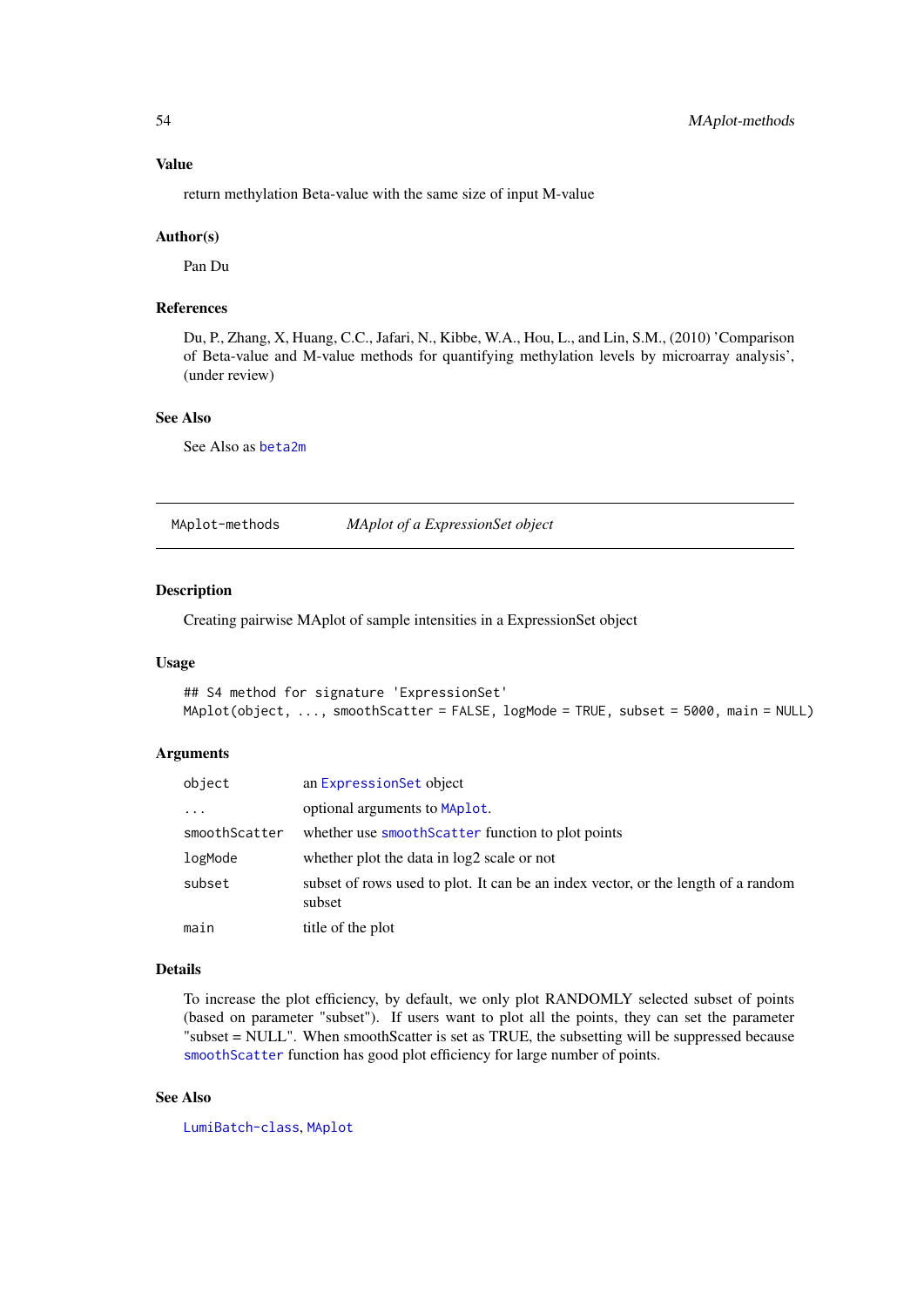### Value

return methylation Beta-value with the same size of input M-value

### Author(s)

Pan Du

### References

Du, P., Zhang, X, Huang, C.C., Jafari, N., Kibbe, W.A., Hou, L., and Lin, S.M., (2010) 'Comparison of Beta-value and M-value methods for quantifying methylation levels by microarray analysis', (under review)

### See Also

See Also as beta2m

---

## MAplot-methods — *MAplot of a ExpressionSet object*

---

### Description

Creating pairwise MAplot of sample intensities in a ExpressionSet object

### Usage

```
## S4 method for signature 'ExpressionSet'
MAplot(object, ..., smoothScatter = FALSE, logMode = TRUE, subset = 5000, main = NULL)
```

### Arguments

| | |
|---|---|
| `object` | an ExpressionSet object |
| `...` | optional arguments to MAplot. |
| `smoothScatter` | whether use smoothScatter function to plot points |
| `logMode` | whether plot the data in log2 scale or not |
| `subset` | subset of rows used to plot. It can be an index vector, or the length of a random subset |
| `main` | title of the plot |

### Details

To increase the plot efficiency, by default, we only plot RANDOMLY selected subset of points (based on parameter "subset"). If users want to plot all the points, they can set the parameter "subset = NULL". When smoothScatter is set as TRUE, the subsetting will be suppressed because smoothScatter function has good plot efficiency for large number of points.

### See Also

LumiBatch-class, MAplot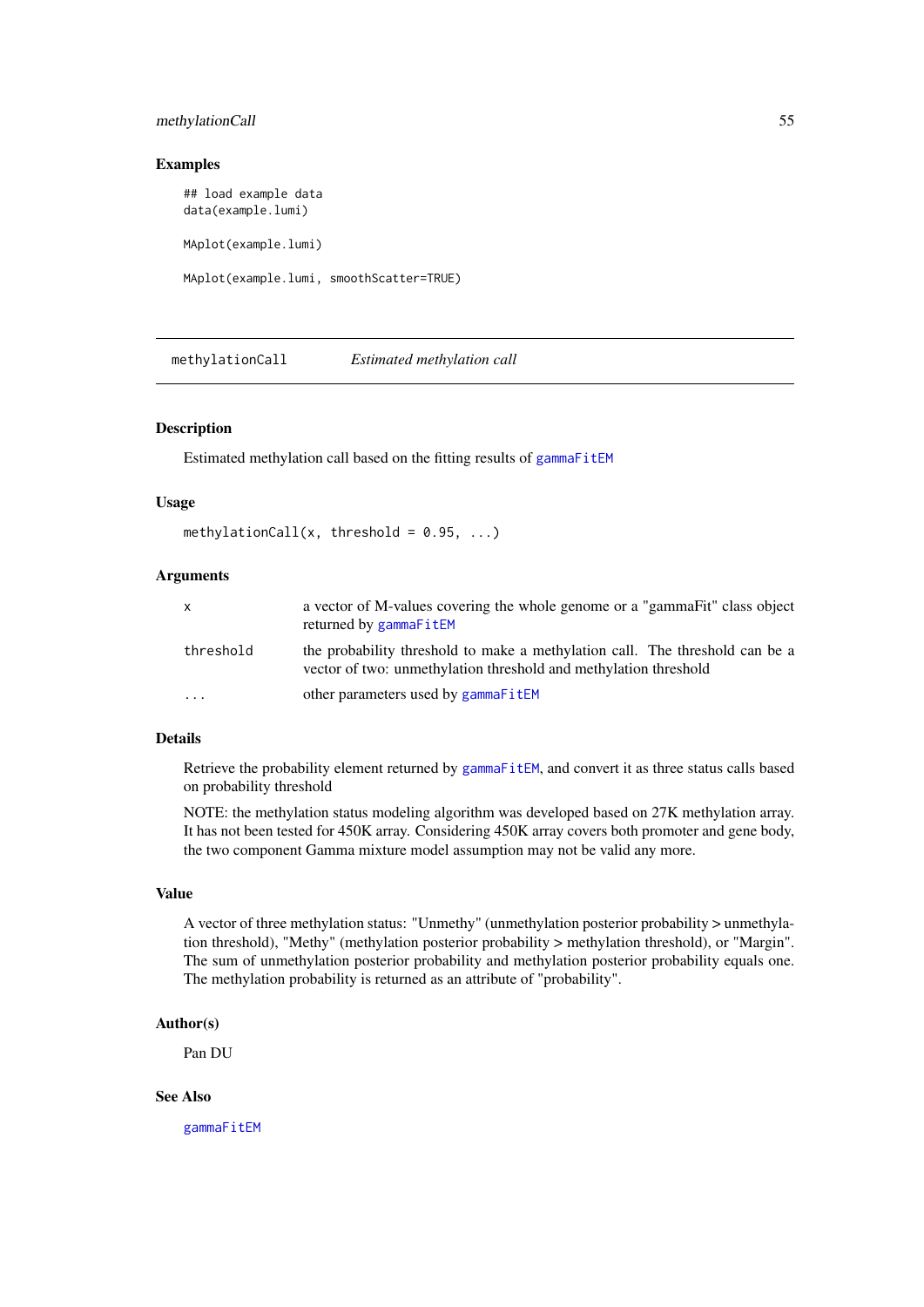## Examples

```
## load example data
data(example.lumi)

MAplot(example.lumi)

MAplot(example.lumi, smoothScatter=TRUE)
```

---

# methylationCall *Estimated methylation call*

---

## Description

Estimated methylation call based on the fitting results of gammaFitEM

## Usage

```
methylationCall(x, threshold = 0.95, ...)
```

## Arguments

| | |
|---|---|
| x | a vector of M-values covering the whole genome or a "gammaFit" class object returned by gammaFitEM |
| threshold | the probability threshold to make a methylation call. The threshold can be a vector of two: unmethylation threshold and methylation threshold |
| ... | other parameters used by gammaFitEM |

## Details

Retrieve the probability element returned by gammaFitEM, and convert it as three status calls based on probability threshold

NOTE: the methylation status modeling algorithm was developed based on 27K methylation array. It has not been tested for 450K array. Considering 450K array covers both promoter and gene body, the two component Gamma mixture model assumption may not be valid any more.

## Value

A vector of three methylation status: "Unmethy" (unmethylation posterior probability > unmethylation threshold), "Methy" (methylation posterior probability > methylation threshold), or "Margin". The sum of unmethylation posterior probability and methylation posterior probability equals one. The methylation probability is returned as an attribute of "probability".

## Author(s)

Pan DU

## See Also

gammaFitEM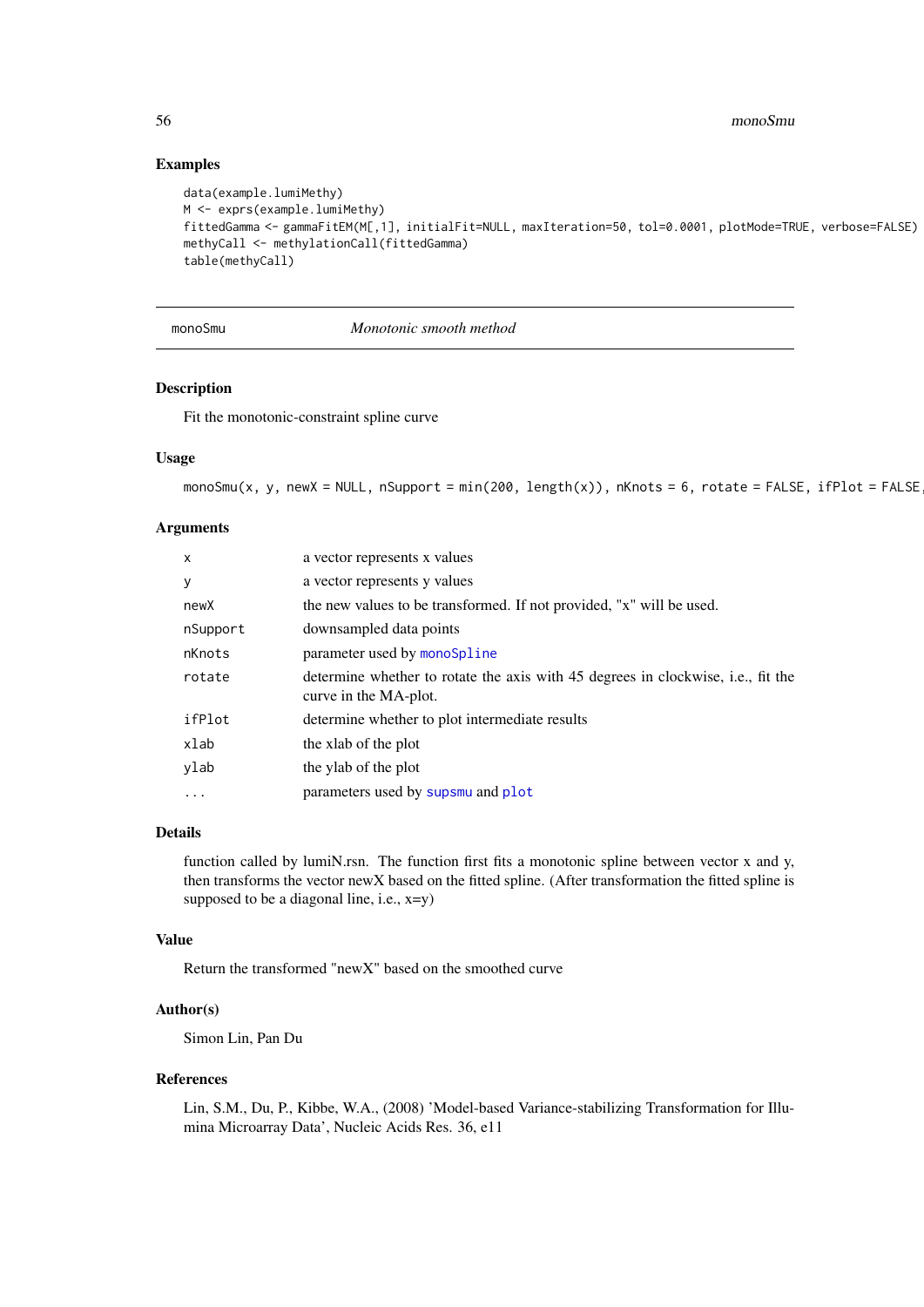### Examples

```
data(example.lumiMethy)
M <- exprs(example.lumiMethy)
fittedGamma <- gammaFitEM(M[,1], initialFit=NULL, maxIteration=50, tol=0.0001, plotMode=TRUE, verbose=FALSE)
methyCall <- methylationCall(fittedGamma)
table(methyCall)
```

---

monoSmu — *Monotonic smooth method*

---

### Description

Fit the monotonic-constraint spline curve

### Usage

```
monoSmu(x, y, newX = NULL, nSupport = min(200, length(x)), nKnots = 6, rotate = FALSE, ifPlot = FALSE,
```

### Arguments

| | |
|---|---|
| x | a vector represents x values |
| y | a vector represents y values |
| newX | the new values to be transformed. If not provided, "x" will be used. |
| nSupport | downsampled data points |
| nKnots | parameter used by monoSpline |
| rotate | determine whether to rotate the axis with 45 degrees in clockwise, i.e., fit the curve in the MA-plot. |
| ifPlot | determine whether to plot intermediate results |
| xlab | the xlab of the plot |
| ylab | the ylab of the plot |
| ... | parameters used by supsmu and plot |

### Details

function called by lumiN.rsn. The function first fits a monotonic spline between vector x and y, then transforms the vector newX based on the fitted spline. (After transformation the fitted spline is supposed to be a diagonal line, i.e., x=y)

### Value

Return the transformed "newX" based on the smoothed curve

### Author(s)

Simon Lin, Pan Du

### References

Lin, S.M., Du, P., Kibbe, W.A., (2008) 'Model-based Variance-stabilizing Transformation for Illumina Microarray Data', Nucleic Acids Res. 36, e11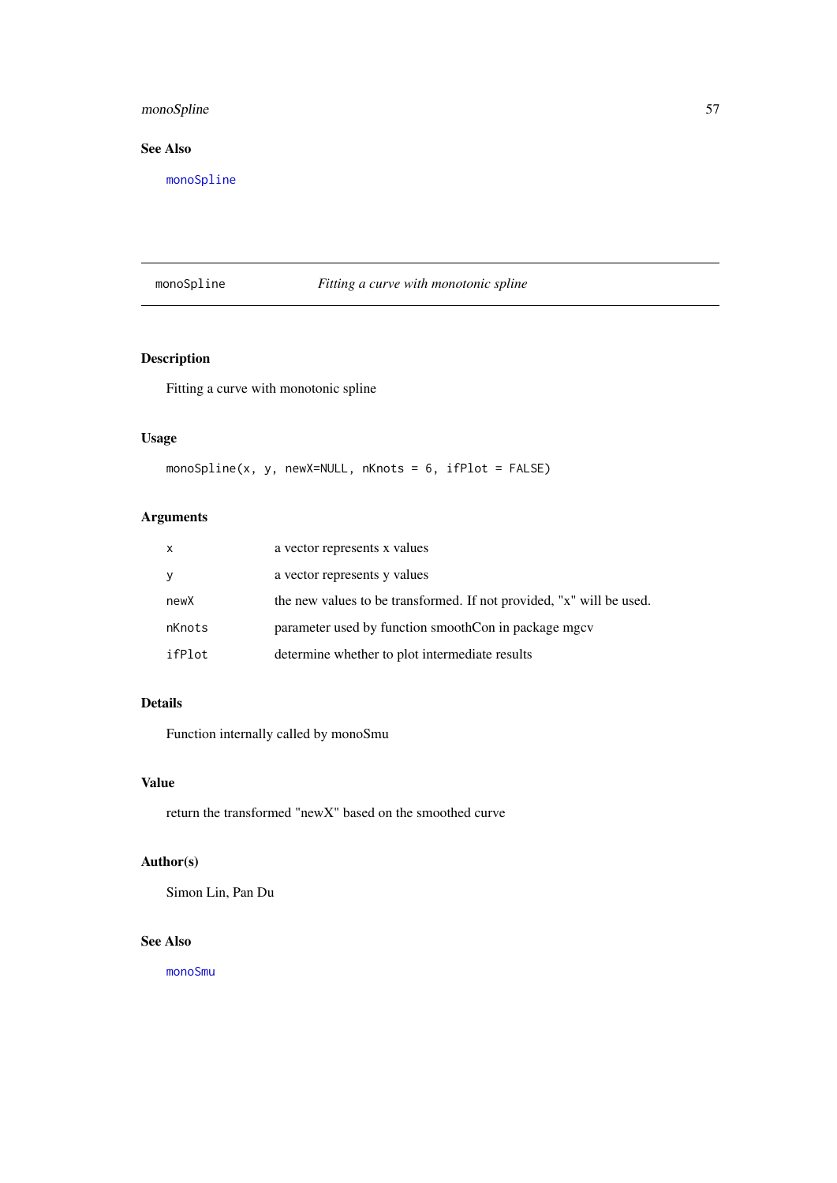## See Also

monoSpline

---

monoSpline — *Fitting a curve with monotonic spline*

---

### Description

Fitting a curve with monotonic spline

### Usage

```
monoSpline(x, y, newX=NULL, nKnots = 6, ifPlot = FALSE)
```

### Arguments

| | |
|---|---|
| x | a vector represents x values |
| y | a vector represents y values |
| newX | the new values to be transformed. If not provided, "x" will be used. |
| nKnots | parameter used by function smoothCon in package mgcv |
| ifPlot | determine whether to plot intermediate results |

### Details

Function internally called by monoSmu

### Value

return the transformed "newX" based on the smoothed curve

### Author(s)

Simon Lin, Pan Du

### See Also

monoSmu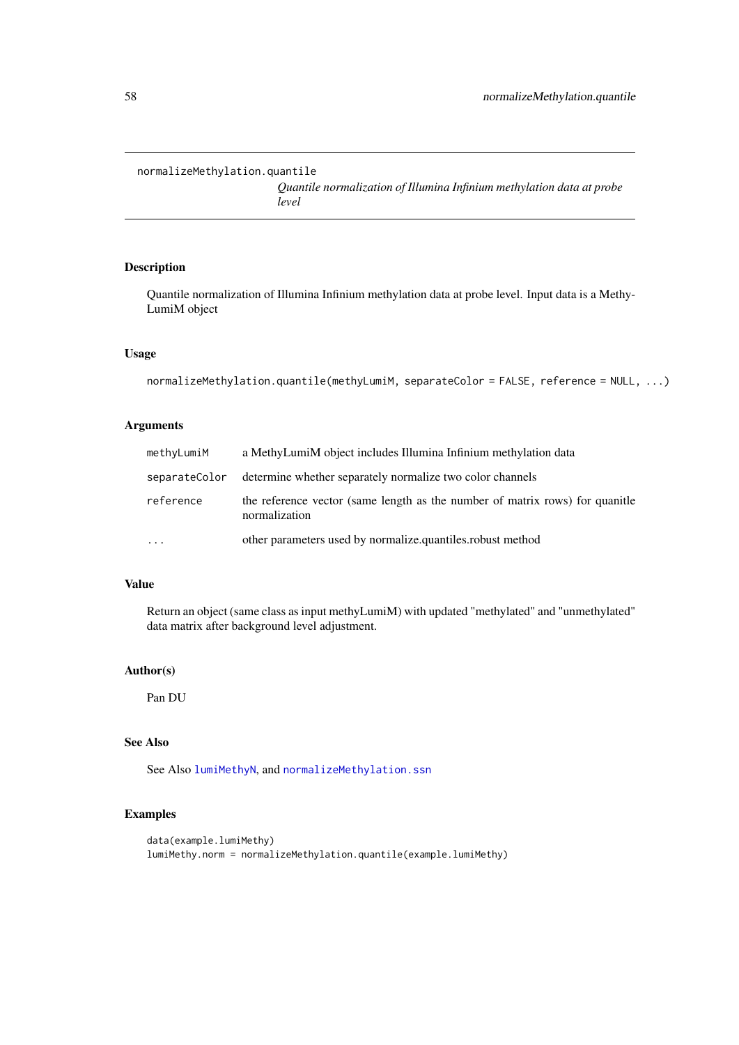normalizeMethylation.quantile

*Quantile normalization of Illumina Infinium methylation data at probe level*

## Description

Quantile normalization of Illumina Infinium methylation data at probe level. Input data is a MethyLumiM object

## Usage

```
normalizeMethylation.quantile(methyLumiM, separateColor = FALSE, reference = NULL, ...)
```

## Arguments

| | |
|---|---|
| methyLumiM | a MethyLumiM object includes Illumina Infinium methylation data |
| separateColor | determine whether separately normalize two color channels |
| reference | the reference vector (same length as the number of matrix rows) for quanitle normalization |
| ... | other parameters used by normalize.quantiles.robust method |

## Value

Return an object (same class as input methyLumiM) with updated "methylated" and "unmethylated" data matrix after background level adjustment.

## Author(s)

Pan DU

## See Also

See Also lumiMethyN, and normalizeMethylation.ssn

## Examples

```
data(example.lumiMethy)
lumiMethy.norm = normalizeMethylation.quantile(example.lumiMethy)
```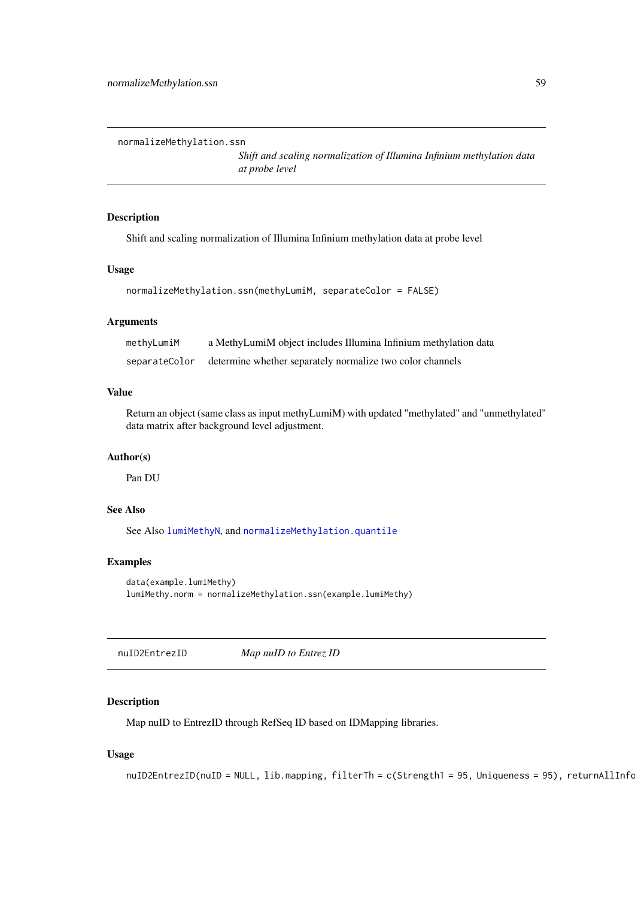## normalizeMethylation.ssn — *Shift and scaling normalization of Illumina Infinium methylation data at probe level*

### Description

Shift and scaling normalization of Illumina Infinium methylation data at probe level

### Usage

```
normalizeMethylation.ssn(methyLumiM, separateColor = FALSE)
```

### Arguments

| | |
|---|---|
| methyLumiM | a MethyLumiM object includes Illumina Infinium methylation data |
| separateColor | determine whether separately normalize two color channels |

### Value

Return an object (same class as input methyLumiM) with updated "methylated" and "unmethylated" data matrix after background level adjustment.

### Author(s)

Pan DU

### See Also

See Also lumiMethyN, and normalizeMethylation.quantile

### Examples

```
data(example.lumiMethy)
lumiMethy.norm = normalizeMethylation.ssn(example.lumiMethy)
```

## nuID2EntrezID — *Map nuID to Entrez ID*

### Description

Map nuID to EntrezID through RefSeq ID based on IDMapping libraries.

### Usage

```
nuID2EntrezID(nuID = NULL, lib.mapping, filterTh = c(Strength1 = 95, Uniqueness = 95), returnAllInfo
```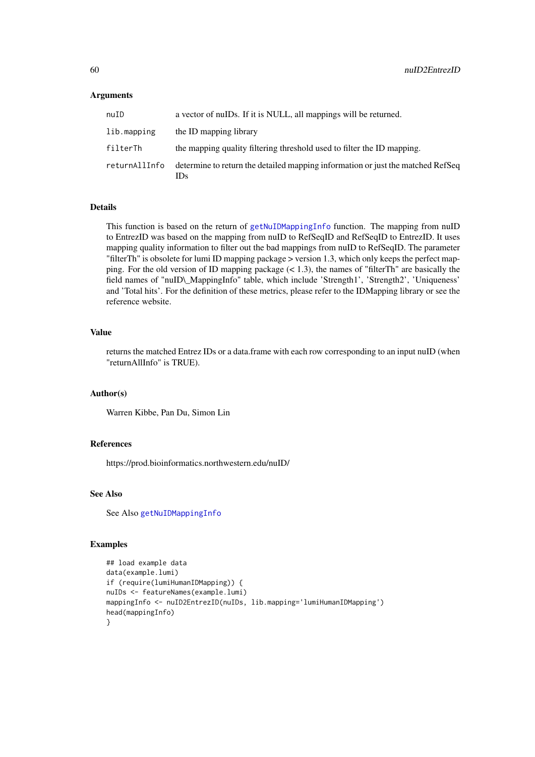### Arguments

| | |
|---|---|
| `nuID` | a vector of nuIDs. If it is NULL, all mappings will be returned. |
| `lib.mapping` | the ID mapping library |
| `filterTh` | the mapping quality filtering threshold used to filter the ID mapping. |
| `returnAllInfo` | determine to return the detailed mapping information or just the matched RefSeq IDs |

### Details

This function is based on the return of `getNuIDMappingInfo` function. The mapping from nuID to EntrezID was based on the mapping from nuID to RefSeqID and RefSeqID to EntrezID. It uses mapping quality information to filter out the bad mappings from nuID to RefSeqID. The parameter "filterTh" is obsolete for lumi ID mapping package > version 1.3, which only keeps the perfect mapping. For the old version of ID mapping package (< 1.3), the names of "filterTh" are basically the field names of "nuID\_MappingInfo" table, which include 'Strength1', 'Strength2', 'Uniqueness' and 'Total hits'. For the definition of these metrics, please refer to the IDMapping library or see the reference website.

### Value

returns the matched Entrez IDs or a data.frame with each row corresponding to an input nuID (when "returnAllInfo" is TRUE).

### Author(s)

Warren Kibbe, Pan Du, Simon Lin

### References

https://prod.bioinformatics.northwestern.edu/nuID/

### See Also

See Also `getNuIDMappingInfo`

### Examples

```
## load example data
data(example.lumi)
if (require(lumiHumanIDMapping)) {
nuIDs <- featureNames(example.lumi)
mappingInfo <- nuID2EntrezID(nuIDs, lib.mapping='lumiHumanIDMapping')
head(mappingInfo)
}
```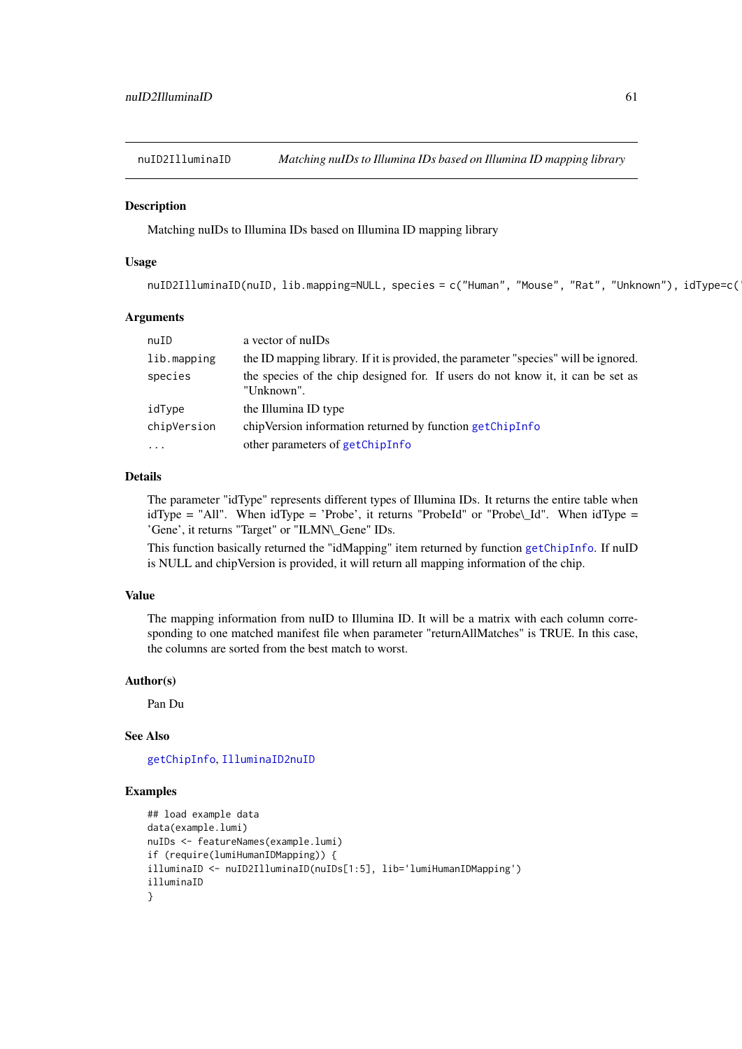## nuID2IlluminaID — *Matching nuIDs to Illumina IDs based on Illumina ID mapping library*

### Description

Matching nuIDs to Illumina IDs based on Illumina ID mapping library

### Usage

```
nuID2IlluminaID(nuID, lib.mapping=NULL, species = c("Human", "Mouse", "Rat", "Unknown"), idType=c('
```

### Arguments

| | |
|---|---|
| nuID | a vector of nuIDs |
| lib.mapping | the ID mapping library. If it is provided, the parameter "species" will be ignored. |
| species | the species of the chip designed for. If users do not know it, it can be set as "Unknown". |
| idType | the Illumina ID type |
| chipVersion | chipVersion information returned by function getChipInfo |
| ... | other parameters of getChipInfo |

### Details

The parameter "idType" represents different types of Illumina IDs. It returns the entire table when idType = "All". When idType = 'Probe', it returns "ProbeId" or "Probe\_Id". When idType = 'Gene', it returns "Target" or "ILMN\_Gene" IDs.

This function basically returned the "idMapping" item returned by function getChipInfo. If nuID is NULL and chipVersion is provided, it will return all mapping information of the chip.

### Value

The mapping information from nuID to Illumina ID. It will be a matrix with each column corresponding to one matched manifest file when parameter "returnAllMatches" is TRUE. In this case, the columns are sorted from the best match to worst.

### Author(s)

Pan Du

### See Also

getChipInfo, IlluminaID2nuID

### Examples

```
## load example data
data(example.lumi)
nuIDs <- featureNames(example.lumi)
if (require(lumiHumanIDMapping)) {
illuminaID <- nuID2IlluminaID(nuIDs[1:5], lib='lumiHumanIDMapping')
illuminaID
}
```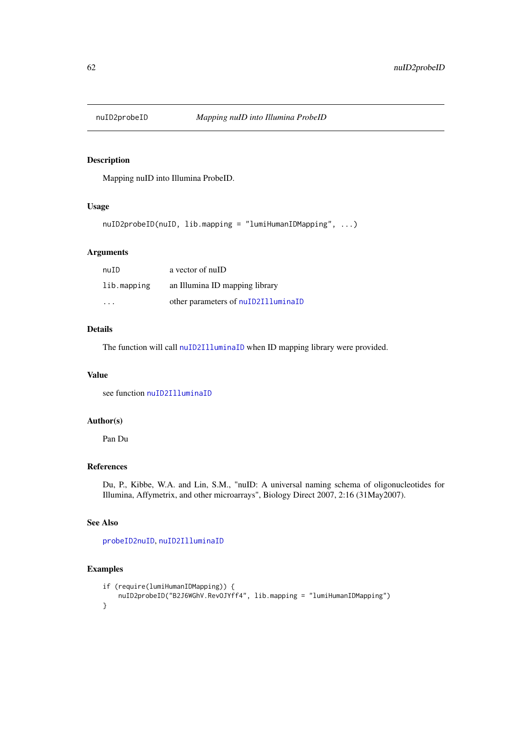# nuID2probeID — *Mapping nuID into Illumina ProbeID*

## Description

Mapping nuID into Illumina ProbeID.

## Usage

```
nuID2probeID(nuID, lib.mapping = "lumiHumanIDMapping", ...)
```

## Arguments

| | |
|---|---|
| `nuID` | a vector of nuID |
| `lib.mapping` | an Illumina ID mapping library |
| `...` | other parameters of `nuID2IlluminaID` |

## Details

The function will call `nuID2IlluminaID` when ID mapping library were provided.

## Value

see function `nuID2IlluminaID`

## Author(s)

Pan Du

## References

Du, P., Kibbe, W.A. and Lin, S.M., "nuID: A universal naming schema of oligonucleotides for Illumina, Affymetrix, and other microarrays", Biology Direct 2007, 2:16 (31May2007).

## See Also

`probeID2nuID`, `nuID2IlluminaID`

## Examples

```
if (require(lumiHumanIDMapping)) {
    nuID2probeID("B2J6WGhV.RevOJYff4", lib.mapping = "lumiHumanIDMapping")
}
```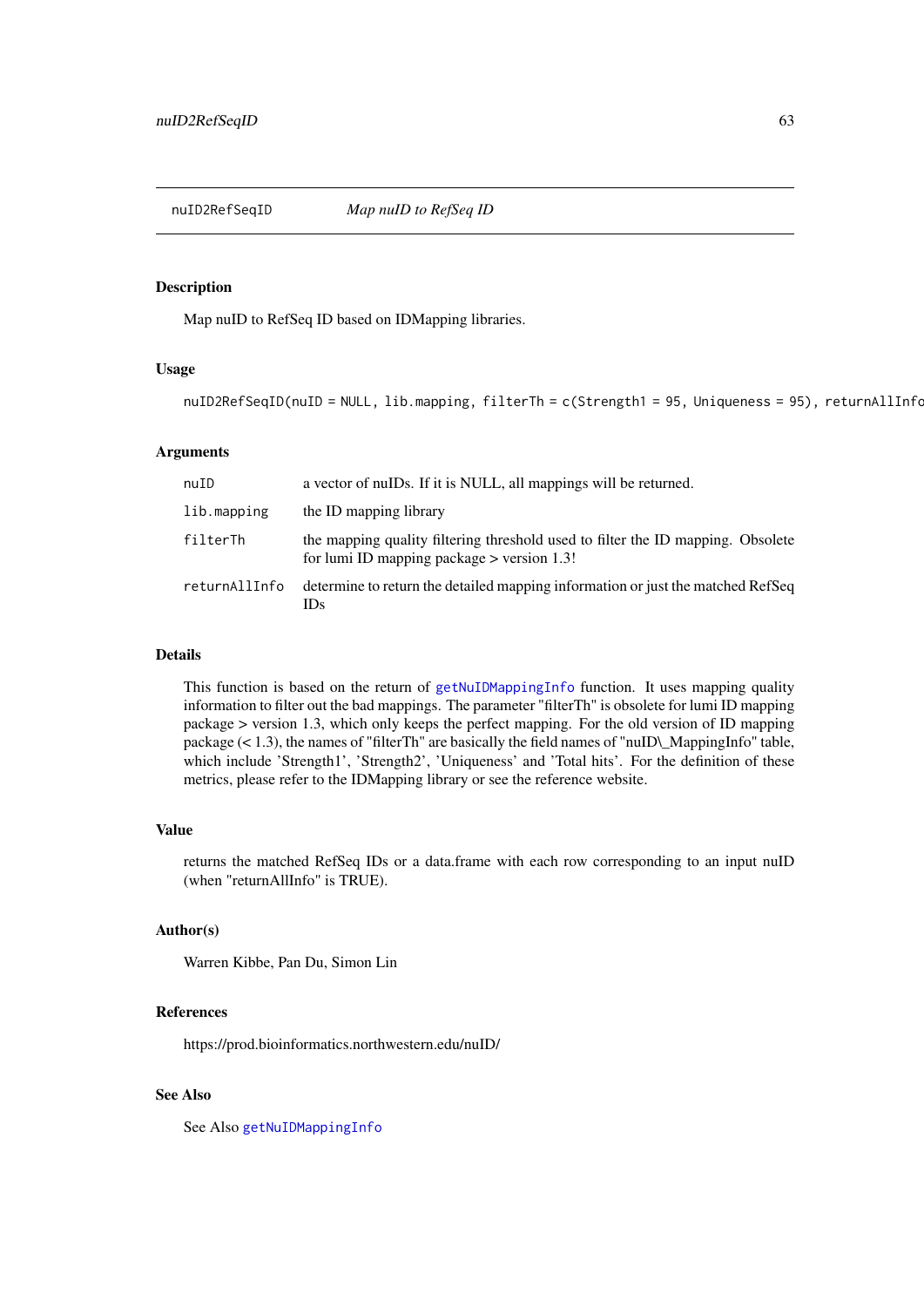nuID2RefSeqID *Map nuID to RefSeq ID*

## Description

Map nuID to RefSeq ID based on IDMapping libraries.

## Usage

```
nuID2RefSeqID(nuID = NULL, lib.mapping, filterTh = c(Strength1 = 95, Uniqueness = 95), returnAllInfo
```

## Arguments

| | |
|---|---|
| `nuID` | a vector of nuIDs. If it is NULL, all mappings will be returned. |
| `lib.mapping` | the ID mapping library |
| `filterTh` | the mapping quality filtering threshold used to filter the ID mapping. Obsolete for lumi ID mapping package > version 1.3! |
| `returnAllInfo` | determine to return the detailed mapping information or just the matched RefSeq IDs |

## Details

This function is based on the return of `getNuIDMappingInfo` function. It uses mapping quality information to filter out the bad mappings. The parameter "filterTh" is obsolete for lumi ID mapping package > version 1.3, which only keeps the perfect mapping. For the old version of ID mapping package (< 1.3), the names of "filterTh" are basically the field names of "nuID\_MappingInfo" table, which include 'Strength1', 'Strength2', 'Uniqueness' and 'Total hits'. For the definition of these metrics, please refer to the IDMapping library or see the reference website.

## Value

returns the matched RefSeq IDs or a data.frame with each row corresponding to an input nuID (when "returnAllInfo" is TRUE).

## Author(s)

Warren Kibbe, Pan Du, Simon Lin

## References

https://prod.bioinformatics.northwestern.edu/nuID/

## See Also

See Also `getNuIDMappingInfo`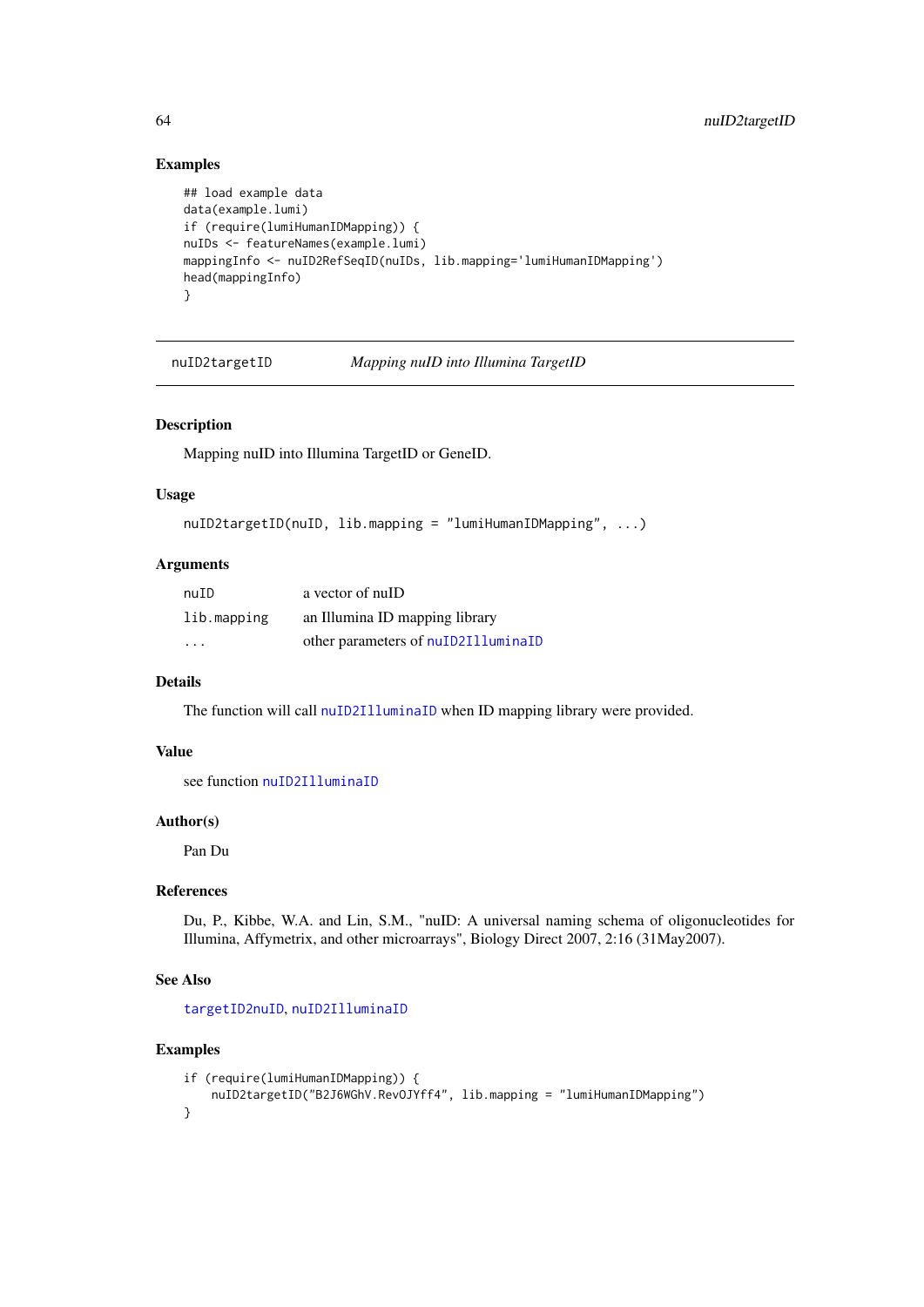### Examples

```
## load example data
data(example.lumi)
if (require(lumiHumanIDMapping)) {
nuIDs <- featureNames(example.lumi)
mappingInfo <- nuID2RefSeqID(nuIDs, lib.mapping='lumiHumanIDMapping')
head(mappingInfo)
}
```

---

## nuID2targetID *Mapping nuID into Illumina TargetID*

### Description

Mapping nuID into Illumina TargetID or GeneID.

### Usage

```
nuID2targetID(nuID, lib.mapping = "lumiHumanIDMapping", ...)
```

### Arguments

| | |
|---|---|
| `nuID` | a vector of nuID |
| `lib.mapping` | an Illumina ID mapping library |
| `...` | other parameters of `nuID2IlluminaID` |

### Details

The function will call `nuID2IlluminaID` when ID mapping library were provided.

### Value

see function `nuID2IlluminaID`

### Author(s)

Pan Du

### References

Du, P., Kibbe, W.A. and Lin, S.M., "nuID: A universal naming schema of oligonucleotides for Illumina, Affymetrix, and other microarrays", Biology Direct 2007, 2:16 (31May2007).

### See Also

`targetID2nuID`, `nuID2IlluminaID`

### Examples

```
if (require(lumiHumanIDMapping)) {
    nuID2targetID("B2J6WGhV.RevOJYff4", lib.mapping = "lumiHumanIDMapping")
}
```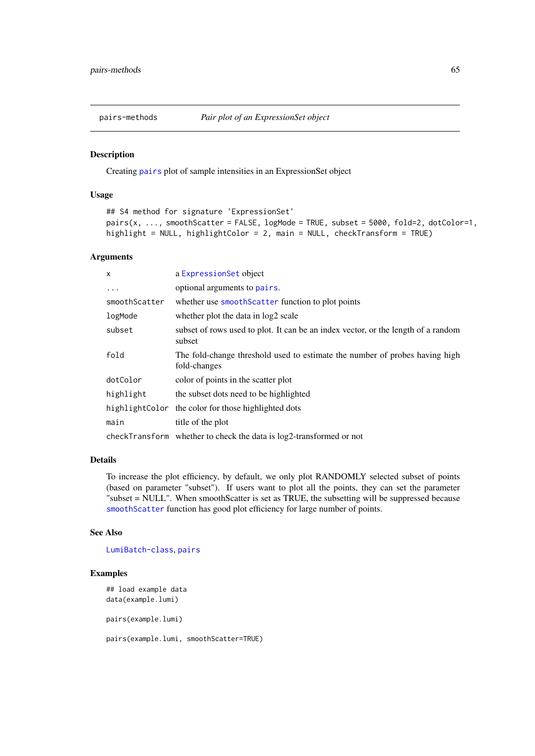# pairs-methods *Pair plot of an ExpressionSet object*

## Description

Creating pairs plot of sample intensities in an ExpressionSet object

## Usage

```
## S4 method for signature 'ExpressionSet'
pairs(x, ..., smoothScatter = FALSE, logMode = TRUE, subset = 5000, fold=2, dotColor=1,
highlight = NULL, highlightColor = 2, main = NULL, checkTransform = TRUE)
```

## Arguments

| | |
|---|---|
| `x` | a `ExpressionSet` object |
| `...` | optional arguments to `pairs`. |
| `smoothScatter` | whether use `smoothScatter` function to plot points |
| `logMode` | whether plot the data in log2 scale |
| `subset` | subset of rows used to plot. It can be an index vector, or the length of a random subset |
| `fold` | The fold-change threshold used to estimate the number of probes having high fold-changes |
| `dotColor` | color of points in the scatter plot |
| `highlight` | the subset dots need to be highlighted |
| `highlightColor` | the color for those highlighted dots |
| `main` | title of the plot |
| `checkTransform` | whether to check the data is log2-transformed or not |

## Details

To increase the plot efficiency, by default, we only plot RANDOMLY selected subset of points (based on parameter "subset"). If users want to plot all the points, they can set the parameter "subset = NULL". When smoothScatter is set as TRUE, the subsetting will be suppressed because `smoothScatter` function has good plot efficiency for large number of points.

## See Also

`LumiBatch-class`, `pairs`

## Examples

```
## load example data
data(example.lumi)

pairs(example.lumi)

pairs(example.lumi, smoothScatter=TRUE)
```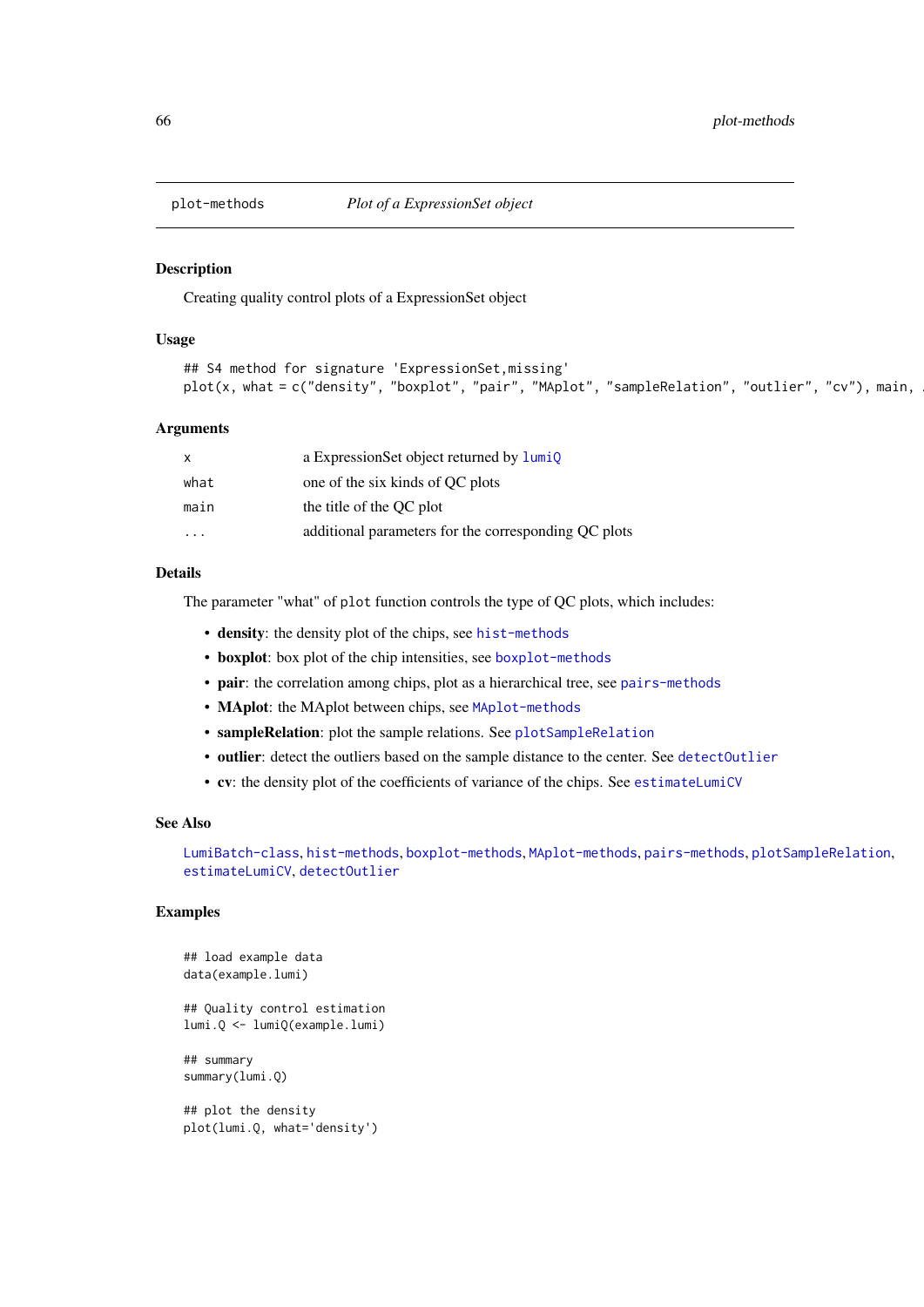plot-methods *Plot of a ExpressionSet object*

## Description

Creating quality control plots of a ExpressionSet object

## Usage

```
## S4 method for signature 'ExpressionSet,missing'
plot(x, what = c("density", "boxplot", "pair", "MAplot", "sampleRelation", "outlier", "cv"), main, .
```

## Arguments

| | |
|---|---|
| x | a ExpressionSet object returned by lumiQ |
| what | one of the six kinds of QC plots |
| main | the title of the QC plot |
| ... | additional parameters for the corresponding QC plots |

## Details

The parameter "what" of `plot` function controls the type of QC plots, which includes:

- **density**: the density plot of the chips, see hist-methods
- **boxplot**: box plot of the chip intensities, see boxplot-methods
- **pair**: the correlation among chips, plot as a hierarchical tree, see pairs-methods
- **MAplot**: the MAplot between chips, see MAplot-methods
- **sampleRelation**: plot the sample relations. See plotSampleRelation
- **outlier**: detect the outliers based on the sample distance to the center. See detectOutlier
- **cv**: the density plot of the coefficients of variance of the chips. See estimateLumiCV

## See Also

LumiBatch-class, hist-methods, boxplot-methods, MAplot-methods, pairs-methods, plotSampleRelation, estimateLumiCV, detectOutlier

## Examples

```
## load example data
data(example.lumi)

## Quality control estimation
lumi.Q <- lumiQ(example.lumi)

## summary
summary(lumi.Q)

## plot the density
plot(lumi.Q, what='density')
```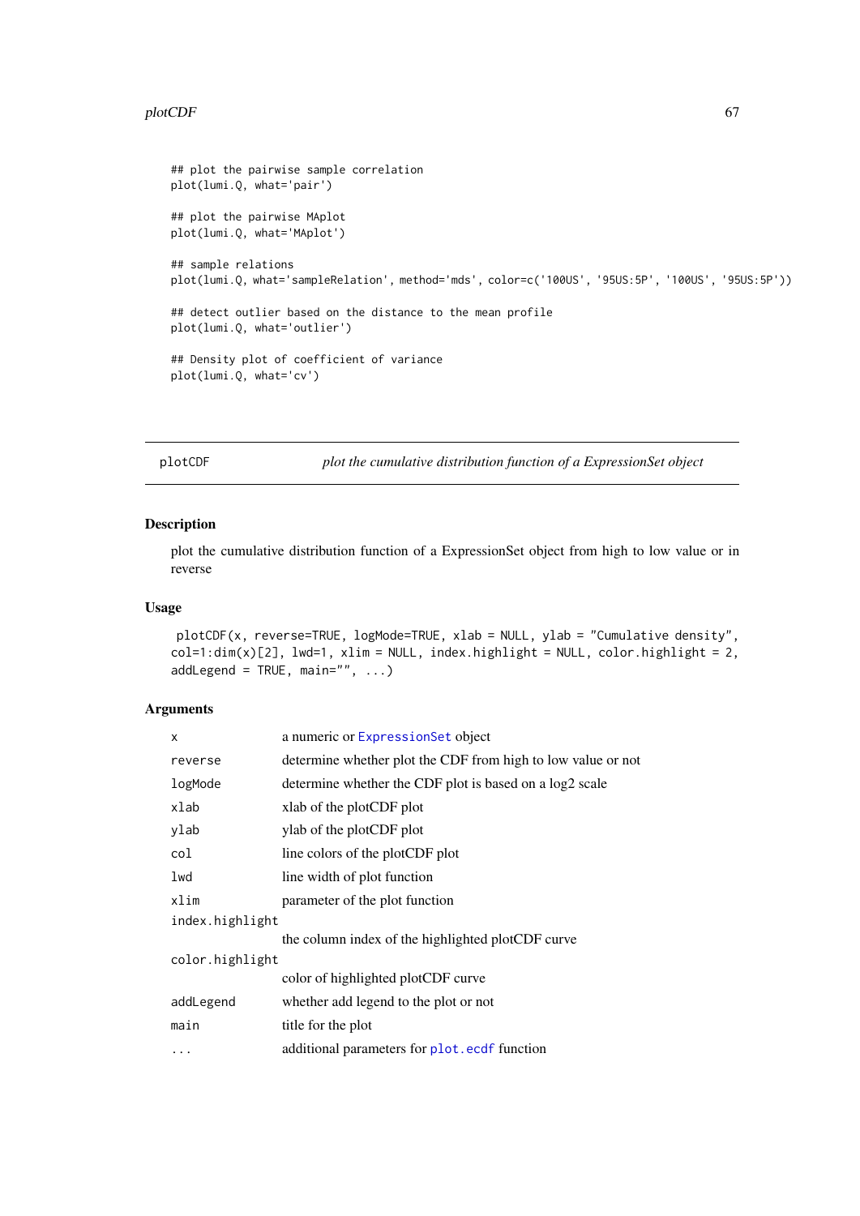```
## plot the pairwise sample correlation
plot(lumi.Q, what='pair')

## plot the pairwise MAplot
plot(lumi.Q, what='MAplot')

## sample relations
plot(lumi.Q, what='sampleRelation', method='mds', color=c('100US', '95US:5P', '100US', '95US:5P'))

## detect outlier based on the distance to the mean profile
plot(lumi.Q, what='outlier')

## Density plot of coefficient of variance
plot(lumi.Q, what='cv')
```

---

## plotCDF — *plot the cumulative distribution function of a ExpressionSet object*

---

### Description

plot the cumulative distribution function of a ExpressionSet object from high to low value or in reverse

### Usage

```
plotCDF(x, reverse=TRUE, logMode=TRUE, xlab = NULL, ylab = "Cumulative density",
col=1:dim(x)[2], lwd=1, xlim = NULL, index.highlight = NULL, color.highlight = 2,
addLegend = TRUE, main="", ...)
```

### Arguments

| | |
|---|---|
| `x` | a numeric or `ExpressionSet` object |
| `reverse` | determine whether plot the CDF from high to low value or not |
| `logMode` | determine whether the CDF plot is based on a log2 scale |
| `xlab` | xlab of the plotCDF plot |
| `ylab` | ylab of the plotCDF plot |
| `col` | line colors of the plotCDF plot |
| `lwd` | line width of plot function |
| `xlim` | parameter of the plot function |
| `index.highlight` | the column index of the highlighted plotCDF curve |
| `color.highlight` | color of highlighted plotCDF curve |
| `addLegend` | whether add legend to the plot or not |
| `main` | title for the plot |
| `...` | additional parameters for `plot.ecdf` function |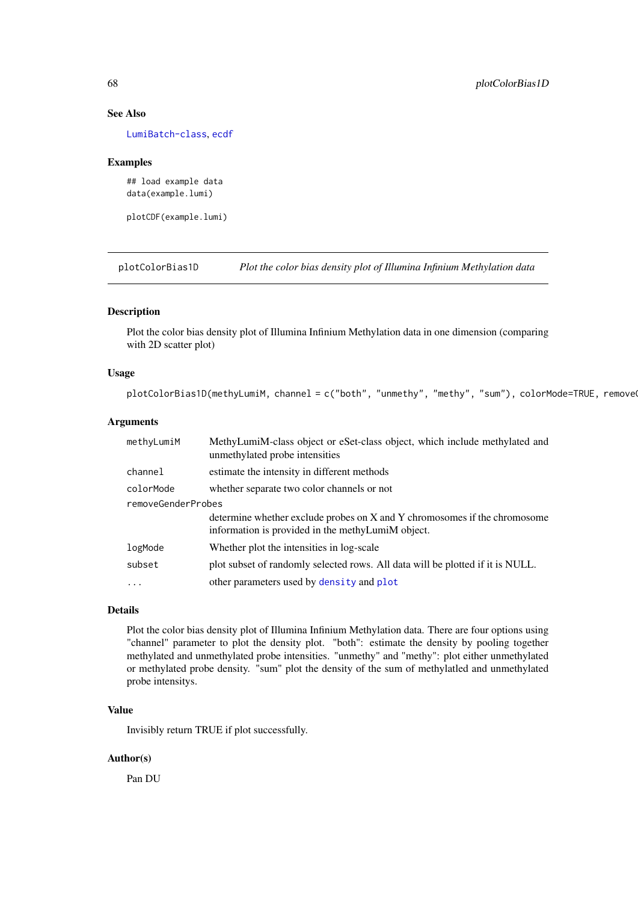### See Also

LumiBatch-class, ecdf

### Examples

```
## load example data
data(example.lumi)

plotCDF(example.lumi)
```

---

## plotColorBias1D — *Plot the color bias density plot of Illumina Infinium Methylation data*

### Description

Plot the color bias density plot of Illumina Infinium Methylation data in one dimension (comparing with 2D scatter plot)

### Usage

```
plotColorBias1D(methyLumiM, channel = c("both", "unmethy", "methy", "sum"), colorMode=TRUE, removeG
```

### Arguments

| | |
|---|---|
| methyLumiM | MethyLumiM-class object or eSet-class object, which include methylated and unmethylated probe intensities |
| channel | estimate the intensity in different methods |
| colorMode | whether separate two color channels or not |
| removeGenderProbes | determine whether exclude probes on X and Y chromosomes if the chromosome information is provided in the methyLumiM object. |
| logMode | Whether plot the intensities in log-scale |
| subset | plot subset of randomly selected rows. All data will be plotted if it is NULL. |
| ... | other parameters used by density and plot |

### Details

Plot the color bias density plot of Illumina Infinium Methylation data. There are four options using "channel" parameter to plot the density plot. "both": estimate the density by pooling together methylated and unmethylated probe intensities. "unmethy" and "methy": plot either unmethylated or methylated probe density. "sum" plot the density of the sum of methylatled and unmethylated probe intensitys.

### Value

Invisibly return TRUE if plot successfully.

### Author(s)

Pan DU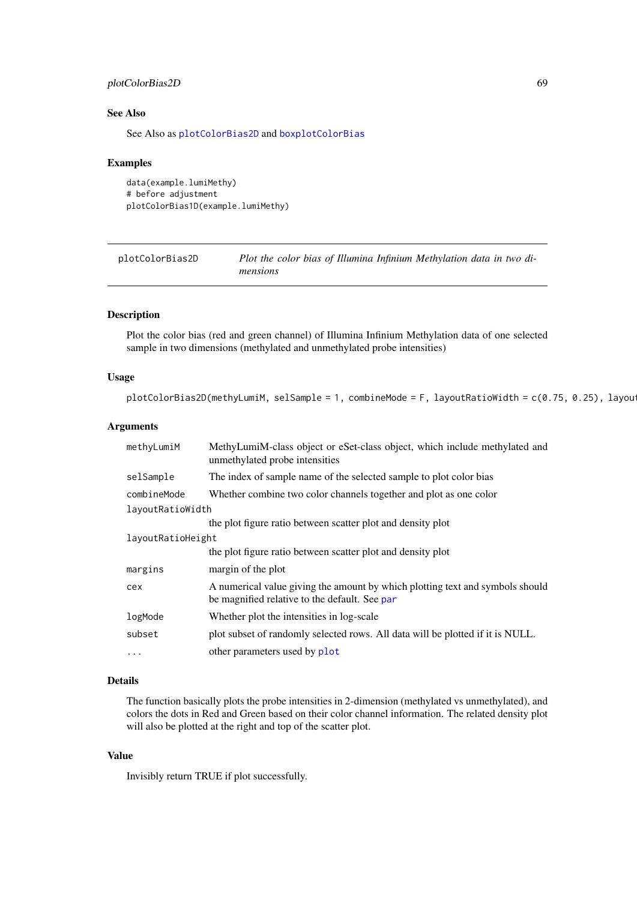## See Also

See Also as plotColorBias2D and boxplotColorBias

## Examples

```
data(example.lumiMethy)
# before adjustment
plotColorBias1D(example.lumiMethy)
```

---

# plotColorBias2D — *Plot the color bias of Illumina Infinium Methylation data in two dimensions*

---

## Description

Plot the color bias (red and green channel) of Illumina Infinium Methylation data of one selected sample in two dimensions (methylated and unmethylated probe intensities)

## Usage

```
plotColorBias2D(methyLumiM, selSample = 1, combineMode = F, layoutRatioWidth = c(0.75, 0.25), layout
```

## Arguments

| | |
|---|---|
| methyLumiM | MethyLumiM-class object or eSet-class object, which include methylated and unmethylated probe intensities |
| selSample | The index of sample name of the selected sample to plot color bias |
| combineMode | Whether combine two color channels together and plot as one color |
| layoutRatioWidth | the plot figure ratio between scatter plot and density plot |
| layoutRatioHeight | the plot figure ratio between scatter plot and density plot |
| margins | margin of the plot |
| cex | A numerical value giving the amount by which plotting text and symbols should be magnified relative to the default. See par |
| logMode | Whether plot the intensities in log-scale |
| subset | plot subset of randomly selected rows. All data will be plotted if it is NULL. |
| ... | other parameters used by plot |

## Details

The function basically plots the probe intensities in 2-dimension (methylated vs unmethylated), and colors the dots in Red and Green based on their color channel information. The related density plot will also be plotted at the right and top of the scatter plot.

## Value

Invisibly return TRUE if plot successfully.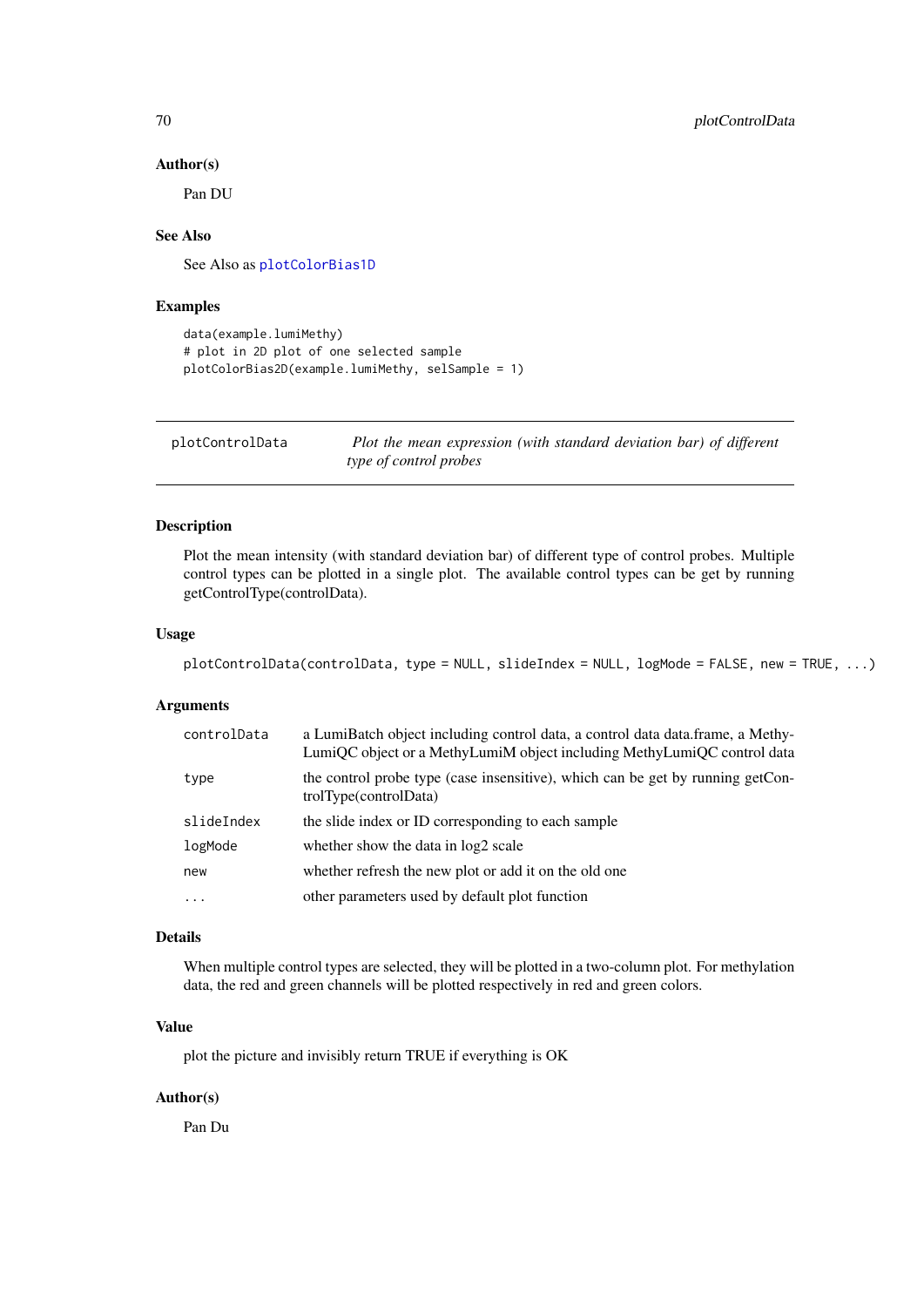### Author(s)

Pan DU

### See Also

See Also as plotColorBias1D

### Examples

```
data(example.lumiMethy)
# plot in 2D plot of one selected sample
plotColorBias2D(example.lumiMethy, selSample = 1)
```

---

## plotControlData — *Plot the mean expression (with standard deviation bar) of different type of control probes*

---

### Description

Plot the mean intensity (with standard deviation bar) of different type of control probes. Multiple control types can be plotted in a single plot. The available control types can be get by running getControlType(controlData).

### Usage

```
plotControlData(controlData, type = NULL, slideIndex = NULL, logMode = FALSE, new = TRUE, ...)
```

### Arguments

| | |
|---|---|
| controlData | a LumiBatch object including control data, a control data data.frame, a MethyLumiQC object or a MethyLumiM object including MethyLumiQC control data |
| type | the control probe type (case insensitive), which can be get by running getControlType(controlData) |
| slideIndex | the slide index or ID corresponding to each sample |
| logMode | whether show the data in log2 scale |
| new | whether refresh the new plot or add it on the old one |
| ... | other parameters used by default plot function |

### Details

When multiple control types are selected, they will be plotted in a two-column plot. For methylation data, the red and green channels will be plotted respectively in red and green colors.

### Value

plot the picture and invisibly return TRUE if everything is OK

### Author(s)

Pan Du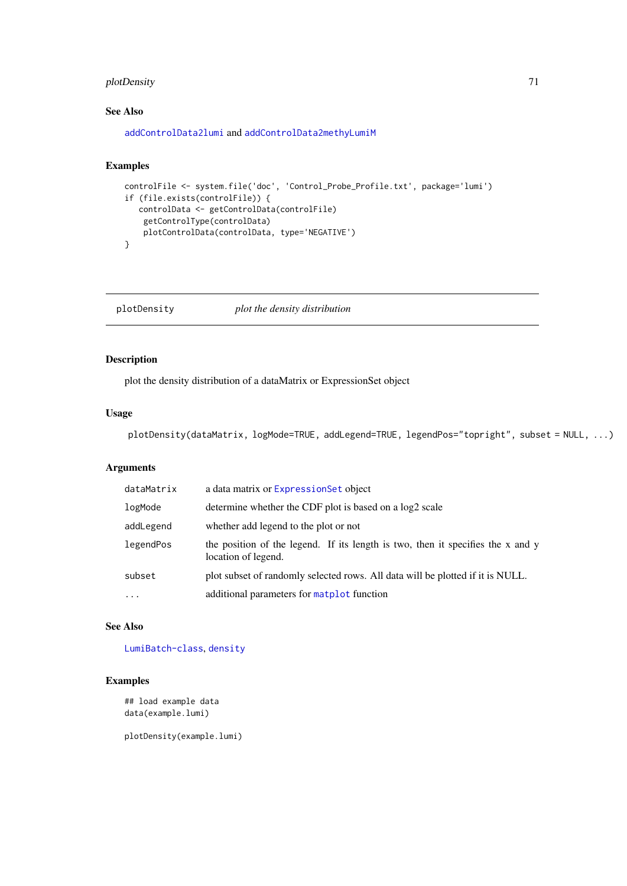### See Also

addControlData2lumi and addControlData2methyLumiM

### Examples

```
controlFile <- system.file('doc', 'Control_Probe_Profile.txt', package='lumi')
if (file.exists(controlFile)) {
   controlData <- getControlData(controlFile)
    getControlType(controlData)
    plotControlData(controlData, type='NEGATIVE')
}
```

---

## plotDensity *plot the density distribution*

---

### Description

plot the density distribution of a dataMatrix or ExpressionSet object

### Usage

```
plotDensity(dataMatrix, logMode=TRUE, addLegend=TRUE, legendPos="topright", subset = NULL, ...)
```

### Arguments

| | |
|---|---|
| dataMatrix | a data matrix or ExpressionSet object |
| logMode | determine whether the CDF plot is based on a log2 scale |
| addLegend | whether add legend to the plot or not |
| legendPos | the position of the legend. If its length is two, then it specifies the x and y location of legend. |
| subset | plot subset of randomly selected rows. All data will be plotted if it is NULL. |
| ... | additional parameters for matplot function |

### See Also

LumiBatch-class, density

### Examples

```
## load example data
data(example.lumi)

plotDensity(example.lumi)
```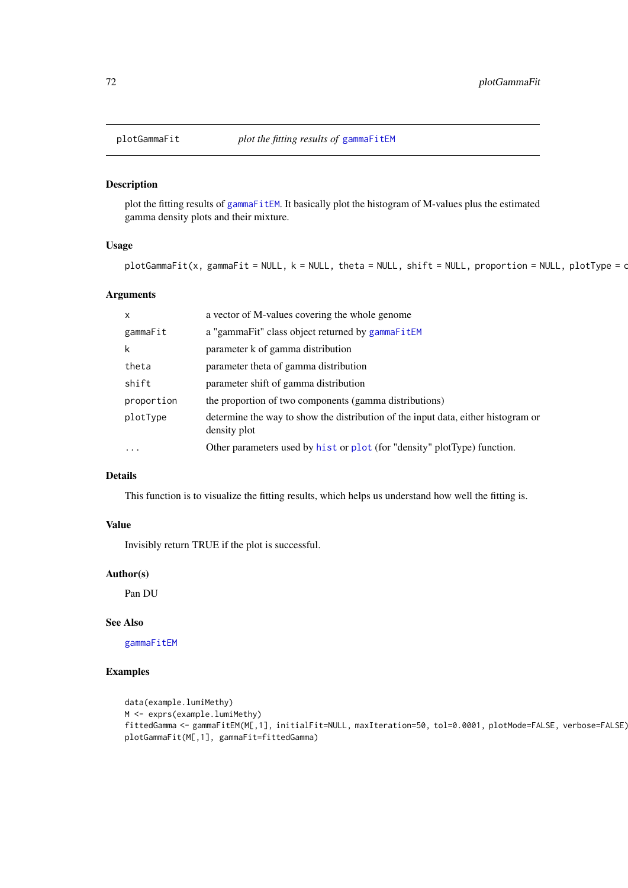plotGammaFit — *plot the fitting results of gammaFitEM*

## Description

plot the fitting results of gammaFitEM. It basically plot the histogram of M-values plus the estimated gamma density plots and their mixture.

## Usage

```
plotGammaFit(x, gammaFit = NULL, k = NULL, theta = NULL, shift = NULL, proportion = NULL, plotType = c
```

## Arguments

| | |
|---|---|
| x | a vector of M-values covering the whole genome |
| gammaFit | a "gammaFit" class object returned by gammaFitEM |
| k | parameter k of gamma distribution |
| theta | parameter theta of gamma distribution |
| shift | parameter shift of gamma distribution |
| proportion | the proportion of two components (gamma distributions) |
| plotType | determine the way to show the distribution of the input data, either histogram or density plot |
| ... | Other parameters used by hist or plot (for "density" plotType) function. |

## Details

This function is to visualize the fitting results, which helps us understand how well the fitting is.

## Value

Invisibly return TRUE if the plot is successful.

## Author(s)

Pan DU

## See Also

gammaFitEM

## Examples

```
data(example.lumiMethy)
M <- exprs(example.lumiMethy)
fittedGamma <- gammaFitEM(M[,1], initialFit=NULL, maxIteration=50, tol=0.0001, plotMode=FALSE, verbose=FALSE)
plotGammaFit(M[,1], gammaFit=fittedGamma)
```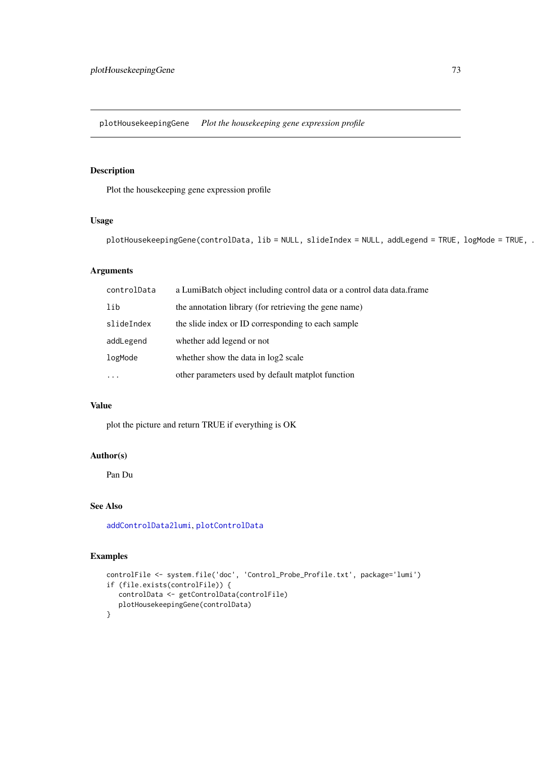`plotHousekeepingGene` *Plot the housekeeping gene expression profile*

### Description

Plot the housekeeping gene expression profile

### Usage

```
plotHousekeepingGene(controlData, lib = NULL, slideIndex = NULL, addLegend = TRUE, logMode = TRUE, .
```

### Arguments

| | |
|---|---|
| `controlData` | a LumiBatch object including control data or a control data data.frame |
| `lib` | the annotation library (for retrieving the gene name) |
| `slideIndex` | the slide index or ID corresponding to each sample |
| `addLegend` | whether add legend or not |
| `logMode` | whether show the data in log2 scale |
| `...` | other parameters used by default matplot function |

### Value

plot the picture and return TRUE if everything is OK

### Author(s)

Pan Du

### See Also

`addControlData2lumi`, `plotControlData`

### Examples

```
controlFile <- system.file('doc', 'Control_Probe_Profile.txt', package='lumi')
if (file.exists(controlFile)) {
   controlData <- getControlData(controlFile)
   plotHousekeepingGene(controlData)
}
```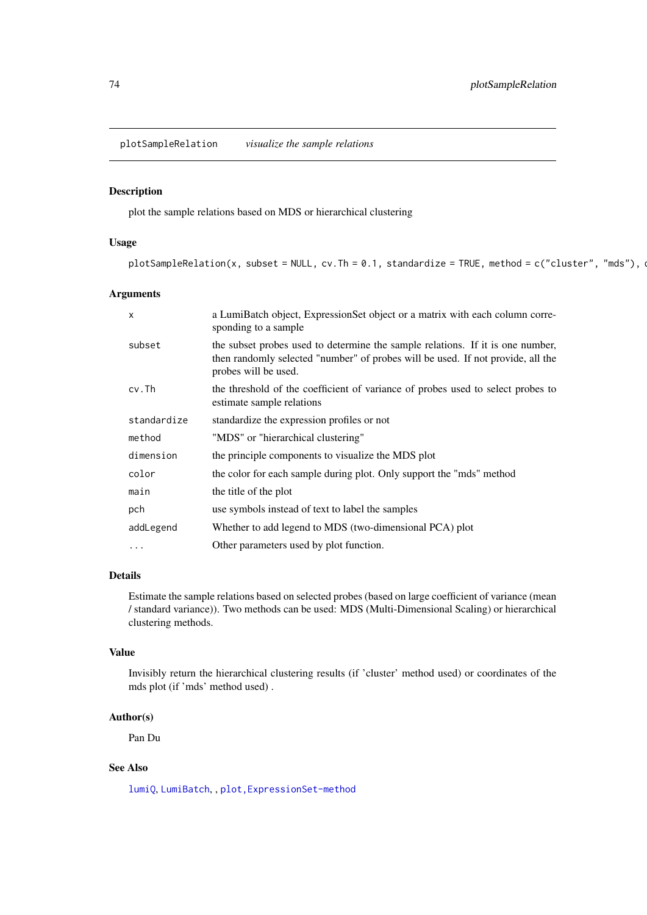# plotSampleRelation *visualize the sample relations*

## Description

plot the sample relations based on MDS or hierarchical clustering

## Usage

```
plotSampleRelation(x, subset = NULL, cv.Th = 0.1, standardize = TRUE, method = c("cluster", "mds"), c
```

## Arguments

| | |
|---|---|
| x | a LumiBatch object, ExpressionSet object or a matrix with each column corresponding to a sample |
| subset | the subset probes used to determine the sample relations. If it is one number, then randomly selected "number" of probes will be used. If not provide, all the probes will be used. |
| cv.Th | the threshold of the coefficient of variance of probes used to select probes to estimate sample relations |
| standardize | standardize the expression profiles or not |
| method | "MDS" or "hierarchical clustering" |
| dimension | the principle components to visualize the MDS plot |
| color | the color for each sample during plot. Only support the "mds" method |
| main | the title of the plot |
| pch | use symbols instead of text to label the samples |
| addLegend | Whether to add legend to MDS (two-dimensional PCA) plot |
| ... | Other parameters used by plot function. |

## Details

Estimate the sample relations based on selected probes (based on large coefficient of variance (mean / standard variance)). Two methods can be used: MDS (Multi-Dimensional Scaling) or hierarchical clustering methods.

## Value

Invisibly return the hierarchical clustering results (if 'cluster' method used) or coordinates of the mds plot (if 'mds' method used) .

## Author(s)

Pan Du

## See Also

lumiQ, LumiBatch, , plot,ExpressionSet-method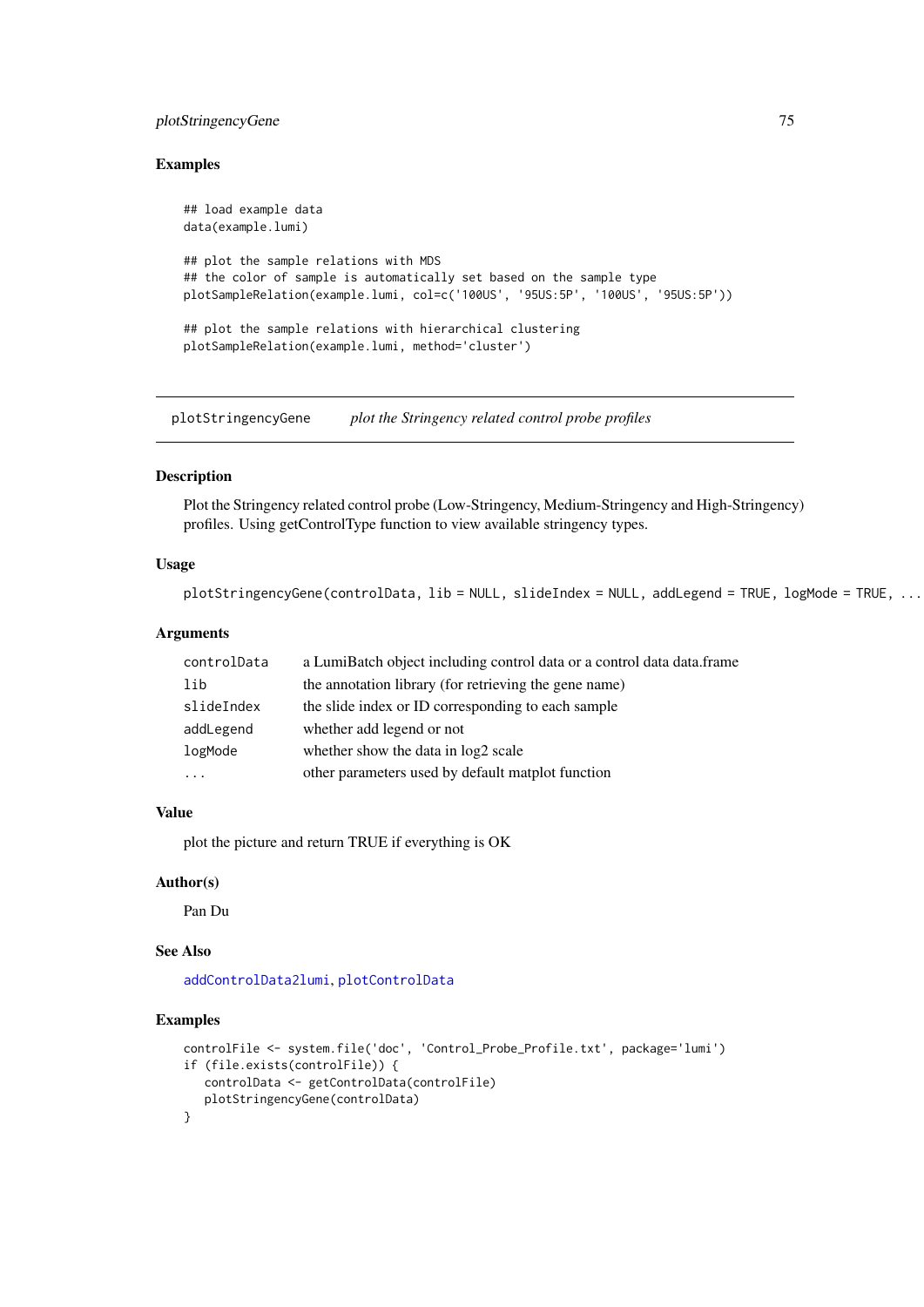## Examples

```
## load example data
data(example.lumi)

## plot the sample relations with MDS
## the color of sample is automatically set based on the sample type
plotSampleRelation(example.lumi, col=c('100US', '95US:5P', '100US', '95US:5P'))

## plot the sample relations with hierarchical clustering
plotSampleRelation(example.lumi, method='cluster')
```

---

# plotStringencyGene *plot the Stringency related control probe profiles*

---

## Description

Plot the Stringency related control probe (Low-Stringency, Medium-Stringency and High-Stringency) profiles. Using getControlType function to view available stringency types.

## Usage

```
plotStringencyGene(controlData, lib = NULL, slideIndex = NULL, addLegend = TRUE, logMode = TRUE, ...
```

## Arguments

| | |
|---|---|
| controlData | a LumiBatch object including control data or a control data data.frame |
| lib | the annotation library (for retrieving the gene name) |
| slideIndex | the slide index or ID corresponding to each sample |
| addLegend | whether add legend or not |
| logMode | whether show the data in log2 scale |
| ... | other parameters used by default matplot function |

## Value

plot the picture and return TRUE if everything is OK

## Author(s)

Pan Du

## See Also

addControlData2lumi, plotControlData

## Examples

```
controlFile <- system.file('doc', 'Control_Probe_Profile.txt', package='lumi')
if (file.exists(controlFile)) {
   controlData <- getControlData(controlFile)
   plotStringencyGene(controlData)
}
```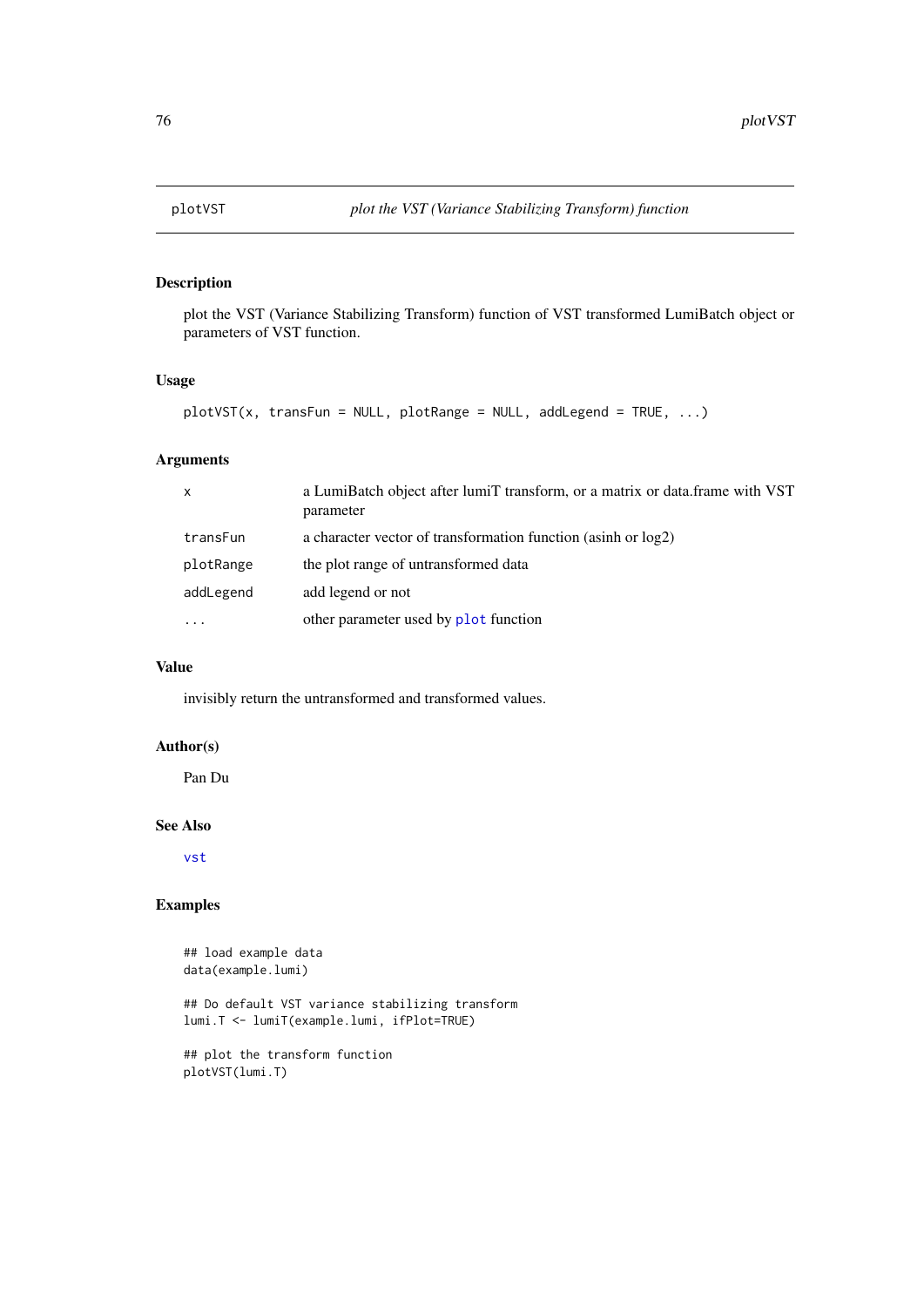plotVST *plot the VST (Variance Stabilizing Transform) function*

## Description

plot the VST (Variance Stabilizing Transform) function of VST transformed LumiBatch object or parameters of VST function.

## Usage

```
plotVST(x, transFun = NULL, plotRange = NULL, addLegend = TRUE, ...)
```

## Arguments

| | |
|---|---|
| x | a LumiBatch object after lumiT transform, or a matrix or data.frame with VST parameter |
| transFun | a character vector of transformation function (asinh or log2) |
| plotRange | the plot range of untransformed data |
| addLegend | add legend or not |
| ... | other parameter used by plot function |

## Value

invisibly return the untransformed and transformed values.

## Author(s)

Pan Du

## See Also

vst

## Examples

```
## load example data
data(example.lumi)

## Do default VST variance stabilizing transform
lumi.T <- lumiT(example.lumi, ifPlot=TRUE)

## plot the transform function
plotVST(lumi.T)
```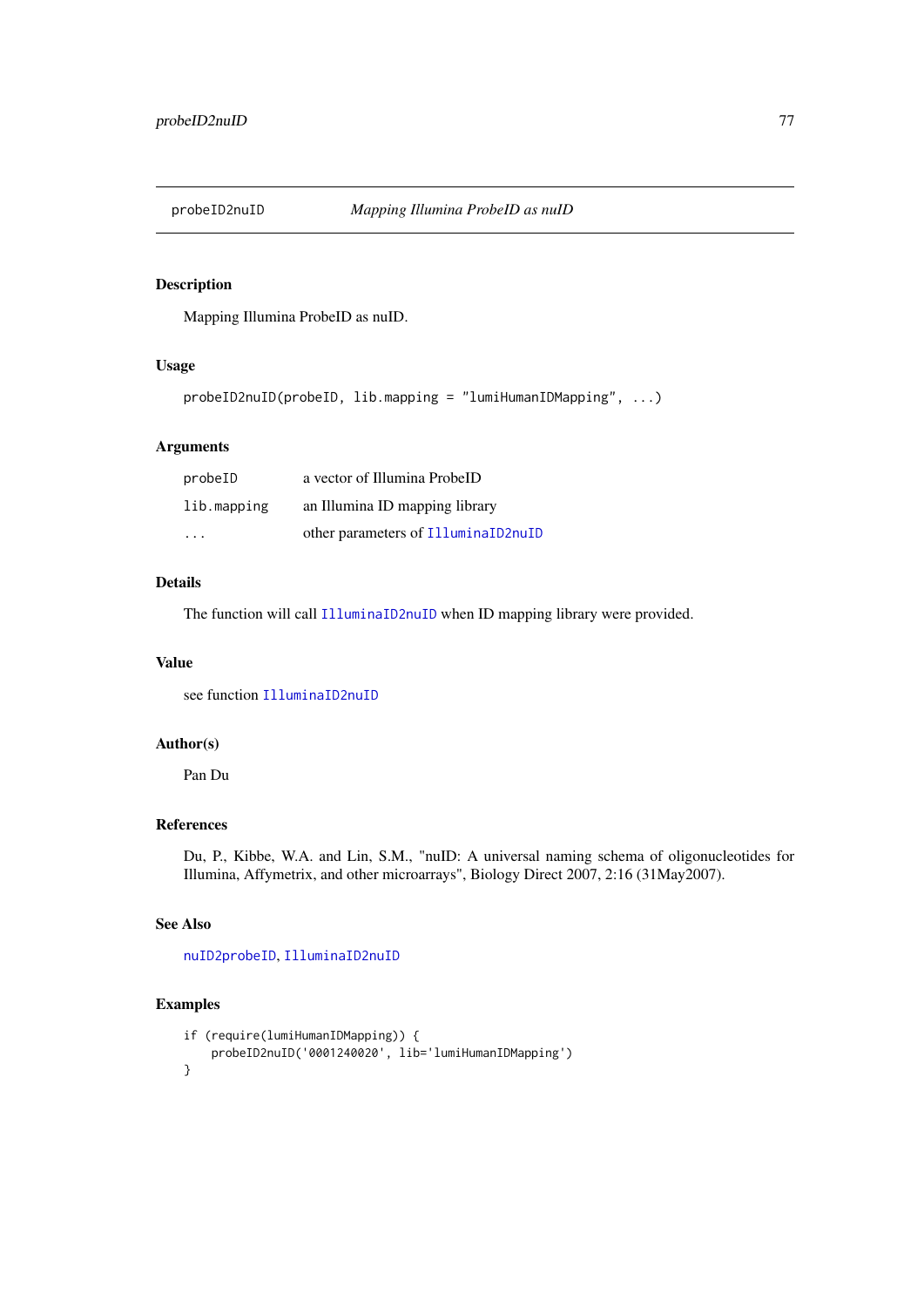## probeID2nuID — *Mapping Illumina ProbeID as nuID*

### Description

Mapping Illumina ProbeID as nuID.

### Usage

```
probeID2nuID(probeID, lib.mapping = "lumiHumanIDMapping", ...)
```

### Arguments

| | |
|---|---|
| probeID | a vector of Illumina ProbeID |
| lib.mapping | an Illumina ID mapping library |
| ... | other parameters of IlluminaID2nuID |

### Details

The function will call IlluminaID2nuID when ID mapping library were provided.

### Value

see function IlluminaID2nuID

### Author(s)

Pan Du

### References

Du, P., Kibbe, W.A. and Lin, S.M., "nuID: A universal naming schema of oligonucleotides for Illumina, Affymetrix, and other microarrays", Biology Direct 2007, 2:16 (31May2007).

### See Also

nuID2probeID, IlluminaID2nuID

### Examples

```
if (require(lumiHumanIDMapping)) {
    probeID2nuID('0001240020', lib='lumiHumanIDMapping')
}
```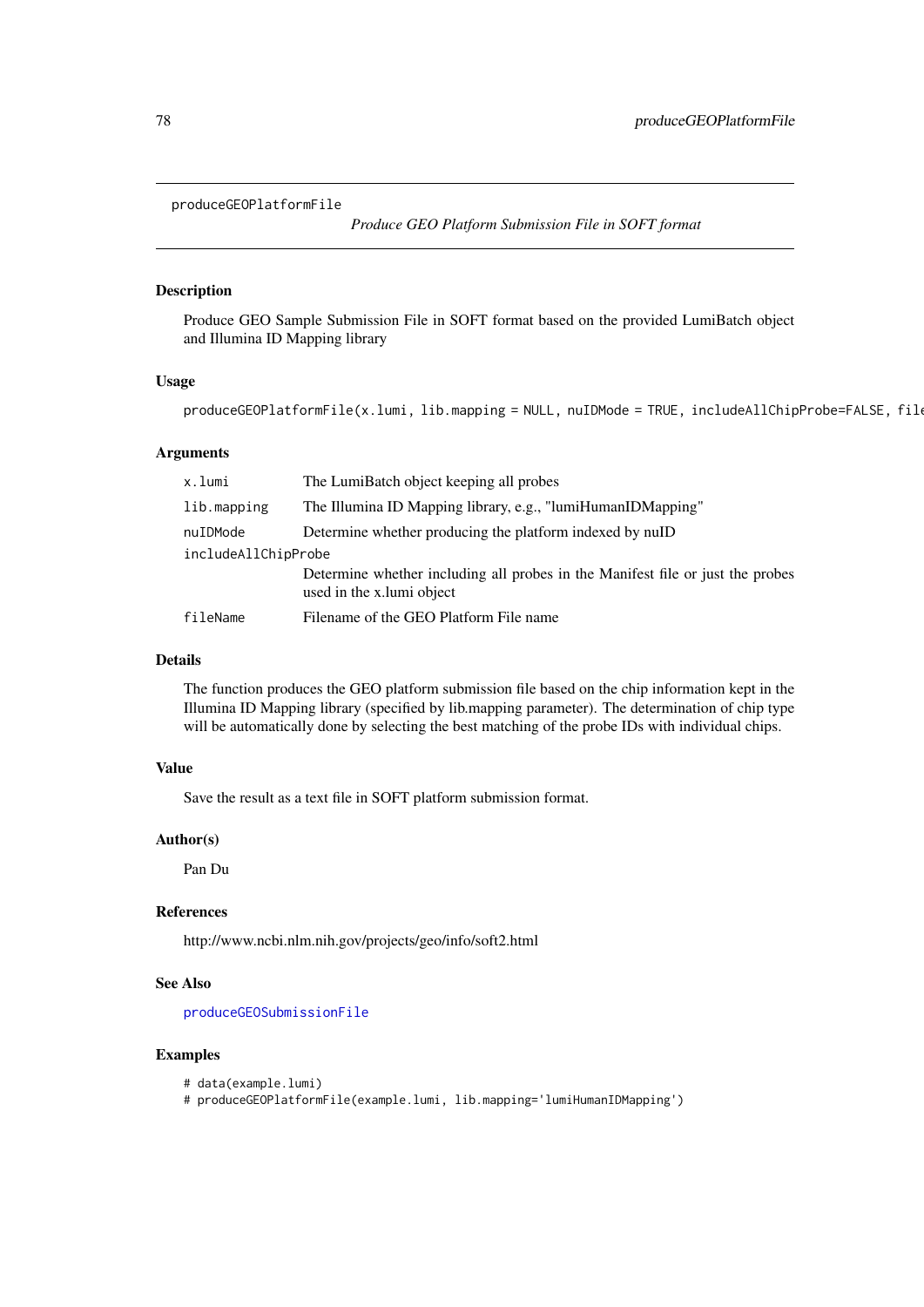produceGEOPlatformFile

*Produce GEO Platform Submission File in SOFT format*

### Description

Produce GEO Sample Submission File in SOFT format based on the provided LumiBatch object and Illumina ID Mapping library

### Usage

```
produceGEOPlatformFile(x.lumi, lib.mapping = NULL, nuIDMode = TRUE, includeAllChipProbe=FALSE, file
```

### Arguments

| | |
|---|---|
| `x.lumi` | The LumiBatch object keeping all probes |
| `lib.mapping` | The Illumina ID Mapping library, e.g., "lumiHumanIDMapping" |
| `nuIDMode` | Determine whether producing the platform indexed by nuID |
| `includeAllChipProbe` | Determine whether including all probes in the Manifest file or just the probes used in the x.lumi object |
| `fileName` | Filename of the GEO Platform File name |

### Details

The function produces the GEO platform submission file based on the chip information kept in the Illumina ID Mapping library (specified by lib.mapping parameter). The determination of chip type will be automatically done by selecting the best matching of the probe IDs with individual chips.

### Value

Save the result as a text file in SOFT platform submission format.

### Author(s)

Pan Du

### References

http://www.ncbi.nlm.nih.gov/projects/geo/info/soft2.html

### See Also

`produceGEOSubmissionFile`

### Examples

```
# data(example.lumi)
# produceGEOPlatformFile(example.lumi, lib.mapping='lumiHumanIDMapping')
```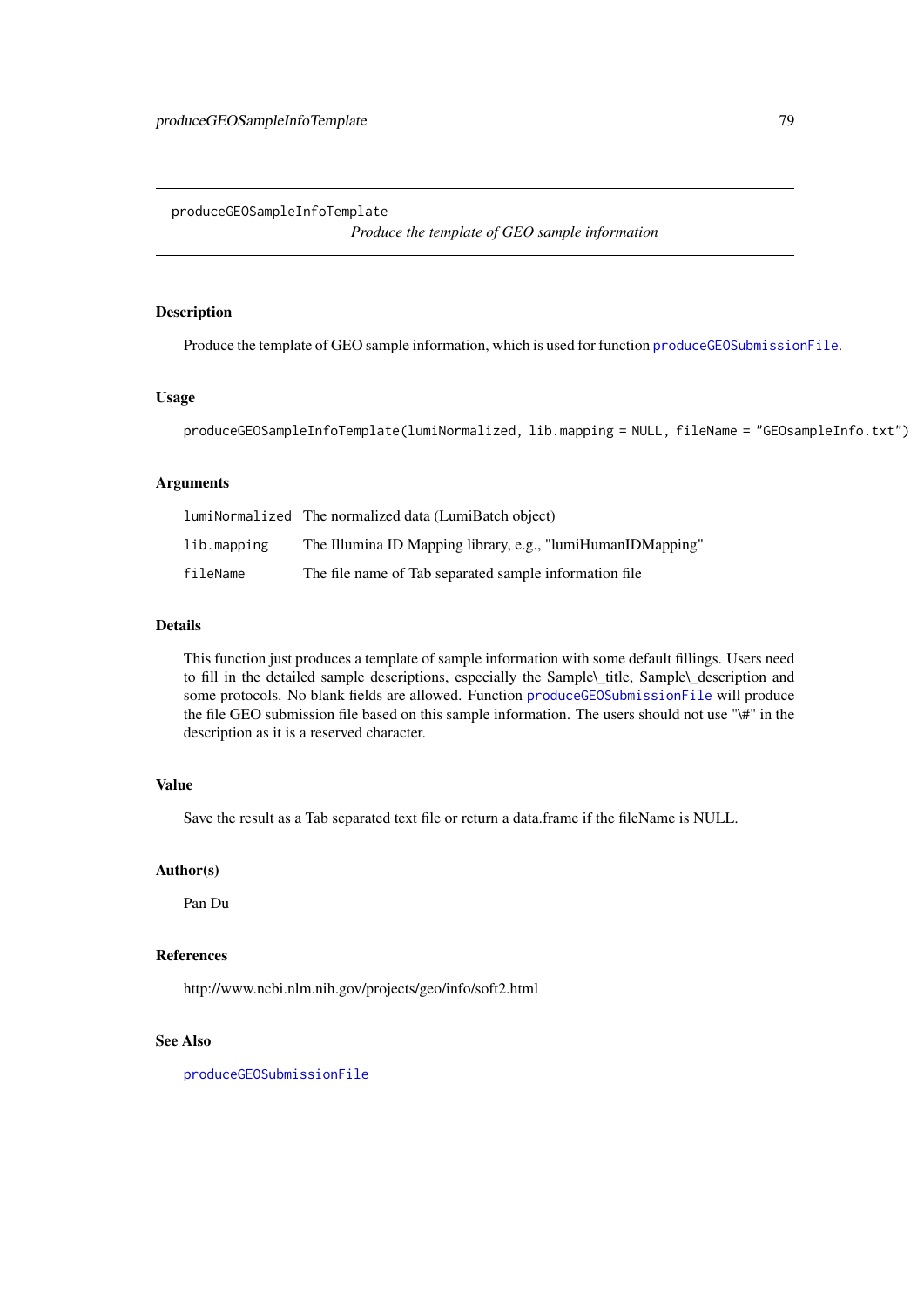produceGEOSampleInfoTemplate

*Produce the template of GEO sample information*

### Description

Produce the template of GEO sample information, which is used for function `produceGEOSubmissionFile`.

### Usage

```
produceGEOSampleInfoTemplate(lumiNormalized, lib.mapping = NULL, fileName = "GEOsampleInfo.txt")
```

### Arguments

| | |
|---|---|
| lumiNormalized | The normalized data (LumiBatch object) |
| lib.mapping | The Illumina ID Mapping library, e.g., "lumiHumanIDMapping" |
| fileName | The file name of Tab separated sample information file |

### Details

This function just produces a template of sample information with some default fillings. Users need to fill in the detailed sample descriptions, especially the Sample\_title, Sample\_description and some protocols. No blank fields are allowed. Function `produceGEOSubmissionFile` will produce the file GEO submission file based on this sample information. The users should not use "\#" in the description as it is a reserved character.

### Value

Save the result as a Tab separated text file or return a data.frame if the fileName is NULL.

### Author(s)

Pan Du

### References

http://www.ncbi.nlm.nih.gov/projects/geo/info/soft2.html

### See Also

`produceGEOSubmissionFile`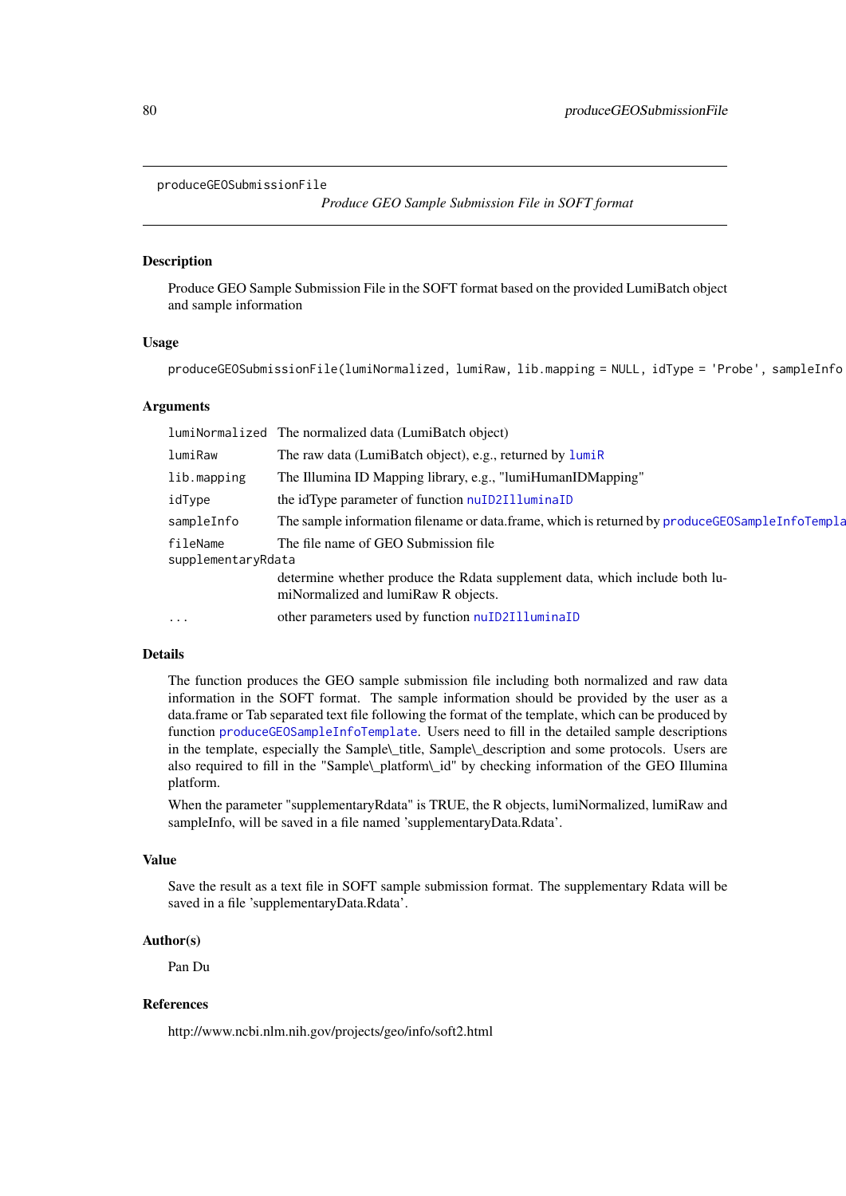## produceGEOSubmissionFile

*Produce GEO Sample Submission File in SOFT format*

### Description

Produce GEO Sample Submission File in the SOFT format based on the provided LumiBatch object and sample information

### Usage

```
produceGEOSubmissionFile(lumiNormalized, lumiRaw, lib.mapping = NULL, idType = 'Probe', sampleInfo
```

### Arguments

| | |
|---|---|
| `lumiNormalized` | The normalized data (LumiBatch object) |
| `lumiRaw` | The raw data (LumiBatch object), e.g., returned by `lumiR` |
| `lib.mapping` | The Illumina ID Mapping library, e.g., "lumiHumanIDMapping" |
| `idType` | the idType parameter of function `nuID2IlluminaID` |
| `sampleInfo` | The sample information filename or data.frame, which is returned by `produceGEOSampleInfoTempla` |
| `fileName` | The file name of GEO Submission file |
| `supplementaryRdata` | determine whether produce the Rdata supplement data, which include both lumiNormalized and lumiRaw R objects. |
| `...` | other parameters used by function `nuID2IlluminaID` |

### Details

The function produces the GEO sample submission file including both normalized and raw data information in the SOFT format. The sample information should be provided by the user as a data.frame or Tab separated text file following the format of the template, which can be produced by function `produceGEOSampleInfoTemplate`. Users need to fill in the detailed sample descriptions in the template, especially the Sample\_title, Sample\_description and some protocols. Users are also required to fill in the "Sample\_platform\_id" by checking information of the GEO Illumina platform.

When the parameter "supplementaryRdata" is TRUE, the R objects, lumiNormalized, lumiRaw and sampleInfo, will be saved in a file named 'supplementaryData.Rdata'.

### Value

Save the result as a text file in SOFT sample submission format. The supplementary Rdata will be saved in a file 'supplementaryData.Rdata'.

### Author(s)

Pan Du

### References

http://www.ncbi.nlm.nih.gov/projects/geo/info/soft2.html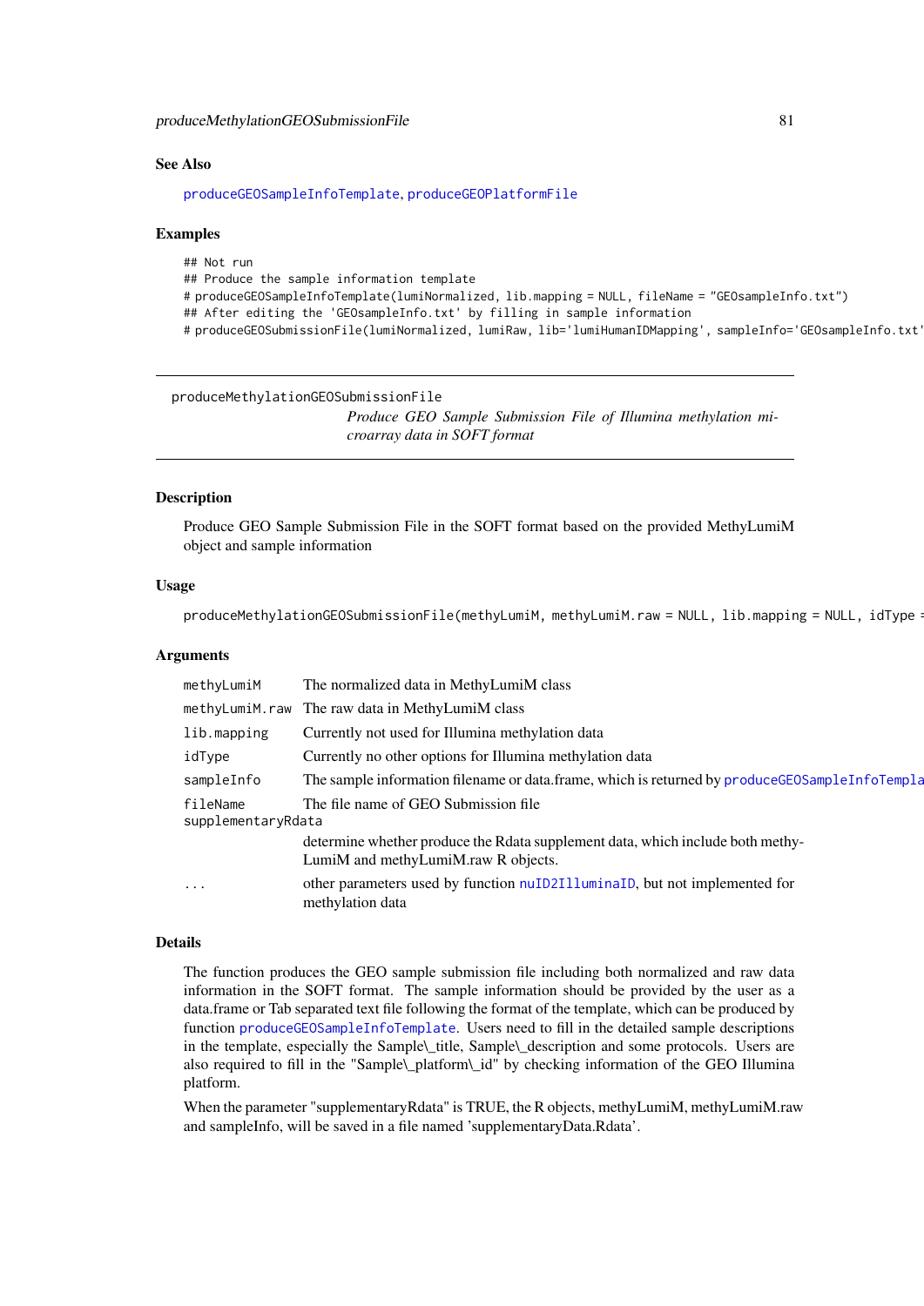## See Also

produceGEOSampleInfoTemplate, produceGEOPlatformFile

## Examples

```
## Not run
## Produce the sample information template
# produceGEOSampleInfoTemplate(lumiNormalized, lib.mapping = NULL, fileName = "GEOsampleInfo.txt")
## After editing the 'GEOsampleInfo.txt' by filling in sample information
# produceGEOSubmissionFile(lumiNormalized, lumiRaw, lib='lumiHumanIDMapping', sampleInfo='GEOsampleInfo.txt'
```

---

produceMethylationGEOSubmissionFile

*Produce GEO Sample Submission File of Illumina methylation microarray data in SOFT format*

---

## Description

Produce GEO Sample Submission File in the SOFT format based on the provided MethyLumiM object and sample information

## Usage

```
produceMethylationGEOSubmissionFile(methyLumiM, methyLumiM.raw = NULL, lib.mapping = NULL, idType =
```

## Arguments

| | |
|---|---|
| methyLumiM | The normalized data in MethyLumiM class |
| methyLumiM.raw | The raw data in MethyLumiM class |
| lib.mapping | Currently not used for Illumina methylation data |
| idType | Currently no other options for Illumina methylation data |
| sampleInfo | The sample information filename or data.frame, which is returned by produceGEOSampleInfoTempla |
| fileName | The file name of GEO Submission file |
| supplementaryRdata | determine whether produce the Rdata supplement data, which include both methyLumiM and methyLumiM.raw R objects. |
| ... | other parameters used by function nuID2IlluminaID, but not implemented for methylation data |

## Details

The function produces the GEO sample submission file including both normalized and raw data information in the SOFT format. The sample information should be provided by the user as a data.frame or Tab separated text file following the format of the template, which can be produced by function produceGEOSampleInfoTemplate. Users need to fill in the detailed sample descriptions in the template, especially the Sample\_title, Sample\_description and some protocols. Users are also required to fill in the "Sample\_platform\_id" by checking information of the GEO Illumina platform.

When the parameter "supplementaryRdata" is TRUE, the R objects, methyLumiM, methyLumiM.raw and sampleInfo, will be saved in a file named 'supplementaryData.Rdata'.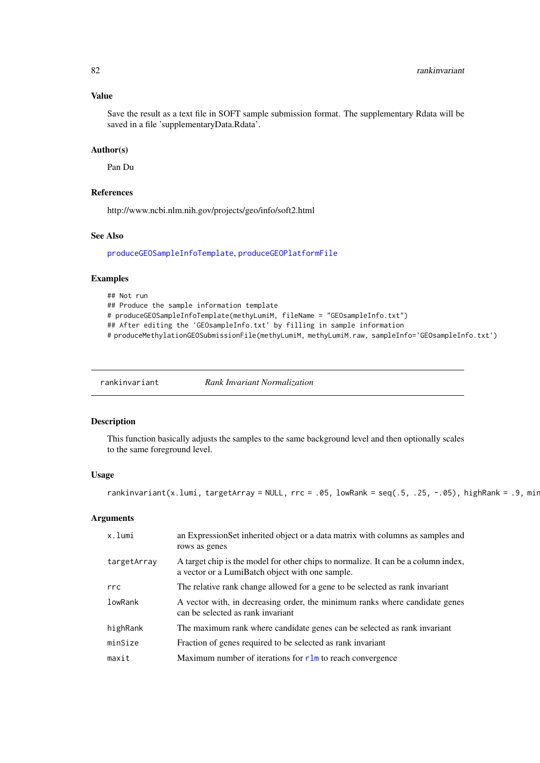## Value

Save the result as a text file in SOFT sample submission format. The supplementary Rdata will be saved in a file 'supplementaryData.Rdata'.

## Author(s)

Pan Du

## References

http://www.ncbi.nlm.nih.gov/projects/geo/info/soft2.html

## See Also

produceGEOSampleInfoTemplate, produceGEOPlatformFile

## Examples

```
## Not run
## Produce the sample information template
# produceGEOSampleInfoTemplate(methyLumiM, fileName = "GEOsampleInfo.txt")
## After editing the 'GEOsampleInfo.txt' by filling in sample information
# produceMethylationGEOSubmissionFile(methyLumiM, methyLumiM.raw, sampleInfo='GEOsampleInfo.txt')
```

---

# rankinvariant *Rank Invariant Normalization*

## Description

This function basically adjusts the samples to the same background level and then optionally scales to the same foreground level.

## Usage

```
rankinvariant(x.lumi, targetArray = NULL, rrc = .05, lowRank = seq(.5, .25, -.05), highRank = .9, min
```

## Arguments

| | |
|---|---|
| x.lumi | an ExpressionSet inherited object or a data matrix with columns as samples and rows as genes |
| targetArray | A target chip is the model for other chips to normalize. It can be a column index, a vector or a LumiBatch object with one sample. |
| rrc | The relative rank change allowed for a gene to be selected as rank invariant |
| lowRank | A vector with, in decreasing order, the minimum ranks where candidate genes can be selected as rank invariant |
| highRank | The maximum rank where candidate genes can be selected as rank invariant |
| minSize | Fraction of genes required to be selected as rank invariant |
| maxit | Maximum number of iterations for rlm to reach convergence |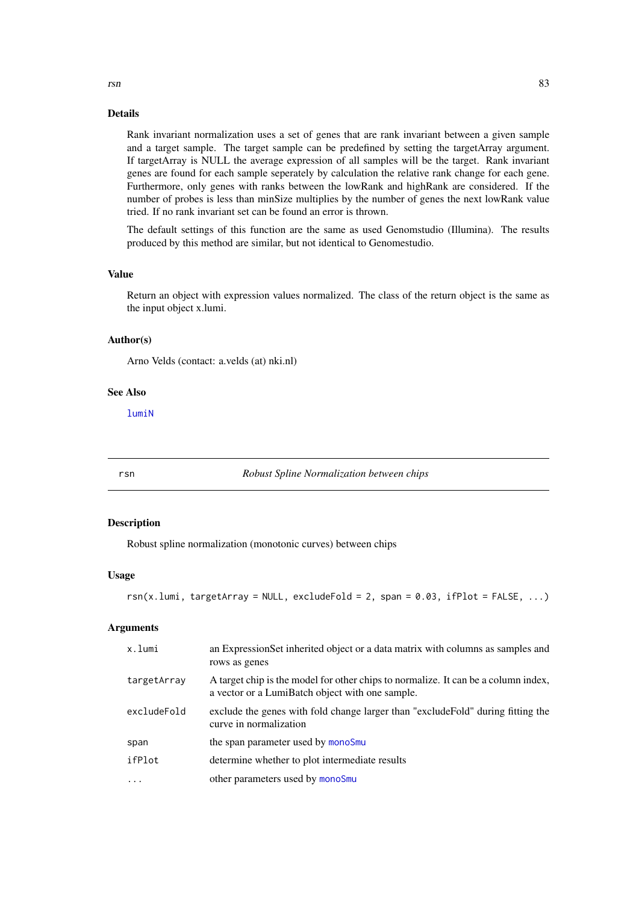## Details

Rank invariant normalization uses a set of genes that are rank invariant between a given sample and a target sample. The target sample can be predefined by setting the targetArray argument. If targetArray is NULL the average expression of all samples will be the target. Rank invariant genes are found for each sample seperately by calculation the relative rank change for each gene. Furthermore, only genes with ranks between the lowRank and highRank are considered. If the number of probes is less than minSize multiplies by the number of genes the next lowRank value tried. If no rank invariant set can be found an error is thrown.

The default settings of this function are the same as used Genomstudio (Illumina). The results produced by this method are similar, but not identical to Genomestudio.

## Value

Return an object with expression values normalized. The class of the return object is the same as the input object x.lumi.

## Author(s)

Arno Velds (contact: a.velds (at) nki.nl)

## See Also

lumiN

---

# rsn — *Robust Spline Normalization between chips*

## Description

Robust spline normalization (monotonic curves) between chips

## Usage

```
rsn(x.lumi, targetArray = NULL, excludeFold = 2, span = 0.03, ifPlot = FALSE, ...)
```

## Arguments

| | |
|---|---|
| x.lumi | an ExpressionSet inherited object or a data matrix with columns as samples and rows as genes |
| targetArray | A target chip is the model for other chips to normalize. It can be a column index, a vector or a LumiBatch object with one sample. |
| excludeFold | exclude the genes with fold change larger than "excludeFold" during fitting the curve in normalization |
| span | the span parameter used by monoSmu |
| ifPlot | determine whether to plot intermediate results |
| ... | other parameters used by monoSmu |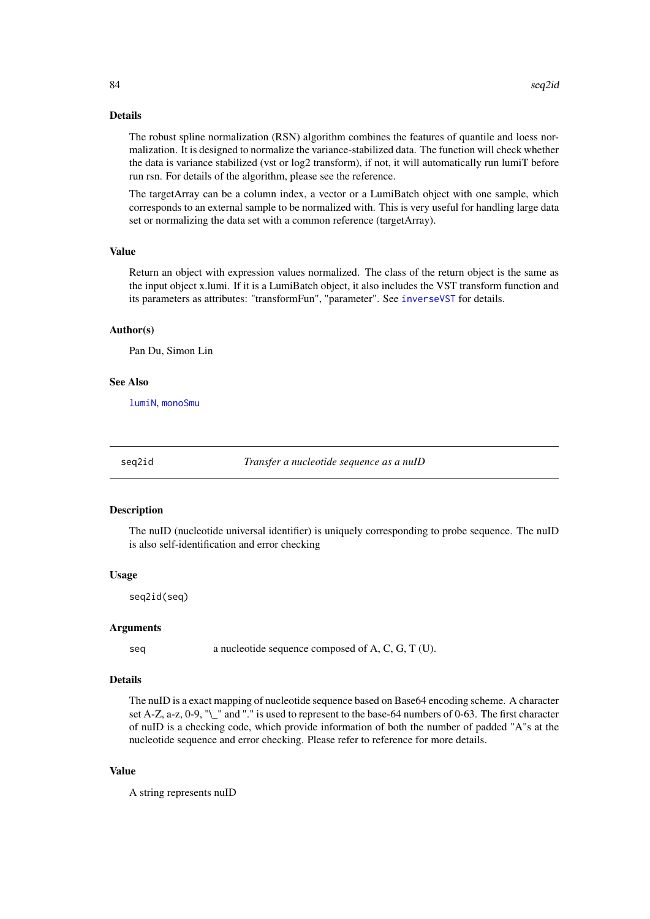### Details

The robust spline normalization (RSN) algorithm combines the features of quantile and loess normalization. It is designed to normalize the variance-stabilized data. The function will check whether the data is variance stabilized (vst or log2 transform), if not, it will automatically run lumiT before run rsn. For details of the algorithm, please see the reference.

The targetArray can be a column index, a vector or a LumiBatch object with one sample, which corresponds to an external sample to be normalized with. This is very useful for handling large data set or normalizing the data set with a common reference (targetArray).

### Value

Return an object with expression values normalized. The class of the return object is the same as the input object x.lumi. If it is a LumiBatch object, it also includes the VST transform function and its parameters as attributes: "transformFun", "parameter". See `inverseVST` for details.

### Author(s)

Pan Du, Simon Lin

### See Also

`lumiN`, `monoSmu`

---

## seq2id — *Transfer a nucleotide sequence as a nuID*

### Description

The nuID (nucleotide universal identifier) is uniquely corresponding to probe sequence. The nuID is also self-identification and error checking

### Usage

```
seq2id(seq)
```

### Arguments

| | |
|---|---|
| `seq` | a nucleotide sequence composed of A, C, G, T (U). |

### Details

The nuID is a exact mapping of nucleotide sequence based on Base64 encoding scheme. A character set A-Z, a-z, 0-9, "_" and "." is used to represent to the base-64 numbers of 0-63. The first character of nuID is a checking code, which provide information of both the number of padded "A"s at the nucleotide sequence and error checking. Please refer to reference for more details.

### Value

A string represents nuID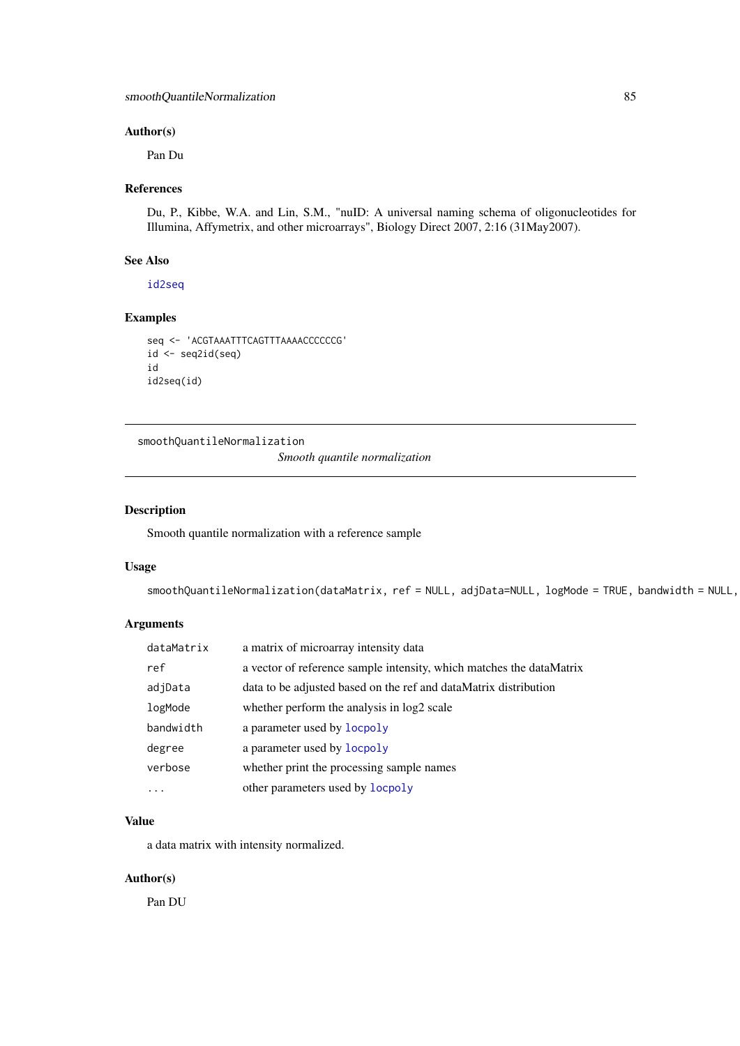## Author(s)

Pan Du

## References

Du, P., Kibbe, W.A. and Lin, S.M., "nuID: A universal naming schema of oligonucleotides for Illumina, Affymetrix, and other microarrays", Biology Direct 2007, 2:16 (31May2007).

## See Also

id2seq

## Examples

```
seq <- 'ACGTAAATTTCAGTTTAAAACCCCCCG'
id <- seq2id(seq)
id
id2seq(id)
```

---

# smoothQuantileNormalization

*Smooth quantile normalization*

## Description

Smooth quantile normalization with a reference sample

## Usage

```
smoothQuantileNormalization(dataMatrix, ref = NULL, adjData=NULL, logMode = TRUE, bandwidth = NULL,
```

## Arguments

| | |
|---|---|
| dataMatrix | a matrix of microarray intensity data |
| ref | a vector of reference sample intensity, which matches the dataMatrix |
| adjData | data to be adjusted based on the ref and dataMatrix distribution |
| logMode | whether perform the analysis in log2 scale |
| bandwidth | a parameter used by locpoly |
| degree | a parameter used by locpoly |
| verbose | whether print the processing sample names |
| ... | other parameters used by locpoly |

## Value

a data matrix with intensity normalized.

## Author(s)

Pan DU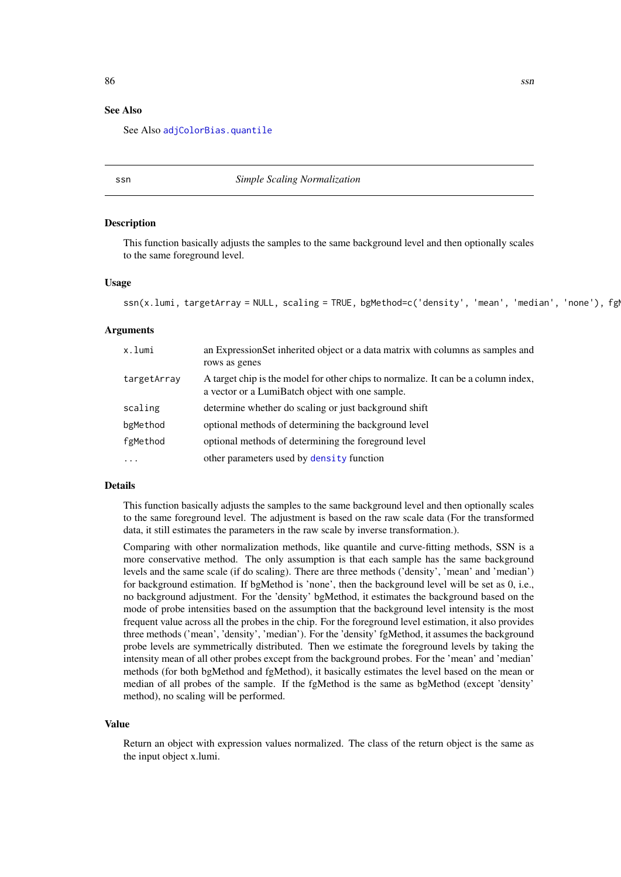## See Also

See Also adjColorBias.quantile

---

ssn *Simple Scaling Normalization*

---

### Description

This function basically adjusts the samples to the same background level and then optionally scales to the same foreground level.

### Usage

```
ssn(x.lumi, targetArray = NULL, scaling = TRUE, bgMethod=c('density', 'mean', 'median', 'none'), fgM
```

### Arguments

| | |
|---|---|
| x.lumi | an ExpressionSet inherited object or a data matrix with columns as samples and rows as genes |
| targetArray | A target chip is the model for other chips to normalize. It can be a column index, a vector or a LumiBatch object with one sample. |
| scaling | determine whether do scaling or just background shift |
| bgMethod | optional methods of determining the background level |
| fgMethod | optional methods of determining the foreground level |
| ... | other parameters used by density function |

### Details

This function basically adjusts the samples to the same background level and then optionally scales to the same foreground level. The adjustment is based on the raw scale data (For the transformed data, it still estimates the parameters in the raw scale by inverse transformation.).

Comparing with other normalization methods, like quantile and curve-fitting methods, SSN is a more conservative method. The only assumption is that each sample has the same background levels and the same scale (if do scaling). There are three methods ('density', 'mean' and 'median') for background estimation. If bgMethod is 'none', then the background level will be set as 0, i.e., no background adjustment. For the 'density' bgMethod, it estimates the background based on the mode of probe intensities based on the assumption that the background level intensity is the most frequent value across all the probes in the chip. For the foreground level estimation, it also provides three methods ('mean', 'density', 'median'). For the 'density' fgMethod, it assumes the background probe levels are symmetrically distributed. Then we estimate the foreground levels by taking the intensity mean of all other probes except from the background probes. For the 'mean' and 'median' methods (for both bgMethod and fgMethod), it basically estimates the level based on the mean or median of all probes of the sample. If the fgMethod is the same as bgMethod (except 'density' method), no scaling will be performed.

### Value

Return an object with expression values normalized. The class of the return object is the same as the input object x.lumi.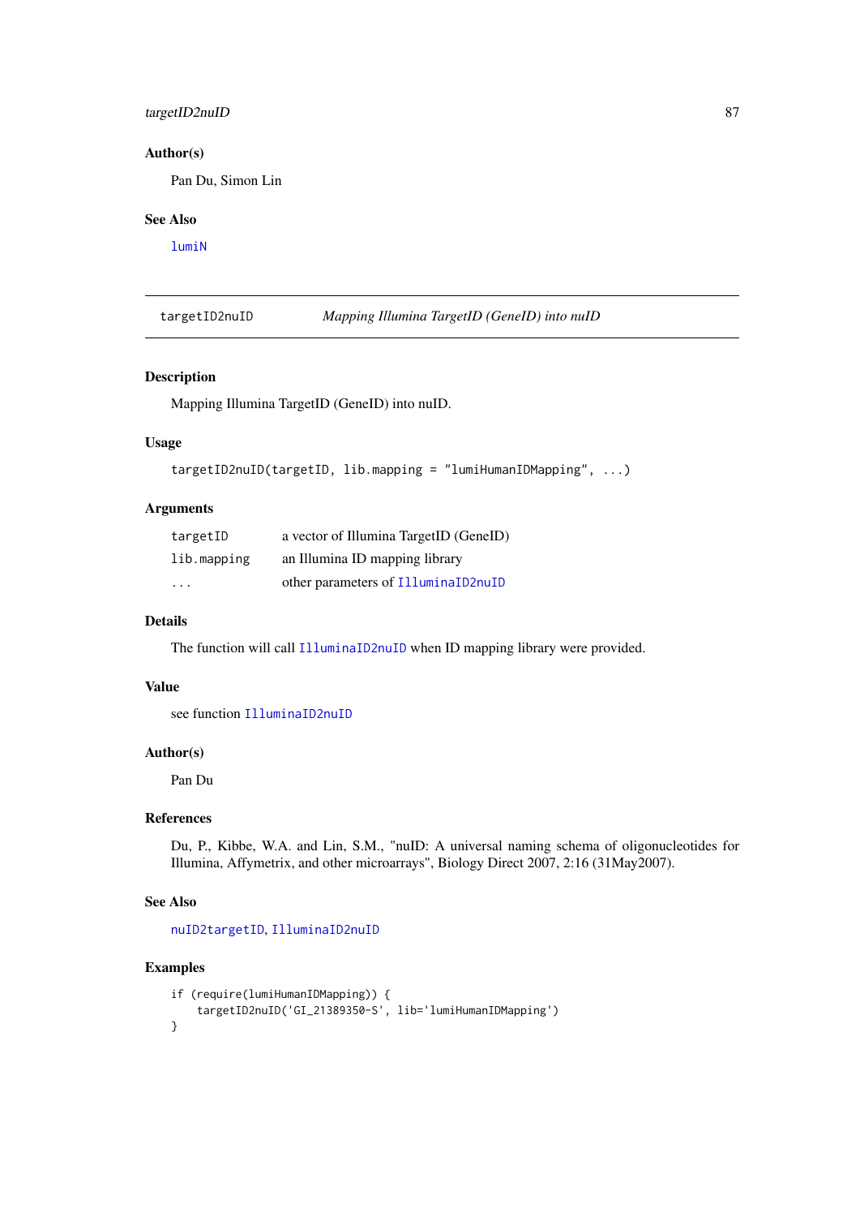## Author(s)

Pan Du, Simon Lin

## See Also

lumiN

---

targetID2nuID *Mapping Illumina TargetID (GeneID) into nuID*

---

## Description

Mapping Illumina TargetID (GeneID) into nuID.

## Usage

```
targetID2nuID(targetID, lib.mapping = "lumiHumanIDMapping", ...)
```

## Arguments

| | |
|---|---|
| targetID | a vector of Illumina TargetID (GeneID) |
| lib.mapping | an Illumina ID mapping library |
| ... | other parameters of IlluminaID2nuID |

## Details

The function will call IlluminaID2nuID when ID mapping library were provided.

## Value

see function IlluminaID2nuID

## Author(s)

Pan Du

## References

Du, P., Kibbe, W.A. and Lin, S.M., "nuID: A universal naming schema of oligonucleotides for Illumina, Affymetrix, and other microarrays", Biology Direct 2007, 2:16 (31May2007).

## See Also

nuID2targetID, IlluminaID2nuID

## Examples

```
if (require(lumiHumanIDMapping)) {
    targetID2nuID('GI_21389350-S', lib='lumiHumanIDMapping')
}
```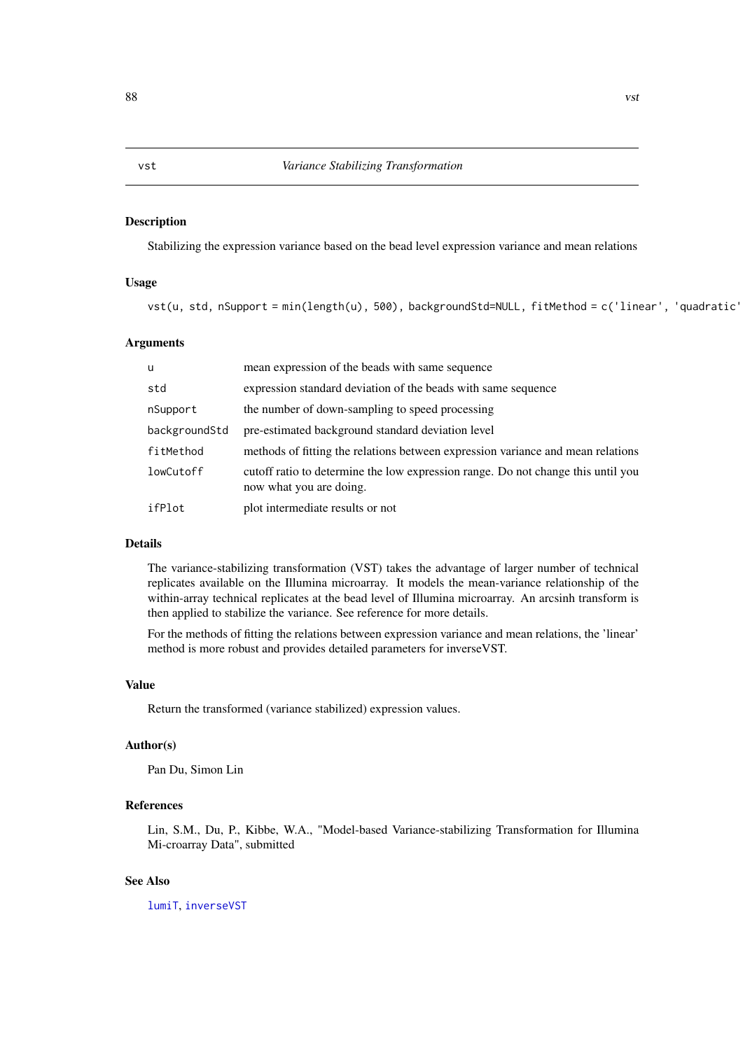## vst — *Variance Stabilizing Transformation*

### Description

Stabilizing the expression variance based on the bead level expression variance and mean relations

### Usage

```
vst(u, std, nSupport = min(length(u), 500), backgroundStd=NULL, fitMethod = c('linear', 'quadratic'
```

### Arguments

| | |
|---|---|
| `u` | mean expression of the beads with same sequence |
| `std` | expression standard deviation of the beads with same sequence |
| `nSupport` | the number of down-sampling to speed processing |
| `backgroundStd` | pre-estimated background standard deviation level |
| `fitMethod` | methods of fitting the relations between expression variance and mean relations |
| `lowCutoff` | cutoff ratio to determine the low expression range. Do not change this until you now what you are doing. |
| `ifPlot` | plot intermediate results or not |

### Details

The variance-stabilizing transformation (VST) takes the advantage of larger number of technical replicates available on the Illumina microarray. It models the mean-variance relationship of the within-array technical replicates at the bead level of Illumina microarray. An arcsinh transform is then applied to stabilize the variance. See reference for more details.

For the methods of fitting the relations between expression variance and mean relations, the 'linear' method is more robust and provides detailed parameters for inverseVST.

### Value

Return the transformed (variance stabilized) expression values.

### Author(s)

Pan Du, Simon Lin

### References

Lin, S.M., Du, P., Kibbe, W.A., "Model-based Variance-stabilizing Transformation for Illumina Mi-croarray Data", submitted

### See Also

`lumiT`, `inverseVST`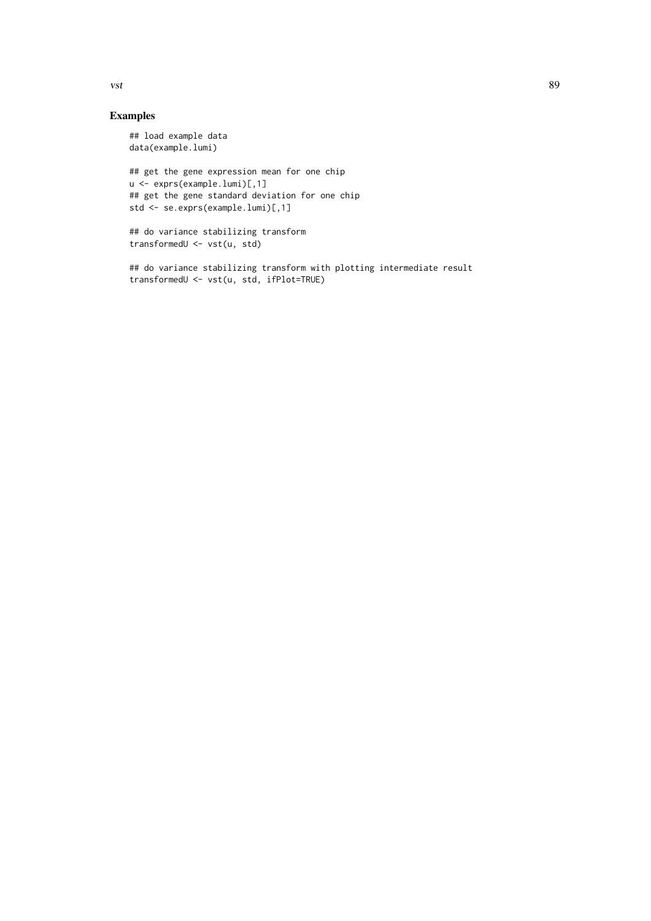## Examples

```
## load example data
data(example.lumi)

## get the gene expression mean for one chip
u <- exprs(example.lumi)[,1]
## get the gene standard deviation for one chip
std <- se.exprs(example.lumi)[,1]

## do variance stabilizing transform
transformedU <- vst(u, std)

## do variance stabilizing transform with plotting intermediate result
transformedU <- vst(u, std, ifPlot=TRUE)
```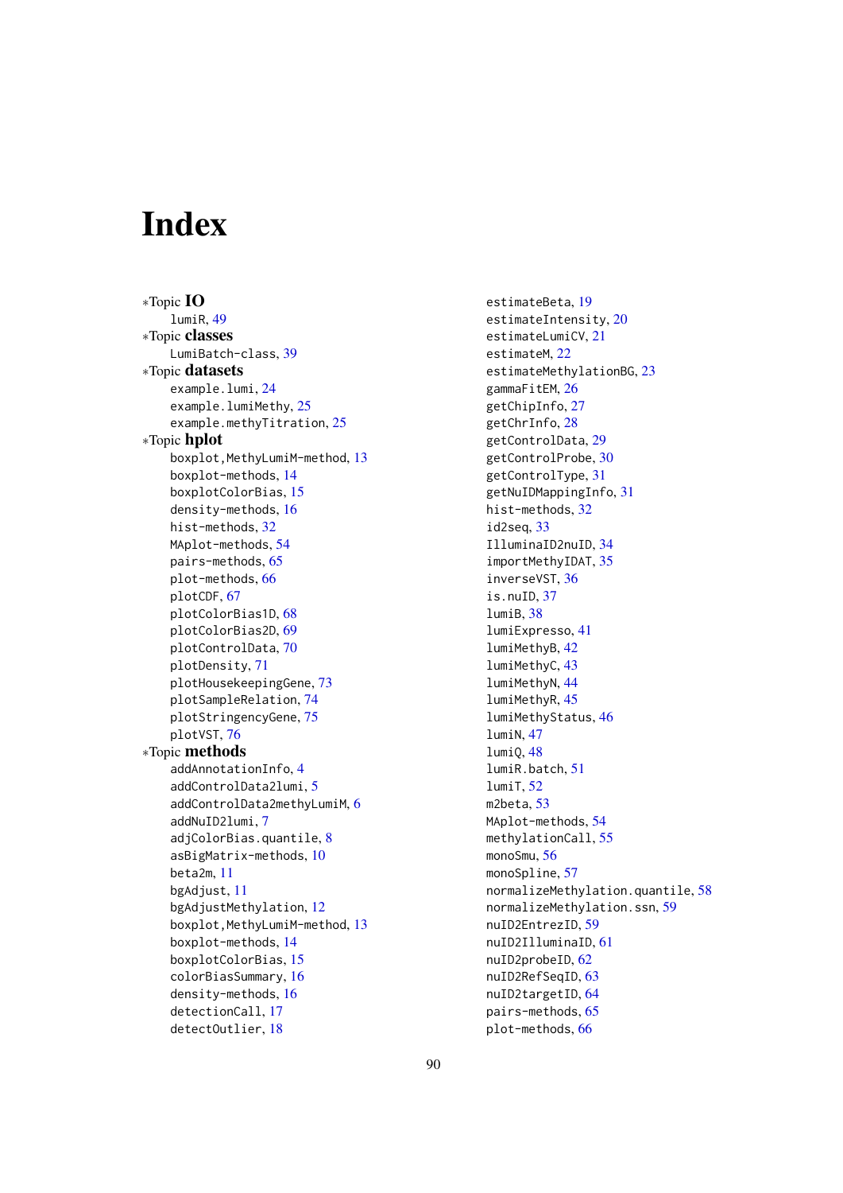# Index

*Topic **IO**
- lumiR, 49

*Topic **classes**
- LumiBatch-class, 39

*Topic **datasets**
- example.lumi, 24
- example.lumiMethy, 25
- example.methyTitration, 25

*Topic **hplot**
- boxplot,MethyLumiM-method, 13
- boxplot-methods, 14
- boxplotColorBias, 15
- density-methods, 16
- hist-methods, 32
- MAplot-methods, 54
- pairs-methods, 65
- plot-methods, 66
- plotCDF, 67
- plotColorBias1D, 68
- plotColorBias2D, 69
- plotControlData, 70
- plotDensity, 71
- plotHousekeepingGene, 73
- plotSampleRelation, 74
- plotStringencyGene, 75
- plotVST, 76

*Topic **methods**
- addAnnotationInfo, 4
- addControlData2lumi, 5
- addControlData2methyLumiM, 6
- addNuID2lumi, 7
- adjColorBias.quantile, 8
- asBigMatrix-methods, 10
- beta2m, 11
- bgAdjust, 11
- bgAdjustMethylation, 12
- boxplot,MethyLumiM-method, 13
- boxplot-methods, 14
- boxplotColorBias, 15
- colorBiasSummary, 16
- density-methods, 16
- detectionCall, 17
- detectOutlier, 18
- estimateBeta, 19
- estimateIntensity, 20
- estimateLumiCV, 21
- estimateM, 22
- estimateMethylationBG, 23
- gammaFitEM, 26
- getChipInfo, 27
- getChrInfo, 28
- getControlData, 29
- getControlProbe, 30
- getControlType, 31
- getNuIDMappingInfo, 31
- hist-methods, 32
- id2seq, 33
- IlluminaID2nuID, 34
- importMethyIDAT, 35
- inverseVST, 36
- is.nuID, 37
- lumiB, 38
- lumiExpresso, 41
- lumiMethyB, 42
- lumiMethyC, 43
- lumiMethyN, 44
- lumiMethyR, 45
- lumiMethyStatus, 46
- lumiN, 47
- lumiQ, 48
- lumiR.batch, 51
- lumiT, 52
- m2beta, 53
- MAplot-methods, 54
- methylationCall, 55
- monoSmu, 56
- monoSpline, 57
- normalizeMethylation.quantile, 58
- normalizeMethylation.ssn, 59
- nuID2EntrezID, 59
- nuID2IlluminaID, 61
- nuID2probeID, 62
- nuID2RefSeqID, 63
- nuID2targetID, 64
- pairs-methods, 65
- plot-methods, 66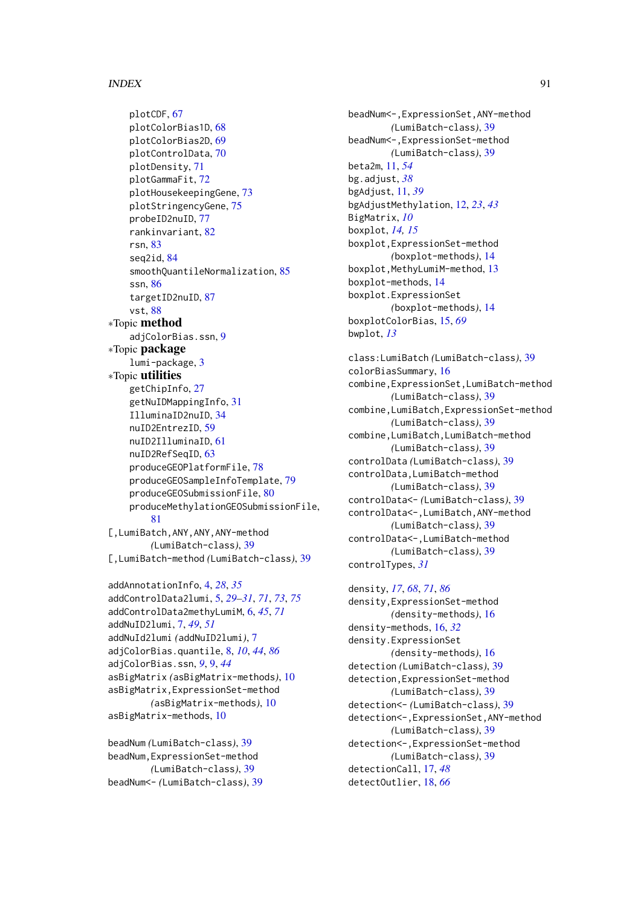plotCDF, 67
plotColorBias1D, 68
plotColorBias2D, 69
plotControlData, 70
plotDensity, 71
plotGammaFit, 72
plotHousekeepingGene, 73
plotStringencyGene, 75
probeID2nuID, 77
rankinvariant, 82
rsn, 83
seq2id, 84
smoothQuantileNormalization, 85
ssn, 86
targetID2nuID, 87
vst, 88

*Topic **method**
adjColorBias.ssn, 9

*Topic **package**
lumi-package, 3

*Topic **utilities**
getChipInfo, 27
getNuIDMappingInfo, 31
IlluminaID2nuID, 34
nuID2EntrezID, 59
nuID2IlluminaID, 61
nuID2RefSeqID, 63
produceGEOPlatformFile, 78
produceGEOSampleInfoTemplate, 79
produceGEOSubmissionFile, 80
produceMethylationGEOSubmissionFile, 81

[,LumiBatch,ANY,ANY,ANY-method *(LumiBatch-class)*, 39
[,LumiBatch-method *(LumiBatch-class)*, 39

addAnnotationInfo, 4, *28*, *35*
addControlData2lumi, 5, *29–31*, *71*, *73*, *75*
addControlData2methyLumiM, 6, *45*, *71*
addNuID2lumi, 7, *49*, *51*
addNuId2lumi *(addNuID2lumi)*, 7
adjColorBias.quantile, 8, *10*, *44*, *86*
adjColorBias.ssn, *9*, 9, *44*
asBigMatrix *(asBigMatrix-methods)*, 10
asBigMatrix,ExpressionSet-method *(asBigMatrix-methods)*, 10
asBigMatrix-methods, 10

beadNum *(LumiBatch-class)*, 39
beadNum,ExpressionSet-method *(LumiBatch-class)*, 39
beadNum<- *(LumiBatch-class)*, 39
beadNum<-,ExpressionSet,ANY-method *(LumiBatch-class)*, 39
beadNum<-,ExpressionSet-method *(LumiBatch-class)*, 39
beta2m, 11, *54*
bg.adjust, *38*
bgAdjust, 11, *39*
bgAdjustMethylation, 12, *23*, *43*
BigMatrix, *10*
boxplot, *14*, *15*
boxplot,ExpressionSet-method *(boxplot-methods)*, 14
boxplot,MethyLumiM-method, 13
boxplot-methods, 14
boxplot.ExpressionSet *(boxplot-methods)*, 14
boxplotColorBias, 15, *69*
bwplot, *13*

class:LumiBatch *(LumiBatch-class)*, 39
colorBiasSummary, 16
combine,ExpressionSet,LumiBatch-method *(LumiBatch-class)*, 39
combine,LumiBatch,ExpressionSet-method *(LumiBatch-class)*, 39
combine,LumiBatch,LumiBatch-method *(LumiBatch-class)*, 39
controlData *(LumiBatch-class)*, 39
controlData,LumiBatch-method *(LumiBatch-class)*, 39
controlData<- *(LumiBatch-class)*, 39
controlData<-,LumiBatch,ANY-method *(LumiBatch-class)*, 39
controlData<-,LumiBatch-method *(LumiBatch-class)*, 39
controlTypes, *31*

density, *17*, *68*, *71*, *86*
density,ExpressionSet-method *(density-methods)*, 16
density-methods, 16, *32*
density.ExpressionSet *(density-methods)*, 16
detection *(LumiBatch-class)*, 39
detection,ExpressionSet-method *(LumiBatch-class)*, 39
detection<- *(LumiBatch-class)*, 39
detection<-,ExpressionSet,ANY-method *(LumiBatch-class)*, 39
detection<-,ExpressionSet-method *(LumiBatch-class)*, 39
detectionCall, 17, *48*
detectOutlier, 18, *66*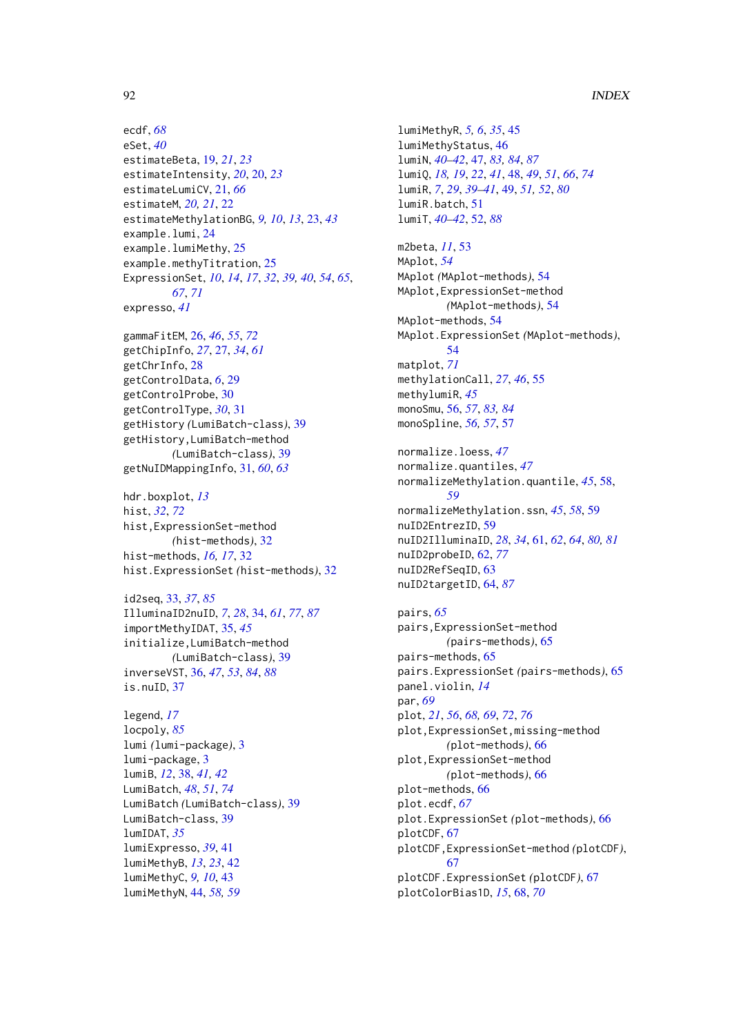ecdf, *68*
eSet, *40*
estimateBeta, 19, *21*, *23*
estimateIntensity, *20*, 20, *23*
estimateLumiCV, 21, *66*
estimateM, *20, 21*, 22
estimateMethylationBG, *9, 10*, *13*, 23, *43*
example.lumi, 24
example.lumiMethy, 25
example.methyTitration, 25
ExpressionSet, *10*, *14*, *17*, *32*, *39*, *40*, *54*, *65*, *67*, *71*
expresso, *41*

gammaFitEM, 26, *46*, *55*, *72*
getChipInfo, *27*, 27, *34*, *61*
getChrInfo, 28
getControlData, *6*, 29
getControlProbe, 30
getControlType, *30*, 31
getHistory *(LumiBatch-class)*, 39
getHistory,LumiBatch-method *(LumiBatch-class)*, 39
getNuIDMappingInfo, 31, *60*, *63*

hdr.boxplot, *13*
hist, *32*, *72*
hist,ExpressionSet-method *(hist-methods)*, 32
hist-methods, *16, 17*, 32
hist.ExpressionSet *(hist-methods)*, 32

id2seq, 33, *37*, *85*
IlluminaID2nuID, *7*, *28*, 34, *61*, *77*, *87*
importMethyIDAT, 35, *45*
initialize,LumiBatch-method *(LumiBatch-class)*, 39
inverseVST, 36, *47*, *53*, *84*, *88*
is.nuID, 37

legend, *17*
locpoly, *85*
lumi *(lumi-package)*, 3
lumi-package, 3
lumiB, *12*, 38, *41, 42*
LumiBatch, *48*, *51*, *74*
LumiBatch *(LumiBatch-class)*, 39
LumiBatch-class, 39
lumIDAT, *35*
lumiExpresso, *39*, 41
lumiMethyB, *13*, *23*, 42
lumiMethyC, *9, 10*, 43
lumiMethyN, 44, *58, 59*
lumiMethyR, *5, 6*, *35*, 45
lumiMethyStatus, 46
lumiN, *40–42*, 47, *83, 84*, *87*
lumiQ, *18, 19*, *22*, *41*, 48, *49*, *51*, *66*, *74*
lumiR, *7*, *29*, *39–41*, 49, *51, 52*, *80*
lumiR.batch, 51
lumiT, *40–42*, 52, *88*

m2beta, *11*, 53
MAplot, *54*
MAplot *(MAplot-methods)*, 54
MAplot,ExpressionSet-method *(MAplot-methods)*, 54
MAplot-methods, 54
MAplot.ExpressionSet *(MAplot-methods)*, 54
matplot, *71*
methylationCall, *27*, *46*, 55
methylumiR, *45*
monoSmu, 56, *57*, *83, 84*
monoSpline, *56, 57*, 57

normalize.loess, *47*
normalize.quantiles, *47*
normalizeMethylation.quantile, *45*, 58, *59*
normalizeMethylation.ssn, *45*, *58*, 59
nuID2EntrezID, 59
nuID2IlluminaID, *28*, *34*, 61, *62*, *64*, *80, 81*
nuID2probeID, 62, *77*
nuID2RefSeqID, 63
nuID2targetID, 64, *87*

pairs, *65*
pairs,ExpressionSet-method *(pairs-methods)*, 65
pairs-methods, 65
pairs.ExpressionSet *(pairs-methods)*, 65
panel.violin, *14*
par, *69*
plot, *21*, *56*, *68, 69*, *72*, *76*
plot,ExpressionSet,missing-method *(plot-methods)*, 66
plot,ExpressionSet-method *(plot-methods)*, 66
plot-methods, 66
plot.ecdf, *67*
plot.ExpressionSet *(plot-methods)*, 66
plotCDF, 67
plotCDF,ExpressionSet-method *(plotCDF)*, 67
plotCDF.ExpressionSet *(plotCDF)*, 67
plotColorBias1D, *15*, 68, *70*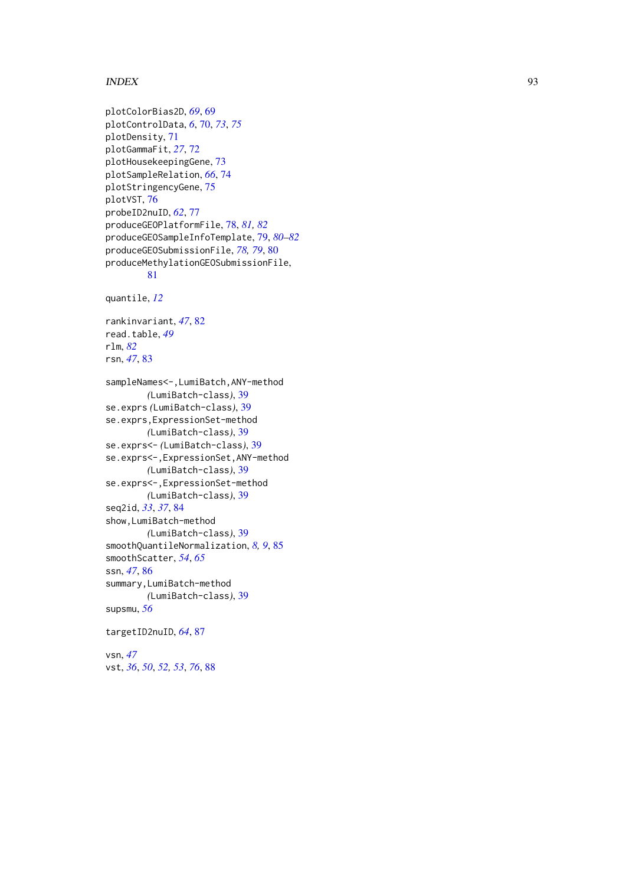plotColorBias2D, *69*, 69
plotControlData, *6*, 70, *73*, *75*
plotDensity, 71
plotGammaFit, *27*, 72
plotHousekeepingGene, 73
plotSampleRelation, *66*, 74
plotStringencyGene, 75
plotVST, 76
probeID2nuID, *62*, 77
produceGEOPlatformFile, 78, *81, 82*
produceGEOSampleInfoTemplate, 79, *80–82*
produceGEOSubmissionFile, *78, 79*, 80
produceMethylationGEOSubmissionFile,
        81

quantile, *12*

rankinvariant, *47*, 82
read.table, *49*
rlm, *82*
rsn, *47*, 83

sampleNames<-,LumiBatch,ANY-method
        *(*LumiBatch-class*)*, 39
se.exprs *(*LumiBatch-class*)*, 39
se.exprs,ExpressionSet-method
        *(*LumiBatch-class*)*, 39
se.exprs<- *(*LumiBatch-class*)*, 39
se.exprs<-,ExpressionSet,ANY-method
        *(*LumiBatch-class*)*, 39
se.exprs<-,ExpressionSet-method
        *(*LumiBatch-class*)*, 39
seq2id, *33*, *37*, 84
show,LumiBatch-method
        *(*LumiBatch-class*)*, 39
smoothQuantileNormalization, *8, 9*, 85
smoothScatter, *54*, *65*
ssn, *47*, 86
summary,LumiBatch-method
        *(*LumiBatch-class*)*, 39
supsmu, *56*

targetID2nuID, *64*, 87

vsn, *47*
vst, *36*, *50*, *52, 53*, *76*, 88